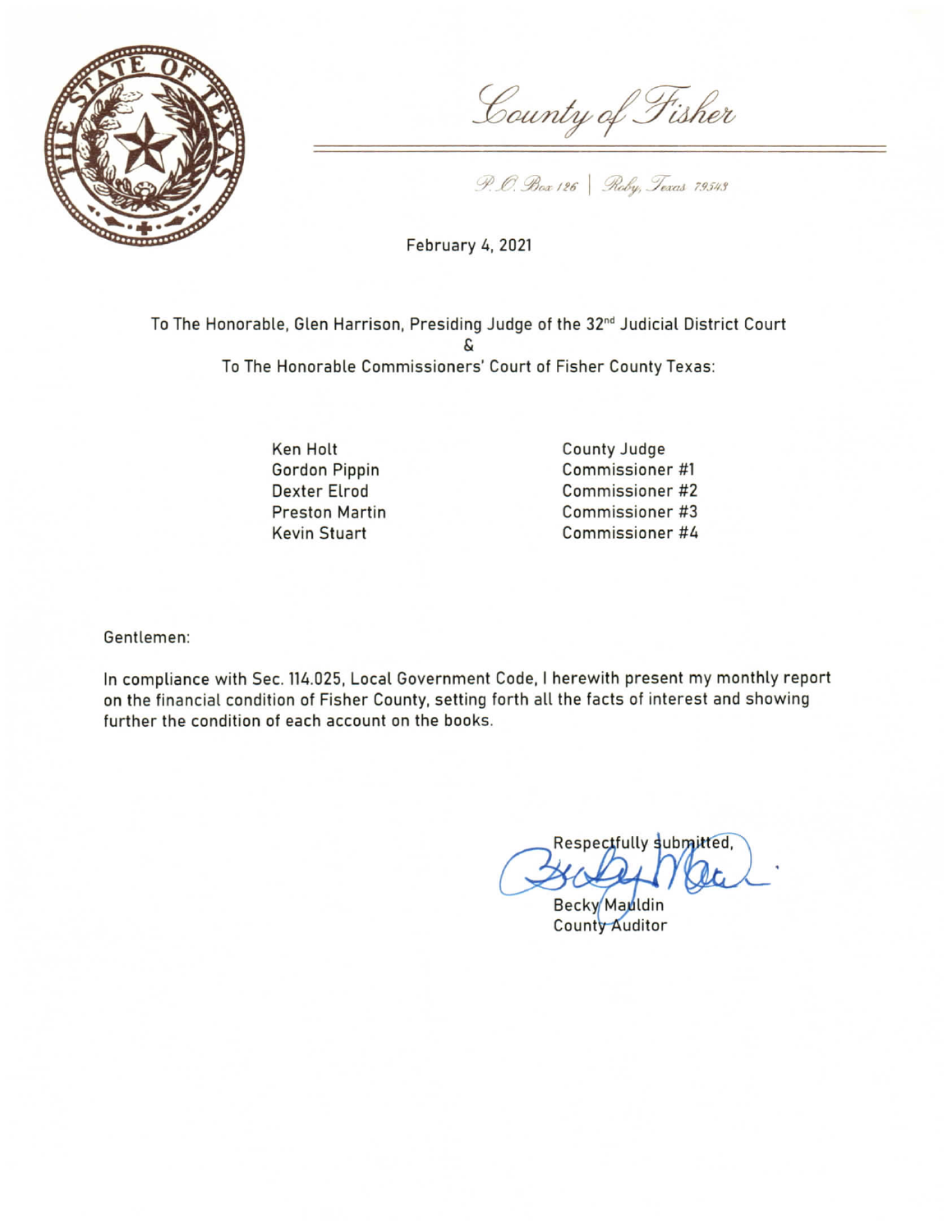# County of Fisher

P.O. Box 126 | Roby, Texas 79543

February 4, 2021

To The Honorable, Glen Harrison, Presiding Judge of the 32nd Judicial District Court
&
To The Honorable Commissioners' Court of Fisher County Texas:

| | |
|---|---|
| Ken Holt | County Judge |
| Gordon Pippin | Commissioner #1 |
| Dexter Elrod | Commissioner #2 |
| Preston Martin | Commissioner #3 |
| Kevin Stuart | Commissioner #4 |

Gentlemen:

In compliance with Sec. 114.025, Local Government Code, I herewith present my monthly report on the financial condition of Fisher County, setting forth all the facts of interest and showing further the condition of each account on the books.

Respectfully submitted,

Becky Mauldin
County Auditor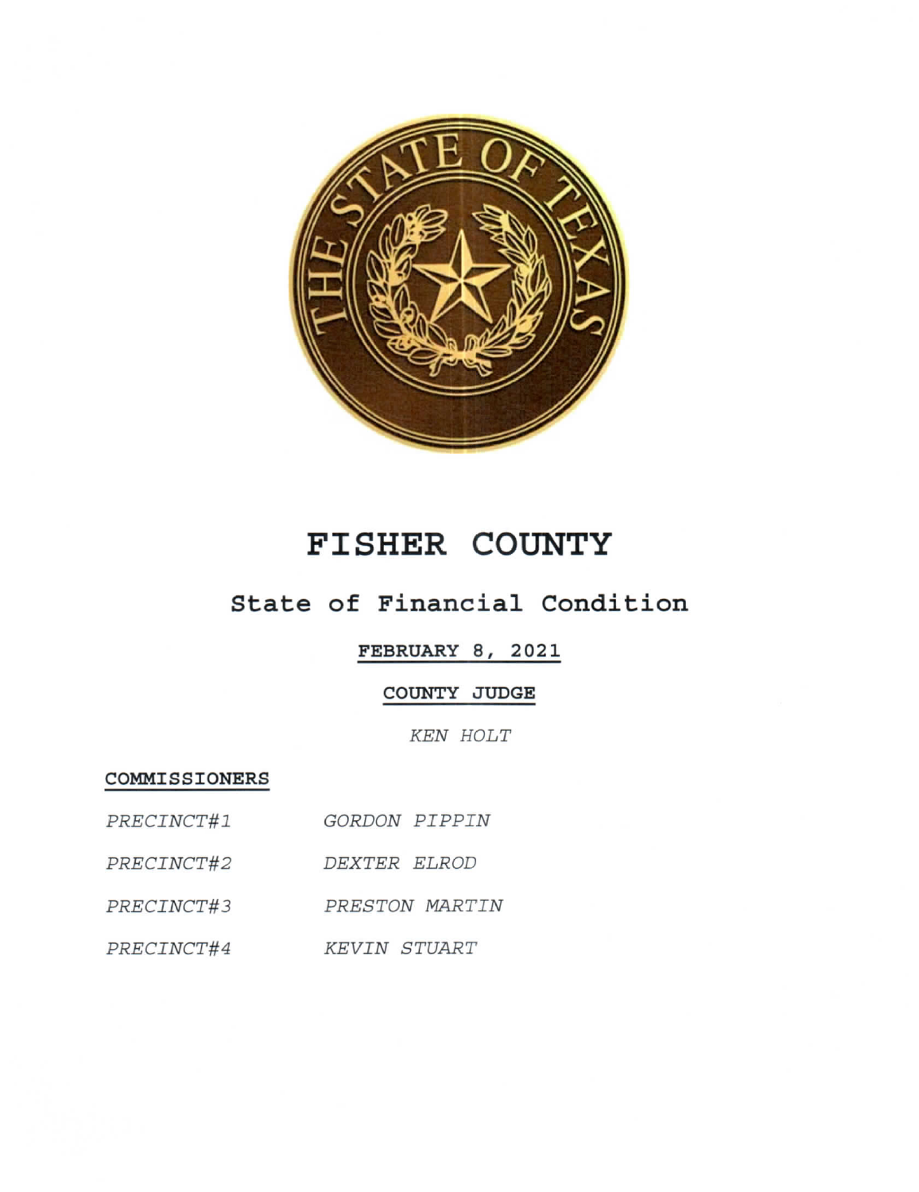# FISHER COUNTY

## State of Financial Condition

**FEBRUARY 8, 2021**

**COUNTY JUDGE**

*KEN HOLT*

**COMMISSIONERS**

| | |
|---|---|
| *PRECINCT#1* | *GORDON PIPPIN* |
| *PRECINCT#2* | *DEXTER ELROD* |
| *PRECINCT#3* | *PRESTON MARTIN* |
| *PRECINCT#4* | *KEVIN STUART* |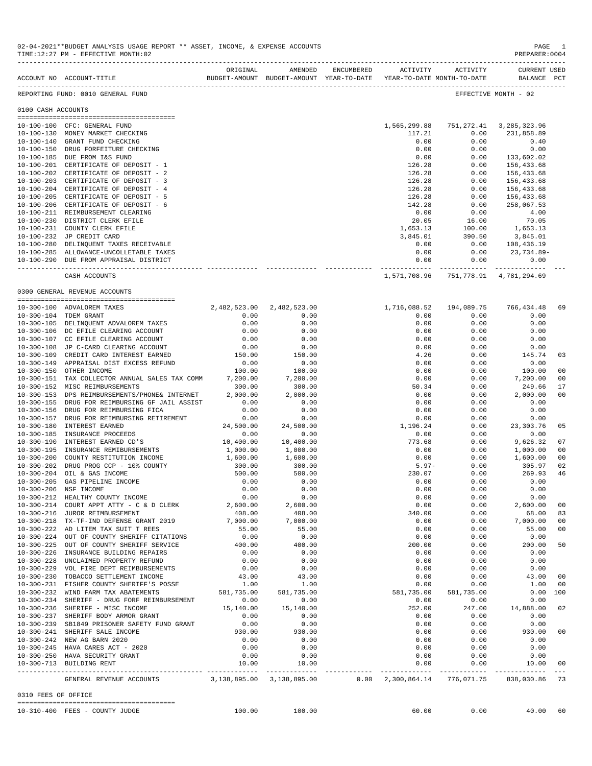02-04-2021**BUDGET ANALYSIS USAGE REPORT ** ASSET, INCOME, & EXPENSE ACCOUNTS
TIME:12:27 PM - EFFECTIVE MONTH:02

PREPARER:0004

REPORTING FUND: 0010 GENERAL FUND — EFFECTIVE MONTH - 02

## 0100 CASH ACCOUNTS

| ACCOUNT NO | ACCOUNT-TITLE | ORIGINAL BUDGET-AMOUNT | AMENDED BUDGET-AMOUNT | ENCUMBERED YEAR-TO-DATE | ACTIVITY YEAR-TO-DATE | ACTIVITY MONTH-TO-DATE | CURRENT BALANCE | USED PCT |
|---|---|---|---|---|---|---|---|---|
| 10-100-100 | CFC: GENERAL FUND | | | | 1,565,299.88 | 751,272.41 | 3,285,323.96 | |
| 10-100-130 | MONEY MARKET CHECKING | | | | 117.21 | 0.00 | 231,858.89 | |
| 10-100-140 | GRANT FUND CHECKING | | | | 0.00 | 0.00 | 0.40 | |
| 10-100-150 | DRUG FORFEITURE CHECKING | | | | 0.00 | 0.00 | 0.00 | |
| 10-100-185 | DUE FROM I&S FUND | | | | 0.00 | 0.00 | 133,602.02 | |
| 10-100-201 | CERTIFICATE OF DEPOSIT - 1 | | | | 126.28 | 0.00 | 156,433.68 | |
| 10-100-202 | CERTIFICATE OF DEPOSIT - 2 | | | | 126.28 | 0.00 | 156,433.68 | |
| 10-100-203 | CERTIFICATE OF DEPOSIT - 3 | | | | 126.28 | 0.00 | 156,433.68 | |
| 10-100-204 | CERTIFICATE OF DEPOSIT - 4 | | | | 126.28 | 0.00 | 156,433.68 | |
| 10-100-205 | CERTIFICATE OF DEPOSIT - 5 | | | | 126.28 | 0.00 | 156,433.68 | |
| 10-100-206 | CERTIFICATE OF DEPOSIT - 6 | | | | 142.28 | 0.00 | 258,067.53 | |
| 10-100-211 | REIMBURSEMENT CLEARING | | | | 0.00 | 0.00 | 4.00 | |
| 10-100-230 | DISTRICT CLERK EFILE | | | | 20.05 | 16.00 | 70.05 | |
| 10-100-231 | COUNTY CLERK EFILE | | | | 1,653.13 | 100.00 | 1,653.13 | |
| 10-100-232 | JP CREDIT CARD | | | | 3,845.01 | 390.50 | 3,845.01 | |
| 10-100-280 | DELINQUENT TAXES RECEIVABLE | | | | 0.00 | 0.00 | 108,436.19 | |
| 10-100-285 | ALLOWANCE-UNCOLLETABLE TAXES | | | | 0.00 | 0.00 | 23,734.89- | |
| 10-100-290 | DUE FROM APPRAISAL DISTRICT | | | | 0.00 | 0.00 | 0.00 | |
| | CASH ACCOUNTS | | | | 1,571,708.96 | 751,778.91 | 4,781,294.69 | |

## 0300 GENERAL REVENUE ACCOUNTS

| ACCOUNT NO | ACCOUNT-TITLE | ORIGINAL BUDGET-AMOUNT | AMENDED BUDGET-AMOUNT | ENCUMBERED YEAR-TO-DATE | ACTIVITY YEAR-TO-DATE | ACTIVITY MONTH-TO-DATE | CURRENT BALANCE | USED PCT |
|---|---|---|---|---|---|---|---|---|
| 10-300-100 | ADVALOREM TAXES | 2,482,523.00 | 2,482,523.00 | | 1,716,088.52 | 194,089.75 | 766,434.48 | 69 |
| 10-300-104 | TDEM GRANT | 0.00 | 0.00 | | 0.00 | 0.00 | 0.00 | |
| 10-300-105 | DELINQUENT ADVALOREM TAXES | 0.00 | 0.00 | | 0.00 | 0.00 | 0.00 | |
| 10-300-106 | DC EFILE CLEARING ACCOUNT | 0.00 | 0.00 | | 0.00 | 0.00 | 0.00 | |
| 10-300-107 | CC EFILE CLEARING ACCOUNT | 0.00 | 0.00 | | 0.00 | 0.00 | 0.00 | |
| 10-300-108 | JP C-CARD CLEARING ACCOUNT | 0.00 | 0.00 | | 0.00 | 0.00 | 0.00 | |
| 10-300-109 | CREDIT CARD INTEREST EARNED | 150.00 | 150.00 | | 4.26 | 0.00 | 145.74 | 03 |
| 10-300-149 | APPRAISAL DIST EXCESS REFUND | 0.00 | 0.00 | | 0.00 | 0.00 | 0.00 | |
| 10-300-150 | OTHER INCOME | 100.00 | 100.00 | | 0.00 | 0.00 | 100.00 | 00 |
| 10-300-151 | TAX COLLECTOR ANNUAL SALES TAX COMM | 7,200.00 | 7,200.00 | | 0.00 | 0.00 | 7,200.00 | 00 |
| 10-300-152 | MISC REIMBURSEMENTS | 300.00 | 300.00 | | 50.34 | 0.00 | 249.66 | 17 |
| 10-300-153 | DPS REIMBURSEMENTS/PHONE& INTERNET | 2,000.00 | 2,000.00 | | 0.00 | 0.00 | 2,000.00 | 00 |
| 10-300-155 | DRUG FOR REIMBURSING GF JAIL ASSIST | 0.00 | 0.00 | | 0.00 | 0.00 | 0.00 | |
| 10-300-156 | DRUG FOR REIMBURSING FICA | 0.00 | 0.00 | | 0.00 | 0.00 | 0.00 | |
| 10-300-157 | DRUG FOR REIMBURSING RETIREMENT | 0.00 | 0.00 | | 0.00 | 0.00 | 0.00 | |
| 10-300-180 | INTEREST EARNED | 24,500.00 | 24,500.00 | | 1,196.24 | 0.00 | 23,303.76 | 05 |
| 10-300-185 | INSURANCE PROCEEDS | 0.00 | 0.00 | | 0.00 | 0.00 | 0.00 | |
| 10-300-190 | INTEREST EARNED CD'S | 10,400.00 | 10,400.00 | | 773.68 | 0.00 | 9,626.32 | 07 |
| 10-300-195 | INSURANCE REMIBURSEMENTS | 1,000.00 | 1,000.00 | | 0.00 | 0.00 | 1,000.00 | 00 |
| 10-300-200 | COUNTY RESTITUTION INCOME | 1,600.00 | 1,600.00 | | 0.00 | 0.00 | 1,600.00 | 00 |
| 10-300-202 | DRUG PROG CCP - 10% COUNTY | 300.00 | 300.00 | | 5.97- | 0.00 | 305.97 | 02 |
| 10-300-204 | OIL & GAS INCOME | 500.00 | 500.00 | | 230.07 | 0.00 | 269.93 | 46 |
| 10-300-205 | GAS PIPELINE INCOME | 0.00 | 0.00 | | 0.00 | 0.00 | 0.00 | |
| 10-300-206 | NSF INCOME | 0.00 | 0.00 | | 0.00 | 0.00 | 0.00 | |
| 10-300-212 | HEALTHY COUNTY INCOME | 0.00 | 0.00 | | 0.00 | 0.00 | 0.00 | |
| 10-300-214 | COURT APPT ATTY - C & D CLERK | 2,600.00 | 2,600.00 | | 0.00 | 0.00 | 2,600.00 | 00 |
| 10-300-216 | JUROR REIMBURSEMENT | 408.00 | 408.00 | | 340.00 | 0.00 | 68.00 | 83 |
| 10-300-218 | TX-TF-IND DEFENSE GRANT 2019 | 7,000.00 | 7,000.00 | | 0.00 | 0.00 | 7,000.00 | 00 |
| 10-300-222 | AD LITEM TAX SUIT T REES | 55.00 | 55.00 | | 0.00 | 0.00 | 55.00 | 00 |
| 10-300-224 | OUT OF COUNTY SHERIFF CITATIONS | 0.00 | 0.00 | | 0.00 | 0.00 | 0.00 | |
| 10-300-225 | OUT OF COUNTY SHERIFF SERVICE | 400.00 | 400.00 | | 200.00 | 0.00 | 200.00 | 50 |
| 10-300-226 | INSURANCE BUILDING REPAIRS | 0.00 | 0.00 | | 0.00 | 0.00 | 0.00 | |
| 10-300-228 | UNCLAIMED PROPERTY REFUND | 0.00 | 0.00 | | 0.00 | 0.00 | 0.00 | |
| 10-300-229 | VOL FIRE DEPT REIMBURSEMENTS | 0.00 | 0.00 | | 0.00 | 0.00 | 0.00 | |
| 10-300-230 | TOBACCO SETTLEMENT INCOME | 43.00 | 43.00 | | 0.00 | 0.00 | 43.00 | 00 |
| 10-300-231 | FISHER COUNTY SHERIFF'S POSSE | 1.00 | 1.00 | | 0.00 | 0.00 | 1.00 | 00 |
| 10-300-232 | WIND FARM TAX ABATEMENTS | 581,735.00 | 581,735.00 | | 581,735.00 | 581,735.00 | 0.00 | 100 |
| 10-300-234 | SHERIFF - DRUG FORF REIMBURSEMENT | 0.00 | 0.00 | | 0.00 | 0.00 | 0.00 | |
| 10-300-236 | SHERIFF - MISC INCOME | 15,140.00 | 15,140.00 | | 252.00 | 247.00 | 14,888.00 | 02 |
| 10-300-237 | SHERIFF BODY ARMOR GRANT | 0.00 | 0.00 | | 0.00 | 0.00 | 0.00 | |
| 10-300-239 | SB1849 PRISONER SAFETY FUND GRANT | 0.00 | 0.00 | | 0.00 | 0.00 | 0.00 | |
| 10-300-241 | SHERIFF SALE INCOME | 930.00 | 930.00 | | 0.00 | 0.00 | 930.00 | 00 |
| 10-300-242 | NEW AG BARN 2020 | 0.00 | 0.00 | | 0.00 | 0.00 | 0.00 | |
| 10-300-245 | HAVA CARES ACT - 2020 | 0.00 | 0.00 | | 0.00 | 0.00 | 0.00 | |
| 10-300-250 | HAVA SECURITY GRANT | 0.00 | 0.00 | | 0.00 | 0.00 | 0.00 | |
| 10-300-713 | BUILDING RENT | 10.00 | 10.00 | | 0.00 | 0.00 | 10.00 | 00 |
| | GENERAL REVENUE ACCOUNTS | 3,138,895.00 | 3,138,895.00 | 0.00 | 2,300,864.14 | 776,071.75 | 838,030.86 | 73 |

## 0310 FEES OF OFFICE

| ACCOUNT NO | ACCOUNT-TITLE | ORIGINAL BUDGET-AMOUNT | AMENDED BUDGET-AMOUNT | ENCUMBERED YEAR-TO-DATE | ACTIVITY YEAR-TO-DATE | ACTIVITY MONTH-TO-DATE | CURRENT BALANCE | USED PCT |
|---|---|---|---|---|---|---|---|---|
| 10-310-400 | FEES - COUNTY JUDGE | 100.00 | 100.00 | | 60.00 | 0.00 | 40.00 | 60 |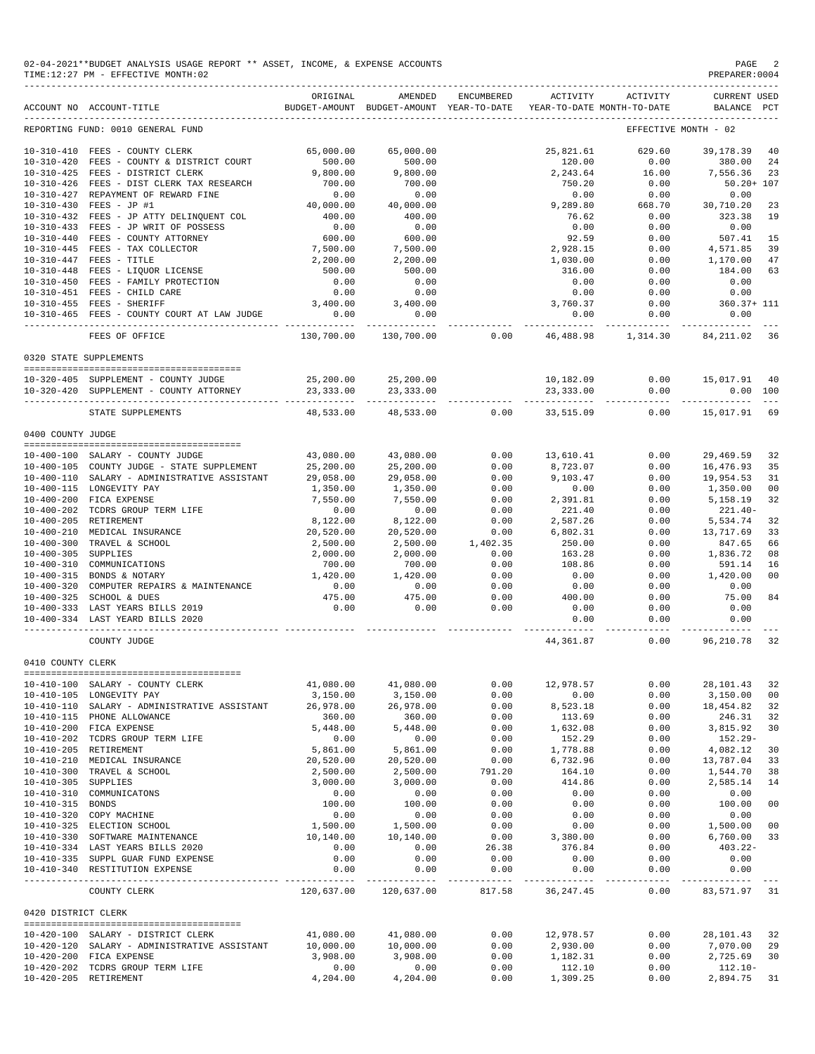02-04-2021**BUDGET ANALYSIS USAGE REPORT ** ASSET, INCOME, & EXPENSE ACCOUNTS
TIME:12:27 PM - EFFECTIVE MONTH:02
PREPARER:0004

| ACCOUNT NO | ACCOUNT-TITLE | ORIGINAL BUDGET-AMOUNT | AMENDED BUDGET-AMOUNT | ENCUMBERED YEAR-TO-DATE | ACTIVITY YEAR-TO-DATE | ACTIVITY MONTH-TO-DATE | CURRENT USED BALANCE | PCT |
|---|---|---|---|---|---|---|---|---|
| REPORTING FUND: 0010 GENERAL FUND | | | | | | EFFECTIVE MONTH - 02 | | |
| 10-310-410 | FEES - COUNTY CLERK | 65,000.00 | 65,000.00 | | 25,821.61 | 629.60 | 39,178.39 | 40 |
| 10-310-420 | FEES - COUNTY & DISTRICT COURT | 500.00 | 500.00 | | 120.00 | 0.00 | 380.00 | 24 |
| 10-310-425 | FEES - DISTRICT CLERK | 9,800.00 | 9,800.00 | | 2,243.64 | 16.00 | 7,556.36 | 23 |
| 10-310-426 | FEES - DIST CLERK TAX RESEARCH | 700.00 | 700.00 | | 750.20 | 0.00 | 50.20+ | 107 |
| 10-310-427 | REPAYMENT OF REWARD FINE | 0.00 | 0.00 | | 0.00 | 0.00 | 0.00 | |
| 10-310-430 | FEES - JP #1 | 40,000.00 | 40,000.00 | | 9,289.80 | 668.70 | 30,710.20 | 23 |
| 10-310-432 | FEES - JP ATTY DELINQUENT COL | 400.00 | 400.00 | | 76.62 | 0.00 | 323.38 | 19 |
| 10-310-433 | FEES - JP WRIT OF POSSESS | 0.00 | 0.00 | | 0.00 | 0.00 | 0.00 | |
| 10-310-440 | FEES - COUNTY ATTORNEY | 600.00 | 600.00 | | 92.59 | 0.00 | 507.41 | 15 |
| 10-310-445 | FEES - TAX COLLECTOR | 7,500.00 | 7,500.00 | | 2,928.15 | 0.00 | 4,571.85 | 39 |
| 10-310-447 | FEES - TITLE | 2,200.00 | 2,200.00 | | 1,030.00 | 0.00 | 1,170.00 | 47 |
| 10-310-448 | FEES - LIQUOR LICENSE | 500.00 | 500.00 | | 316.00 | 0.00 | 184.00 | 63 |
| 10-310-450 | FEES - FAMILY PROTECTION | 0.00 | 0.00 | | 0.00 | 0.00 | 0.00 | |
| 10-310-451 | FEES - CHILD CARE | 0.00 | 0.00 | | 0.00 | 0.00 | 0.00 | |
| 10-310-455 | FEES - SHERIFF | 3,400.00 | 3,400.00 | | 3,760.37 | 0.00 | 360.37+ | 111 |
| 10-310-465 | FEES - COUNTY COURT AT LAW JUDGE | 0.00 | 0.00 | | 0.00 | 0.00 | 0.00 | |
| | FEES OF OFFICE | 130,700.00 | 130,700.00 | 0.00 | 46,488.98 | 1,314.30 | 84,211.02 | 36 |
| 0320 STATE SUPPLEMENTS | | | | | | | | |
| 10-320-405 | SUPPLEMENT - COUNTY JUDGE | 25,200.00 | 25,200.00 | | 10,182.09 | 0.00 | 15,017.91 | 40 |
| 10-320-420 | SUPPLEMENT - COUNTY ATTORNEY | 23,333.00 | 23,333.00 | | 23,333.00 | 0.00 | 0.00 | 100 |
| | STATE SUPPLEMENTS | 48,533.00 | 48,533.00 | 0.00 | 33,515.09 | 0.00 | 15,017.91 | 69 |
| 0400 COUNTY JUDGE | | | | | | | | |
| 10-400-100 | SALARY - COUNTY JUDGE | 43,080.00 | 43,080.00 | 0.00 | 13,610.41 | 0.00 | 29,469.59 | 32 |
| 10-400-105 | COUNTY JUDGE - STATE SUPPLEMENT | 25,200.00 | 25,200.00 | 0.00 | 8,723.07 | 0.00 | 16,476.93 | 35 |
| 10-400-110 | SALARY - ADMINISTRATIVE ASSISTANT | 29,058.00 | 29,058.00 | 0.00 | 9,103.47 | 0.00 | 19,954.53 | 31 |
| 10-400-115 | LONGEVITY PAY | 1,350.00 | 1,350.00 | 0.00 | 0.00 | 0.00 | 1,350.00 | 00 |
| 10-400-200 | FICA EXPENSE | 7,550.00 | 7,550.00 | 0.00 | 2,391.81 | 0.00 | 5,158.19 | 32 |
| 10-400-202 | TCDRS GROUP TERM LIFE | 0.00 | 0.00 | 0.00 | 221.40 | 0.00 | 221.40- | |
| 10-400-205 | RETIREMENT | 8,122.00 | 8,122.00 | 0.00 | 2,587.26 | 0.00 | 5,534.74 | 32 |
| 10-400-210 | MEDICAL INSURANCE | 20,520.00 | 20,520.00 | 0.00 | 6,802.31 | 0.00 | 13,717.69 | 33 |
| 10-400-300 | TRAVEL & SCHOOL | 2,500.00 | 2,500.00 | 1,402.35 | 250.00 | 0.00 | 847.65 | 66 |
| 10-400-305 | SUPPLIES | 2,000.00 | 2,000.00 | 0.00 | 163.28 | 0.00 | 1,836.72 | 08 |
| 10-400-310 | COMMUNICATIONS | 700.00 | 700.00 | 0.00 | 108.86 | 0.00 | 591.14 | 16 |
| 10-400-315 | BONDS & NOTARY | 1,420.00 | 1,420.00 | 0.00 | 0.00 | 0.00 | 1,420.00 | 00 |
| 10-400-320 | COMPUTER REPAIRS & MAINTENANCE | 0.00 | 0.00 | 0.00 | 0.00 | 0.00 | 0.00 | |
| 10-400-325 | SCHOOL & DUES | 475.00 | 475.00 | 0.00 | 400.00 | 0.00 | 75.00 | 84 |
| 10-400-333 | LAST YEARS BILLS 2019 | 0.00 | 0.00 | 0.00 | 0.00 | 0.00 | 0.00 | |
| 10-400-334 | LAST YEARD BILLS 2020 | | | | 0.00 | 0.00 | 0.00 | |
| | COUNTY JUDGE | | | | 44,361.87 | 0.00 | 96,210.78 | 32 |
| 0410 COUNTY CLERK | | | | | | | | |
| 10-410-100 | SALARY - COUNTY CLERK | 41,080.00 | 41,080.00 | 0.00 | 12,978.57 | 0.00 | 28,101.43 | 32 |
| 10-410-105 | LONGEVITY PAY | 3,150.00 | 3,150.00 | 0.00 | 0.00 | 0.00 | 3,150.00 | 00 |
| 10-410-110 | SALARY - ADMINISTRATIVE ASSISTANT | 26,978.00 | 26,978.00 | 0.00 | 8,523.18 | 0.00 | 18,454.82 | 32 |
| 10-410-115 | PHONE ALLOWANCE | 360.00 | 360.00 | 0.00 | 113.69 | 0.00 | 246.31 | 32 |
| 10-410-200 | FICA EXPENSE | 5,448.00 | 5,448.00 | 0.00 | 1,632.08 | 0.00 | 3,815.92 | 30 |
| 10-410-202 | TCDRS GROUP TERM LIFE | 0.00 | 0.00 | 0.00 | 152.29 | 0.00 | 152.29- | |
| 10-410-205 | RETIREMENT | 5,861.00 | 5,861.00 | 0.00 | 1,778.88 | 0.00 | 4,082.12 | 30 |
| 10-410-210 | MEDICAL INSURANCE | 20,520.00 | 20,520.00 | 0.00 | 6,732.96 | 0.00 | 13,787.04 | 33 |
| 10-410-300 | TRAVEL & SCHOOL | 2,500.00 | 2,500.00 | 791.20 | 164.10 | 0.00 | 1,544.70 | 38 |
| 10-410-305 | SUPPLIES | 3,000.00 | 3,000.00 | 0.00 | 414.86 | 0.00 | 2,585.14 | 14 |
| 10-410-310 | COMMUNICATONS | 0.00 | 0.00 | 0.00 | 0.00 | 0.00 | 0.00 | |
| 10-410-315 | BONDS | 100.00 | 100.00 | 0.00 | 0.00 | 0.00 | 100.00 | 00 |
| 10-410-320 | COPY MACHINE | 0.00 | 0.00 | 0.00 | 0.00 | 0.00 | 0.00 | |
| 10-410-325 | ELECTION SCHOOL | 1,500.00 | 1,500.00 | 0.00 | 0.00 | 0.00 | 1,500.00 | 00 |
| 10-410-330 | SOFTWARE MAINTENANCE | 10,140.00 | 10,140.00 | 0.00 | 3,380.00 | 0.00 | 6,760.00 | 33 |
| 10-410-334 | LAST YEARS BILLS 2020 | 0.00 | 0.00 | 26.38 | 376.84 | 0.00 | 403.22- | |
| 10-410-335 | SUPPL GUAR FUND EXPENSE | 0.00 | 0.00 | 0.00 | 0.00 | 0.00 | 0.00 | |
| 10-410-340 | RESTITUTION EXPENSE | 0.00 | 0.00 | 0.00 | 0.00 | 0.00 | 0.00 | |
| | COUNTY CLERK | 120,637.00 | 120,637.00 | 817.58 | 36,247.45 | 0.00 | 83,571.97 | 31 |
| 0420 DISTRICT CLERK | | | | | | | | |
| 10-420-100 | SALARY - DISTRICT CLERK | 41,080.00 | 41,080.00 | 0.00 | 12,978.57 | 0.00 | 28,101.43 | 32 |
| 10-420-120 | SALARY - ADMINISTRATIVE ASSISTANT | 10,000.00 | 10,000.00 | 0.00 | 2,930.00 | 0.00 | 7,070.00 | 29 |
| 10-420-200 | FICA EXPENSE | 3,908.00 | 3,908.00 | 0.00 | 1,182.31 | 0.00 | 2,725.69 | 30 |
| 10-420-202 | TCDRS GROUP TERM LIFE | 0.00 | 0.00 | 0.00 | 112.10 | 0.00 | 112.10- | |
| 10-420-205 | RETIREMENT | 4,204.00 | 4,204.00 | 0.00 | 1,309.25 | 0.00 | 2,894.75 | 31 |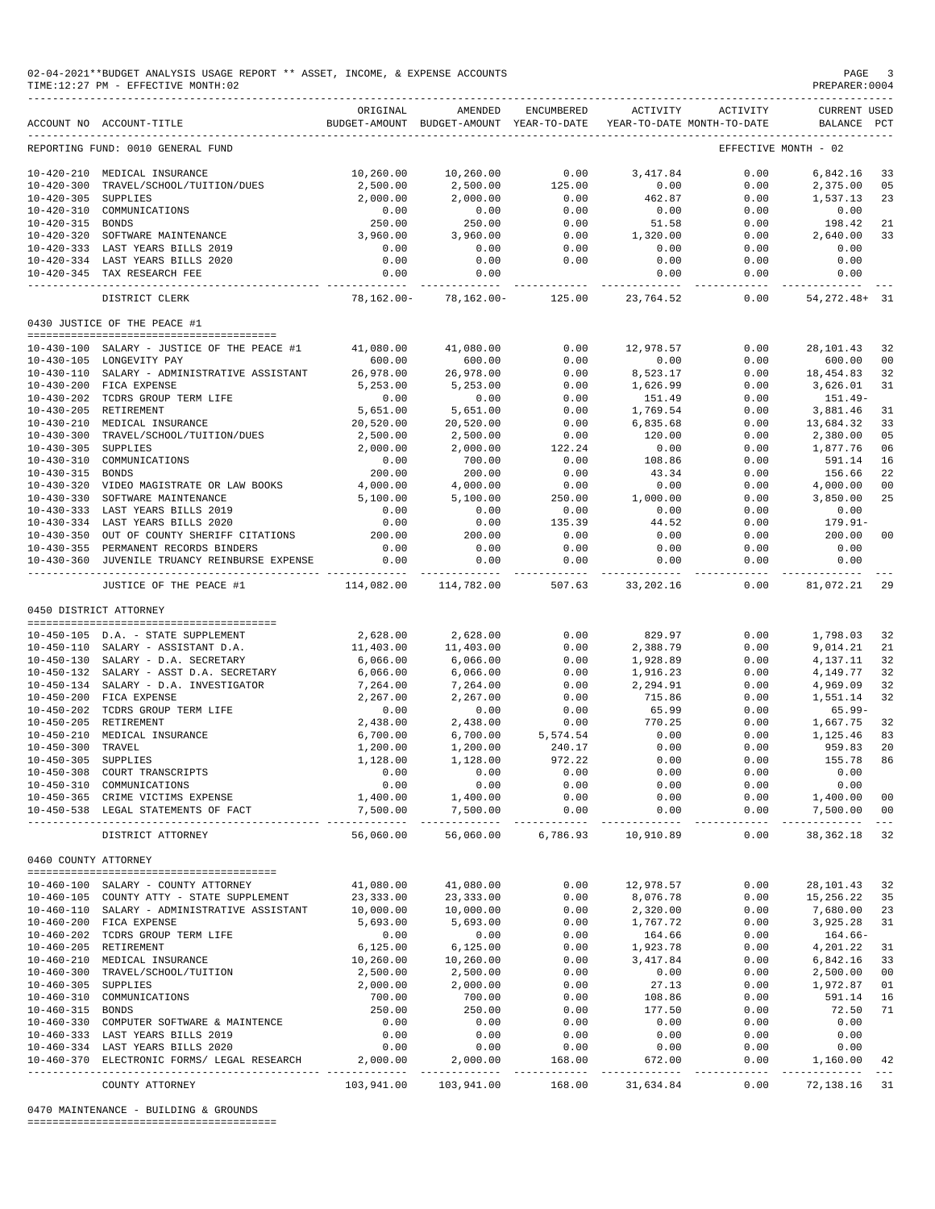02-04-2021**BUDGET ANALYSIS USAGE REPORT ** ASSET, INCOME, & EXPENSE ACCOUNTS
TIME:12:27 PM - EFFECTIVE MONTH:02
PREPARER:0004

REPORTING FUND: 0010 GENERAL FUND — EFFECTIVE MONTH - 02

| ACCOUNT NO | ACCOUNT-TITLE | ORIGINAL BUDGET-AMOUNT | AMENDED BUDGET-AMOUNT | ENCUMBERED YEAR-TO-DATE | ACTIVITY YEAR-TO-DATE | ACTIVITY MONTH-TO-DATE | CURRENT BALANCE | USED PCT |
|---|---|---|---|---|---|---|---|---|
| 10-420-210 | MEDICAL INSURANCE | 10,260.00 | 10,260.00 | 0.00 | 3,417.84 | 0.00 | 6,842.16 | 33 |
| 10-420-300 | TRAVEL/SCHOOL/TUITION/DUES | 2,500.00 | 2,500.00 | 125.00 | 0.00 | 0.00 | 2,375.00 | 05 |
| 10-420-305 | SUPPLIES | 2,000.00 | 2,000.00 | 0.00 | 462.87 | 0.00 | 1,537.13 | 23 |
| 10-420-310 | COMMUNICATIONS | 0.00 | 0.00 | 0.00 | 0.00 | 0.00 | 0.00 | |
| 10-420-315 | BONDS | 250.00 | 250.00 | 0.00 | 51.58 | 0.00 | 198.42 | 21 |
| 10-420-320 | SOFTWARE MAINTENANCE | 3,960.00 | 3,960.00 | 0.00 | 1,320.00 | 0.00 | 2,640.00 | 33 |
| 10-420-333 | LAST YEARS BILLS 2019 | 0.00 | 0.00 | 0.00 | 0.00 | 0.00 | 0.00 | |
| 10-420-334 | LAST YEARS BILLS 2020 | 0.00 | 0.00 | 0.00 | 0.00 | 0.00 | 0.00 | |
| 10-420-345 | TAX RESEARCH FEE | 0.00 | 0.00 | | 0.00 | 0.00 | 0.00 | |
| | DISTRICT CLERK | 78,162.00- | 78,162.00- | 125.00 | 23,764.52 | 0.00 | 54,272.48+ | 31 |

0430 JUSTICE OF THE PEACE #1

| ACCOUNT NO | ACCOUNT-TITLE | ORIGINAL BUDGET-AMOUNT | AMENDED BUDGET-AMOUNT | ENCUMBERED YEAR-TO-DATE | ACTIVITY YEAR-TO-DATE | ACTIVITY MONTH-TO-DATE | CURRENT BALANCE | USED PCT |
|---|---|---|---|---|---|---|---|---|
| 10-430-100 | SALARY - JUSTICE OF THE PEACE #1 | 41,080.00 | 41,080.00 | 0.00 | 12,978.57 | 0.00 | 28,101.43 | 32 |
| 10-430-105 | LONGEVITY PAY | 600.00 | 600.00 | 0.00 | 0.00 | 0.00 | 600.00 | 00 |
| 10-430-110 | SALARY - ADMINISTRATIVE ASSISTANT | 26,978.00 | 26,978.00 | 0.00 | 8,523.17 | 0.00 | 18,454.83 | 32 |
| 10-430-200 | FICA EXPENSE | 5,253.00 | 5,253.00 | 0.00 | 1,626.99 | 0.00 | 3,626.01 | 31 |
| 10-430-202 | TCDRS GROUP TERM LIFE | 0.00 | 0.00 | 0.00 | 151.49 | 0.00 | 151.49- | |
| 10-430-205 | RETIREMENT | 5,651.00 | 5,651.00 | 0.00 | 1,769.54 | 0.00 | 3,881.46 | 31 |
| 10-430-210 | MEDICAL INSURANCE | 20,520.00 | 20,520.00 | 0.00 | 6,835.68 | 0.00 | 13,684.32 | 33 |
| 10-430-300 | TRAVEL/SCHOOL/TUITION/DUES | 2,500.00 | 2,500.00 | 0.00 | 120.00 | 0.00 | 2,380.00 | 05 |
| 10-430-305 | SUPPLIES | 2,000.00 | 2,000.00 | 122.24 | 0.00 | 0.00 | 1,877.76 | 06 |
| 10-430-310 | COMMUNICATIONS | 0.00 | 700.00 | 0.00 | 108.86 | 0.00 | 591.14 | 16 |
| 10-430-315 | BONDS | 200.00 | 200.00 | 0.00 | 43.34 | 0.00 | 156.66 | 22 |
| 10-430-320 | VIDEO MAGISTRATE OR LAW BOOKS | 4,000.00 | 4,000.00 | 0.00 | 0.00 | 0.00 | 4,000.00 | 00 |
| 10-430-330 | SOFTWARE MAINTENANCE | 5,100.00 | 5,100.00 | 250.00 | 1,000.00 | 0.00 | 3,850.00 | 25 |
| 10-430-333 | LAST YEARS BILLS 2019 | 0.00 | 0.00 | 0.00 | 0.00 | 0.00 | 0.00 | |
| 10-430-334 | LAST YEARS BILLS 2020 | 0.00 | 0.00 | 135.39 | 44.52 | 0.00 | 179.91- | |
| 10-430-350 | OUT OF COUNTY SHERIFF CITATIONS | 200.00 | 200.00 | 0.00 | 0.00 | 0.00 | 200.00 | 00 |
| 10-430-355 | PERMANENT RECORDS BINDERS | 0.00 | 0.00 | 0.00 | 0.00 | 0.00 | 0.00 | |
| 10-430-360 | JUVENILE TRUANCY REINBURSE EXPENSE | 0.00 | 0.00 | 0.00 | 0.00 | 0.00 | 0.00 | |
| | JUSTICE OF THE PEACE #1 | 114,082.00 | 114,782.00 | 507.63 | 33,202.16 | 0.00 | 81,072.21 | 29 |

0450 DISTRICT ATTORNEY

| ACCOUNT NO | ACCOUNT-TITLE | ORIGINAL BUDGET-AMOUNT | AMENDED BUDGET-AMOUNT | ENCUMBERED YEAR-TO-DATE | ACTIVITY YEAR-TO-DATE | ACTIVITY MONTH-TO-DATE | CURRENT BALANCE | USED PCT |
|---|---|---|---|---|---|---|---|---|
| 10-450-105 | D.A. - STATE SUPPLEMENT | 2,628.00 | 2,628.00 | 0.00 | 829.97 | 0.00 | 1,798.03 | 32 |
| 10-450-110 | SALARY - ASSISTANT D.A. | 11,403.00 | 11,403.00 | 0.00 | 2,388.79 | 0.00 | 9,014.21 | 21 |
| 10-450-130 | SALARY - D.A. SECRETARY | 6,066.00 | 6,066.00 | 0.00 | 1,928.89 | 0.00 | 4,137.11 | 32 |
| 10-450-132 | SALARY - ASST D.A. SECRETARY | 6,066.00 | 6,066.00 | 0.00 | 1,916.23 | 0.00 | 4,149.77 | 32 |
| 10-450-134 | SALARY - D.A. INVESTIGATOR | 7,264.00 | 7,264.00 | 0.00 | 2,294.91 | 0.00 | 4,969.09 | 32 |
| 10-450-200 | FICA EXPENSE | 2,267.00 | 2,267.00 | 0.00 | 715.86 | 0.00 | 1,551.14 | 32 |
| 10-450-202 | TCDRS GROUP TERM LIFE | 0.00 | 0.00 | 0.00 | 65.99 | 0.00 | 65.99- | |
| 10-450-205 | RETIREMENT | 2,438.00 | 2,438.00 | 0.00 | 770.25 | 0.00 | 1,667.75 | 32 |
| 10-450-210 | MEDICAL INSURANCE | 6,700.00 | 6,700.00 | 5,574.54 | 0.00 | 0.00 | 1,125.46 | 83 |
| 10-450-300 | TRAVEL | 1,200.00 | 1,200.00 | 240.17 | 0.00 | 0.00 | 959.83 | 20 |
| 10-450-305 | SUPPLIES | 1,128.00 | 1,128.00 | 972.22 | 0.00 | 0.00 | 155.78 | 86 |
| 10-450-308 | COURT TRANSCRIPTS | 0.00 | 0.00 | 0.00 | 0.00 | 0.00 | 0.00 | |
| 10-450-310 | COMMUNICATIONS | 0.00 | 0.00 | 0.00 | 0.00 | 0.00 | 0.00 | |
| 10-450-365 | CRIME VICTIMS EXPENSE | 1,400.00 | 1,400.00 | 0.00 | 0.00 | 0.00 | 1,400.00 | 00 |
| 10-450-538 | LEGAL STATEMENTS OF FACT | 7,500.00 | 7,500.00 | 0.00 | 0.00 | 0.00 | 7,500.00 | 00 |
| | DISTRICT ATTORNEY | 56,060.00 | 56,060.00 | 6,786.93 | 10,910.89 | 0.00 | 38,362.18 | 32 |

0460 COUNTY ATTORNEY

| ACCOUNT NO | ACCOUNT-TITLE | ORIGINAL BUDGET-AMOUNT | AMENDED BUDGET-AMOUNT | ENCUMBERED YEAR-TO-DATE | ACTIVITY YEAR-TO-DATE | ACTIVITY MONTH-TO-DATE | CURRENT BALANCE | USED PCT |
|---|---|---|---|---|---|---|---|---|
| 10-460-100 | SALARY - COUNTY ATTORNEY | 41,080.00 | 41,080.00 | 0.00 | 12,978.57 | 0.00 | 28,101.43 | 32 |
| 10-460-105 | COUNTY ATTY - STATE SUPPLEMENT | 23,333.00 | 23,333.00 | 0.00 | 8,076.78 | 0.00 | 15,256.22 | 35 |
| 10-460-110 | SALARY - ADMINISTRATIVE ASSISTANT | 10,000.00 | 10,000.00 | 0.00 | 2,320.00 | 0.00 | 7,680.00 | 23 |
| 10-460-200 | FICA EXPENSE | 5,693.00 | 5,693.00 | 0.00 | 1,767.72 | 0.00 | 3,925.28 | 31 |
| 10-460-202 | TCDRS GROUP TERM LIFE | 0.00 | 0.00 | 0.00 | 164.66 | 0.00 | 164.66- | |
| 10-460-205 | RETIREMENT | 6,125.00 | 6,125.00 | 0.00 | 1,923.78 | 0.00 | 4,201.22 | 31 |
| 10-460-210 | MEDICAL INSURANCE | 10,260.00 | 10,260.00 | 0.00 | 3,417.84 | 0.00 | 6,842.16 | 33 |
| 10-460-300 | TRAVEL/SCHOOL/TUITION | 2,500.00 | 2,500.00 | 0.00 | 0.00 | 0.00 | 2,500.00 | 00 |
| 10-460-305 | SUPPLIES | 2,000.00 | 2,000.00 | 0.00 | 27.13 | 0.00 | 1,972.87 | 01 |
| 10-460-310 | COMMUNICATIONS | 700.00 | 700.00 | 0.00 | 108.86 | 0.00 | 591.14 | 16 |
| 10-460-315 | BONDS | 250.00 | 250.00 | 0.00 | 177.50 | 0.00 | 72.50 | 71 |
| 10-460-330 | COMPUTER SOFTWARE & MAINTENCE | 0.00 | 0.00 | 0.00 | 0.00 | 0.00 | 0.00 | |
| 10-460-333 | LAST YEARS BILLS 2019 | 0.00 | 0.00 | 0.00 | 0.00 | 0.00 | 0.00 | |
| 10-460-334 | LAST YEARS BILLS 2020 | 0.00 | 0.00 | 0.00 | 0.00 | 0.00 | 0.00 | |
| 10-460-370 | ELECTRONIC FORMS/ LEGAL RESEARCH | 2,000.00 | 2,000.00 | 168.00 | 672.00 | 0.00 | 1,160.00 | 42 |
| | COUNTY ATTORNEY | 103,941.00 | 103,941.00 | 168.00 | 31,634.84 | 0.00 | 72,138.16 | 31 |

0470 MAINTENANCE - BUILDING & GROUNDS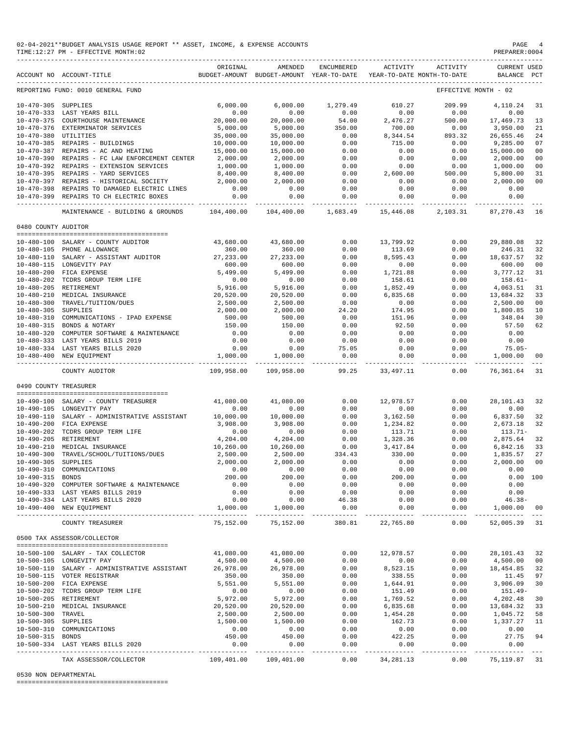02-04-2021**BUDGET ANALYSIS USAGE REPORT ** ASSET, INCOME, & EXPENSE ACCOUNTS
TIME:12:27 PM - EFFECTIVE MONTH:02
PREPARER:0004

REPORTING FUND: 0010 GENERAL FUND — EFFECTIVE MONTH - 02

| ACCOUNT NO | ACCOUNT-TITLE | ORIGINAL BUDGET-AMOUNT | AMENDED BUDGET-AMOUNT | ENCUMBERED YEAR-TO-DATE | ACTIVITY YEAR-TO-DATE | ACTIVITY MONTH-TO-DATE | CURRENT BALANCE | USED PCT |
|---|---|---|---|---|---|---|---|---|
| 10-470-305 | SUPPLIES | 6,000.00 | 6,000.00 | 1,279.49 | 610.27 | 209.99 | 4,110.24 | 31 |
| 10-470-333 | LAST YEARS BILL | 0.00 | 0.00 | 0.00 | 0.00 | 0.00 | 0.00 | |
| 10-470-375 | COURTHOUSE MAINTENANCE | 20,000.00 | 20,000.00 | 54.00 | 2,476.27 | 500.00 | 17,469.73 | 13 |
| 10-470-376 | EXTERMINATOR SERVICES | 5,000.00 | 5,000.00 | 350.00 | 700.00 | 0.00 | 3,950.00 | 21 |
| 10-470-380 | UTILITIES | 35,000.00 | 35,000.00 | 0.00 | 8,344.54 | 893.32 | 26,655.46 | 24 |
| 10-470-385 | REPAIRS - BUILDINGS | 10,000.00 | 10,000.00 | 0.00 | 715.00 | 0.00 | 9,285.00 | 07 |
| 10-470-387 | REPAIRS - AC AND HEATING | 15,000.00 | 15,000.00 | 0.00 | 0.00 | 0.00 | 15,000.00 | 00 |
| 10-470-390 | REPAIRS - FC LAW ENFORCEMENT CENTER | 2,000.00 | 2,000.00 | 0.00 | 0.00 | 0.00 | 2,000.00 | 00 |
| 10-470-392 | REPAIRS - EXTENSION SERVICES | 1,000.00 | 1,000.00 | 0.00 | 0.00 | 0.00 | 1,000.00 | 00 |
| 10-470-395 | REPAIRS - YARD SERVICES | 8,400.00 | 8,400.00 | 0.00 | 2,600.00 | 500.00 | 5,800.00 | 31 |
| 10-470-397 | REPAIRS - HISTORICAL SOCIETY | 2,000.00 | 2,000.00 | 0.00 | 0.00 | 0.00 | 2,000.00 | 00 |
| 10-470-398 | REPAIRS TO DAMAGED ELECTRIC LINES | 0.00 | 0.00 | 0.00 | 0.00 | 0.00 | 0.00 | |
| 10-470-399 | REPAIRS TO CH ELECTRIC BOXES | 0.00 | 0.00 | 0.00 | 0.00 | 0.00 | 0.00 | |
| | MAINTENANCE - BUILDING & GROUNDS | 104,400.00 | 104,400.00 | 1,683.49 | 15,446.08 | 2,103.31 | 87,270.43 | 16 |
| | **0480 COUNTY AUDITOR** | | | | | | | |
| 10-480-100 | SALARY - COUNTY AUDITOR | 43,680.00 | 43,680.00 | 0.00 | 13,799.92 | 0.00 | 29,880.08 | 32 |
| 10-480-105 | PHONE ALLOWANCE | 360.00 | 360.00 | 0.00 | 113.69 | 0.00 | 246.31 | 32 |
| 10-480-110 | SALARY - ASSISTANT AUDITOR | 27,233.00 | 27,233.00 | 0.00 | 8,595.43 | 0.00 | 18,637.57 | 32 |
| 10-480-115 | LONGEVITY PAY | 600.00 | 600.00 | 0.00 | 0.00 | 0.00 | 600.00 | 00 |
| 10-480-200 | FICA EXPENSE | 5,499.00 | 5,499.00 | 0.00 | 1,721.88 | 0.00 | 3,777.12 | 31 |
| 10-480-202 | TCDRS GROUP TERM LIFE | 0.00 | 0.00 | 0.00 | 158.61 | 0.00 | 158.61- | |
| 10-480-205 | RETIREMENT | 5,916.00 | 5,916.00 | 0.00 | 1,852.49 | 0.00 | 4,063.51 | 31 |
| 10-480-210 | MEDICAL INSURANCE | 20,520.00 | 20,520.00 | 0.00 | 6,835.68 | 0.00 | 13,684.32 | 33 |
| 10-480-300 | TRAVEL/TUITION/DUES | 2,500.00 | 2,500.00 | 0.00 | 0.00 | 0.00 | 2,500.00 | 00 |
| 10-480-305 | SUPPLIES | 2,000.00 | 2,000.00 | 24.20 | 174.95 | 0.00 | 1,800.85 | 10 |
| 10-480-310 | COMMUNICATIONS - IPAD EXPENSE | 500.00 | 500.00 | 0.00 | 151.96 | 0.00 | 348.04 | 30 |
| 10-480-315 | BONDS & NOTARY | 150.00 | 150.00 | 0.00 | 92.50 | 0.00 | 57.50 | 62 |
| 10-480-320 | COMPUTER SOFTWARE & MAINTENANCE | 0.00 | 0.00 | 0.00 | 0.00 | 0.00 | 0.00 | |
| 10-480-333 | LAST YEARS BILLS 2019 | 0.00 | 0.00 | 0.00 | 0.00 | 0.00 | 0.00 | |
| 10-480-334 | LAST YEARS BILLS 2020 | 0.00 | 0.00 | 75.05 | 0.00 | 0.00 | 75.05- | |
| 10-480-400 | NEW EQUIPMENT | 1,000.00 | 1,000.00 | 0.00 | 0.00 | 0.00 | 1,000.00 | 00 |
| | COUNTY AUDITOR | 109,958.00 | 109,958.00 | 99.25 | 33,497.11 | 0.00 | 76,361.64 | 31 |
| | **0490 COUNTY TREASURER** | | | | | | | |
| 10-490-100 | SALARY - COUNTY TREASURER | 41,080.00 | 41,080.00 | 0.00 | 12,978.57 | 0.00 | 28,101.43 | 32 |
| 10-490-105 | LONGEVITY PAY | 0.00 | 0.00 | 0.00 | 0.00 | 0.00 | 0.00 | |
| 10-490-110 | SALARY - ADMINISTRATIVE ASSISTANT | 10,000.00 | 10,000.00 | 0.00 | 3,162.50 | 0.00 | 6,837.50 | 32 |
| 10-490-200 | FICA EXPENSE | 3,908.00 | 3,908.00 | 0.00 | 1,234.82 | 0.00 | 2,673.18 | 32 |
| 10-490-202 | TCDRS GROUP TERM LIFE | 0.00 | 0.00 | 0.00 | 113.71 | 0.00 | 113.71- | |
| 10-490-205 | RETIREMENT | 4,204.00 | 4,204.00 | 0.00 | 1,328.36 | 0.00 | 2,875.64 | 32 |
| 10-490-210 | MEDICAL INSURANCE | 10,260.00 | 10,260.00 | 0.00 | 3,417.84 | 0.00 | 6,842.16 | 33 |
| 10-490-300 | TRAVEL/SCHOOL/TUITIONS/DUES | 2,500.00 | 2,500.00 | 334.43 | 330.00 | 0.00 | 1,835.57 | 27 |
| 10-490-305 | SUPPLIES | 2,000.00 | 2,000.00 | 0.00 | 0.00 | 0.00 | 2,000.00 | 00 |
| 10-490-310 | COMMUNICATIONS | 0.00 | 0.00 | 0.00 | 0.00 | 0.00 | 0.00 | |
| 10-490-315 | BONDS | 200.00 | 200.00 | 0.00 | 200.00 | 0.00 | 0.00 | 100 |
| 10-490-320 | COMPUTER SOFTWARE & MAINTENANCE | 0.00 | 0.00 | 0.00 | 0.00 | 0.00 | 0.00 | |
| 10-490-333 | LAST YEARS BILLS 2019 | 0.00 | 0.00 | 0.00 | 0.00 | 0.00 | 0.00 | |
| 10-490-334 | LAST YEARS BILLS 2020 | 0.00 | 0.00 | 46.38 | 0.00 | 0.00 | 46.38- | |
| 10-490-400 | NEW EQUIPMENT | 1,000.00 | 1,000.00 | 0.00 | 0.00 | 0.00 | 1,000.00 | 00 |
| | COUNTY TREASURER | 75,152.00 | 75,152.00 | 380.81 | 22,765.80 | 0.00 | 52,005.39 | 31 |
| | **0500 TAX ASSESSOR/COLLECTOR** | | | | | | | |
| 10-500-100 | SALARY - TAX COLLECTOR | 41,080.00 | 41,080.00 | 0.00 | 12,978.57 | 0.00 | 28,101.43 | 32 |
| 10-500-105 | LONGEVITY PAY | 4,500.00 | 4,500.00 | 0.00 | 0.00 | 0.00 | 4,500.00 | 00 |
| 10-500-110 | SALARY - ADMINISTRATIVE ASSISTANT | 26,978.00 | 26,978.00 | 0.00 | 8,523.15 | 0.00 | 18,454.85 | 32 |
| 10-500-115 | VOTER REGISTRAR | 350.00 | 350.00 | 0.00 | 338.55 | 0.00 | 11.45 | 97 |
| 10-500-200 | FICA EXPENSE | 5,551.00 | 5,551.00 | 0.00 | 1,644.91 | 0.00 | 3,906.09 | 30 |
| 10-500-202 | TCDRS GROUP TERM LIFE | 0.00 | 0.00 | 0.00 | 151.49 | 0.00 | 151.49- | |
| 10-500-205 | RETIREMENT | 5,972.00 | 5,972.00 | 0.00 | 1,769.52 | 0.00 | 4,202.48 | 30 |
| 10-500-210 | MEDICAL INSURANCE | 20,520.00 | 20,520.00 | 0.00 | 6,835.68 | 0.00 | 13,684.32 | 33 |
| 10-500-300 | TRAVEL | 2,500.00 | 2,500.00 | 0.00 | 1,454.28 | 0.00 | 1,045.72 | 58 |
| 10-500-305 | SUPPLIES | 1,500.00 | 1,500.00 | 0.00 | 162.73 | 0.00 | 1,337.27 | 11 |
| 10-500-310 | COMMUNICATIONS | 0.00 | 0.00 | 0.00 | 0.00 | 0.00 | 0.00 | |
| 10-500-315 | BONDS | 450.00 | 450.00 | 0.00 | 422.25 | 0.00 | 27.75 | 94 |
| 10-500-334 | LAST YEARS BILLS 2020 | 0.00 | 0.00 | 0.00 | 0.00 | 0.00 | 0.00 | |
| | TAX ASSESSOR/COLLECTOR | 109,401.00 | 109,401.00 | 0.00 | 34,281.13 | 0.00 | 75,119.87 | 31 |

0530 NON DEPARTMENTAL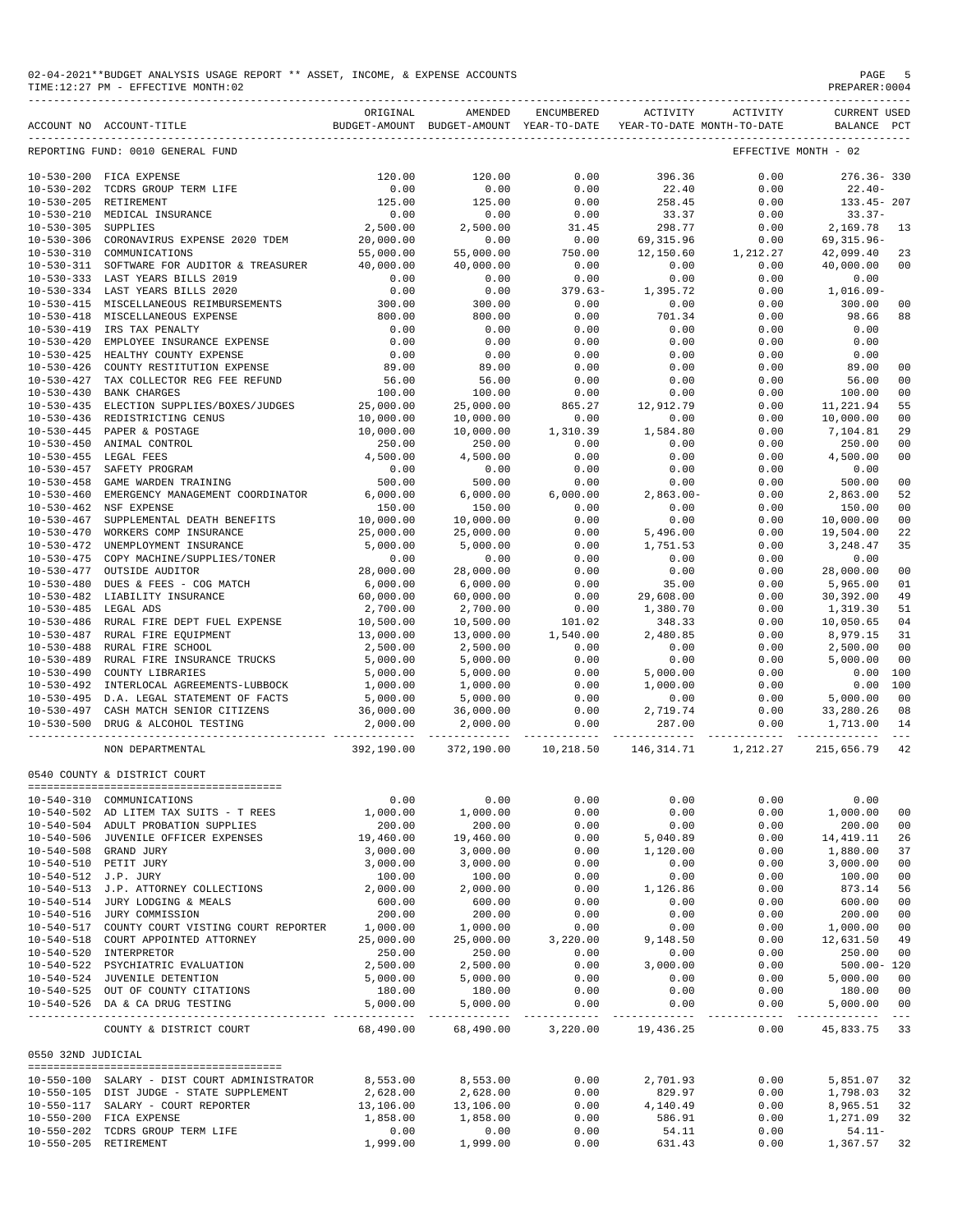02-04-2021**BUDGET ANALYSIS USAGE REPORT ** ASSET, INCOME, & EXPENSE ACCOUNTS
TIME:12:27 PM - EFFECTIVE MONTH:02

PREPARER:0004

| ACCOUNT NO | ACCOUNT-TITLE | ORIGINAL BUDGET-AMOUNT | AMENDED BUDGET-AMOUNT | ENCUMBERED YEAR-TO-DATE | ACTIVITY YEAR-TO-DATE | ACTIVITY MONTH-TO-DATE | CURRENT BALANCE | USED PCT |
|---|---|---|---|---|---|---|---|---|
| REPORTING FUND: 0010 GENERAL FUND | | | | | | | EFFECTIVE MONTH - 02 | |
| 10-530-200 | FICA EXPENSE | 120.00 | 120.00 | 0.00 | 396.36 | 0.00 | 276.36- | 330 |
| 10-530-202 | TCDRS GROUP TERM LIFE | 0.00 | 0.00 | 0.00 | 22.40 | 0.00 | 22.40- | |
| 10-530-205 | RETIREMENT | 125.00 | 125.00 | 0.00 | 258.45 | 0.00 | 133.45- | 207 |
| 10-530-210 | MEDICAL INSURANCE | 0.00 | 0.00 | 0.00 | 33.37 | 0.00 | 33.37- | |
| 10-530-305 | SUPPLIES | 2,500.00 | 2,500.00 | 31.45 | 298.77 | 0.00 | 2,169.78 | 13 |
| 10-530-306 | CORONAVIRUS EXPENSE 2020 TDEM | 20,000.00 | 0.00 | 0.00 | 69,315.96 | 0.00 | 69,315.96- | |
| 10-530-310 | COMMUNICATIONS | 55,000.00 | 55,000.00 | 750.00 | 12,150.60 | 1,212.27 | 42,099.40 | 23 |
| 10-530-311 | SOFTWARE FOR AUDITOR & TREASURER | 40,000.00 | 40,000.00 | 0.00 | 0.00 | 0.00 | 40,000.00 | 00 |
| 10-530-333 | LAST YEARS BILLS 2019 | 0.00 | 0.00 | 0.00 | 0.00 | 0.00 | 0.00 | |
| 10-530-334 | LAST YEARS BILLS 2020 | 0.00 | 0.00 | 379.63- | 1,395.72 | 0.00 | 1,016.09- | |
| 10-530-415 | MISCELLANEOUS REIMBURSEMENTS | 300.00 | 300.00 | 0.00 | 0.00 | 0.00 | 300.00 | 00 |
| 10-530-418 | MISCELLANEOUS EXPENSE | 800.00 | 800.00 | 0.00 | 701.34 | 0.00 | 98.66 | 88 |
| 10-530-419 | IRS TAX PENALTY | 0.00 | 0.00 | 0.00 | 0.00 | 0.00 | 0.00 | |
| 10-530-420 | EMPLOYEE INSURANCE EXPENSE | 0.00 | 0.00 | 0.00 | 0.00 | 0.00 | 0.00 | |
| 10-530-425 | HEALTHY COUNTY EXPENSE | 0.00 | 0.00 | 0.00 | 0.00 | 0.00 | 0.00 | |
| 10-530-426 | COUNTY RESTITUTION EXPENSE | 89.00 | 89.00 | 0.00 | 0.00 | 0.00 | 89.00 | 00 |
| 10-530-427 | TAX COLLECTOR REG FEE REFUND | 56.00 | 56.00 | 0.00 | 0.00 | 0.00 | 56.00 | 00 |
| 10-530-430 | BANK CHARGES | 100.00 | 100.00 | 0.00 | 0.00 | 0.00 | 100.00 | 00 |
| 10-530-435 | ELECTION SUPPLIES/BOXES/JUDGES | 25,000.00 | 25,000.00 | 865.27 | 12,912.79 | 0.00 | 11,221.94 | 55 |
| 10-530-436 | REDISTRICTING CENUS | 10,000.00 | 10,000.00 | 0.00 | 0.00 | 0.00 | 10,000.00 | 00 |
| 10-530-445 | PAPER & POSTAGE | 10,000.00 | 10,000.00 | 1,310.39 | 1,584.80 | 0.00 | 7,104.81 | 29 |
| 10-530-450 | ANIMAL CONTROL | 250.00 | 250.00 | 0.00 | 0.00 | 0.00 | 250.00 | 00 |
| 10-530-455 | LEGAL FEES | 4,500.00 | 4,500.00 | 0.00 | 0.00 | 0.00 | 4,500.00 | 00 |
| 10-530-457 | SAFETY PROGRAM | 0.00 | 0.00 | 0.00 | 0.00 | 0.00 | 0.00 | |
| 10-530-458 | GAME WARDEN TRAINING | 500.00 | 500.00 | 0.00 | 0.00 | 0.00 | 500.00 | 00 |
| 10-530-460 | EMERGENCY MANAGEMENT COORDINATOR | 6,000.00 | 6,000.00 | 6,000.00 | 2,863.00- | 0.00 | 2,863.00 | 52 |
| 10-530-462 | NSF EXPENSE | 150.00 | 150.00 | 0.00 | 0.00 | 0.00 | 150.00 | 00 |
| 10-530-467 | SUPPLEMENTAL DEATH BENEFITS | 10,000.00 | 10,000.00 | 0.00 | 0.00 | 0.00 | 10,000.00 | 00 |
| 10-530-470 | WORKERS COMP INSURANCE | 25,000.00 | 25,000.00 | 0.00 | 5,496.00 | 0.00 | 19,504.00 | 22 |
| 10-530-472 | UNEMPLOYMENT INSURANCE | 5,000.00 | 5,000.00 | 0.00 | 1,751.53 | 0.00 | 3,248.47 | 35 |
| 10-530-475 | COPY MACHINE/SUPPLIES/TONER | 0.00 | 0.00 | 0.00 | 0.00 | 0.00 | 0.00 | |
| 10-530-477 | OUTSIDE AUDITOR | 28,000.00 | 28,000.00 | 0.00 | 0.00 | 0.00 | 28,000.00 | 00 |
| 10-530-480 | DUES & FEES - COG MATCH | 6,000.00 | 6,000.00 | 0.00 | 35.00 | 0.00 | 5,965.00 | 01 |
| 10-530-482 | LIABILITY INSURANCE | 60,000.00 | 60,000.00 | 0.00 | 29,608.00 | 0.00 | 30,392.00 | 49 |
| 10-530-485 | LEGAL ADS | 2,700.00 | 2,700.00 | 0.00 | 1,380.70 | 0.00 | 1,319.30 | 51 |
| 10-530-486 | RURAL FIRE DEPT FUEL EXPENSE | 10,500.00 | 10,500.00 | 101.02 | 348.33 | 0.00 | 10,050.65 | 04 |
| 10-530-487 | RURAL FIRE EQUIPMENT | 13,000.00 | 13,000.00 | 1,540.00 | 2,480.85 | 0.00 | 8,979.15 | 31 |
| 10-530-488 | RURAL FIRE SCHOOL | 2,500.00 | 2,500.00 | 0.00 | 0.00 | 0.00 | 2,500.00 | 00 |
| 10-530-489 | RURAL FIRE INSURANCE TRUCKS | 5,000.00 | 5,000.00 | 0.00 | 0.00 | 0.00 | 5,000.00 | 00 |
| 10-530-490 | COUNTY LIBRARIES | 5,000.00 | 5,000.00 | 0.00 | 5,000.00 | 0.00 | 0.00 | 100 |
| 10-530-492 | INTERLOCAL AGREEMENTS-LUBBOCK | 1,000.00 | 1,000.00 | 0.00 | 1,000.00 | 0.00 | 0.00 | 100 |
| 10-530-495 | D.A. LEGAL STATEMENT OF FACTS | 5,000.00 | 5,000.00 | 0.00 | 0.00 | 0.00 | 5,000.00 | 00 |
| 10-530-497 | CASH MATCH SENIOR CITIZENS | 36,000.00 | 36,000.00 | 0.00 | 2,719.74 | 0.00 | 33,280.26 | 08 |
| 10-530-500 | DRUG & ALCOHOL TESTING | 2,000.00 | 2,000.00 | 0.00 | 287.00 | 0.00 | 1,713.00 | 14 |
| | NON DEPARTMENTAL | 392,190.00 | 372,190.00 | 10,218.50 | 146,314.71 | 1,212.27 | 215,656.79 | 42 |
| 0540 COUNTY & DISTRICT COURT | | | | | | | | |
| 10-540-310 | COMMUNICATIONS | 0.00 | 0.00 | 0.00 | 0.00 | 0.00 | 0.00 | |
| 10-540-502 | AD LITEM TAX SUITS - T REES | 1,000.00 | 1,000.00 | 0.00 | 0.00 | 0.00 | 1,000.00 | 00 |
| 10-540-504 | ADULT PROBATION SUPPLIES | 200.00 | 200.00 | 0.00 | 0.00 | 0.00 | 200.00 | 00 |
| 10-540-506 | JUVENILE OFFICER EXPENSES | 19,460.00 | 19,460.00 | 0.00 | 5,040.89 | 0.00 | 14,419.11 | 26 |
| 10-540-508 | GRAND JURY | 3,000.00 | 3,000.00 | 0.00 | 1,120.00 | 0.00 | 1,880.00 | 37 |
| 10-540-510 | PETIT JURY | 3,000.00 | 3,000.00 | 0.00 | 0.00 | 0.00 | 3,000.00 | 00 |
| 10-540-512 | J.P. JURY | 100.00 | 100.00 | 0.00 | 0.00 | 0.00 | 100.00 | 00 |
| 10-540-513 | J.P. ATTORNEY COLLECTIONS | 2,000.00 | 2,000.00 | 0.00 | 1,126.86 | 0.00 | 873.14 | 56 |
| 10-540-514 | JURY LODGING & MEALS | 600.00 | 600.00 | 0.00 | 0.00 | 0.00 | 600.00 | 00 |
| 10-540-516 | JURY COMMISSION | 200.00 | 200.00 | 0.00 | 0.00 | 0.00 | 200.00 | 00 |
| 10-540-517 | COUNTY COURT VISTING COURT REPORTER | 1,000.00 | 1,000.00 | 0.00 | 0.00 | 0.00 | 1,000.00 | 00 |
| 10-540-518 | COURT APPOINTED ATTORNEY | 25,000.00 | 25,000.00 | 3,220.00 | 9,148.50 | 0.00 | 12,631.50 | 49 |
| 10-540-520 | INTERPRETOR | 250.00 | 250.00 | 0.00 | 0.00 | 0.00 | 250.00 | 00 |
| 10-540-522 | PSYCHIATRIC EVALUATION | 2,500.00 | 2,500.00 | 0.00 | 3,000.00 | 0.00 | 500.00- | 120 |
| 10-540-524 | JUVENILE DETENTION | 5,000.00 | 5,000.00 | 0.00 | 0.00 | 0.00 | 5,000.00 | 00 |
| 10-540-525 | OUT OF COUNTY CITATIONS | 180.00 | 180.00 | 0.00 | 0.00 | 0.00 | 180.00 | 00 |
| 10-540-526 | DA & CA DRUG TESTING | 5,000.00 | 5,000.00 | 0.00 | 0.00 | 0.00 | 5,000.00 | 00 |
| | COUNTY & DISTRICT COURT | 68,490.00 | 68,490.00 | 3,220.00 | 19,436.25 | 0.00 | 45,833.75 | 33 |
| 0550 32ND JUDICIAL | | | | | | | | |
| 10-550-100 | SALARY - DIST COURT ADMINISTRATOR | 8,553.00 | 8,553.00 | 0.00 | 2,701.93 | 0.00 | 5,851.07 | 32 |
| 10-550-105 | DIST JUDGE - STATE SUPPLEMENT | 2,628.00 | 2,628.00 | 0.00 | 829.97 | 0.00 | 1,798.03 | 32 |
| 10-550-117 | SALARY - COURT REPORTER | 13,106.00 | 13,106.00 | 0.00 | 4,140.49 | 0.00 | 8,965.51 | 32 |
| 10-550-200 | FICA EXPENSE | 1,858.00 | 1,858.00 | 0.00 | 586.91 | 0.00 | 1,271.09 | 32 |
| 10-550-202 | TCDRS GROUP TERM LIFE | 0.00 | 0.00 | 0.00 | 54.11 | 0.00 | 54.11- | |
| 10-550-205 | RETIREMENT | 1,999.00 | 1,999.00 | 0.00 | 631.43 | 0.00 | 1,367.57 | 32 |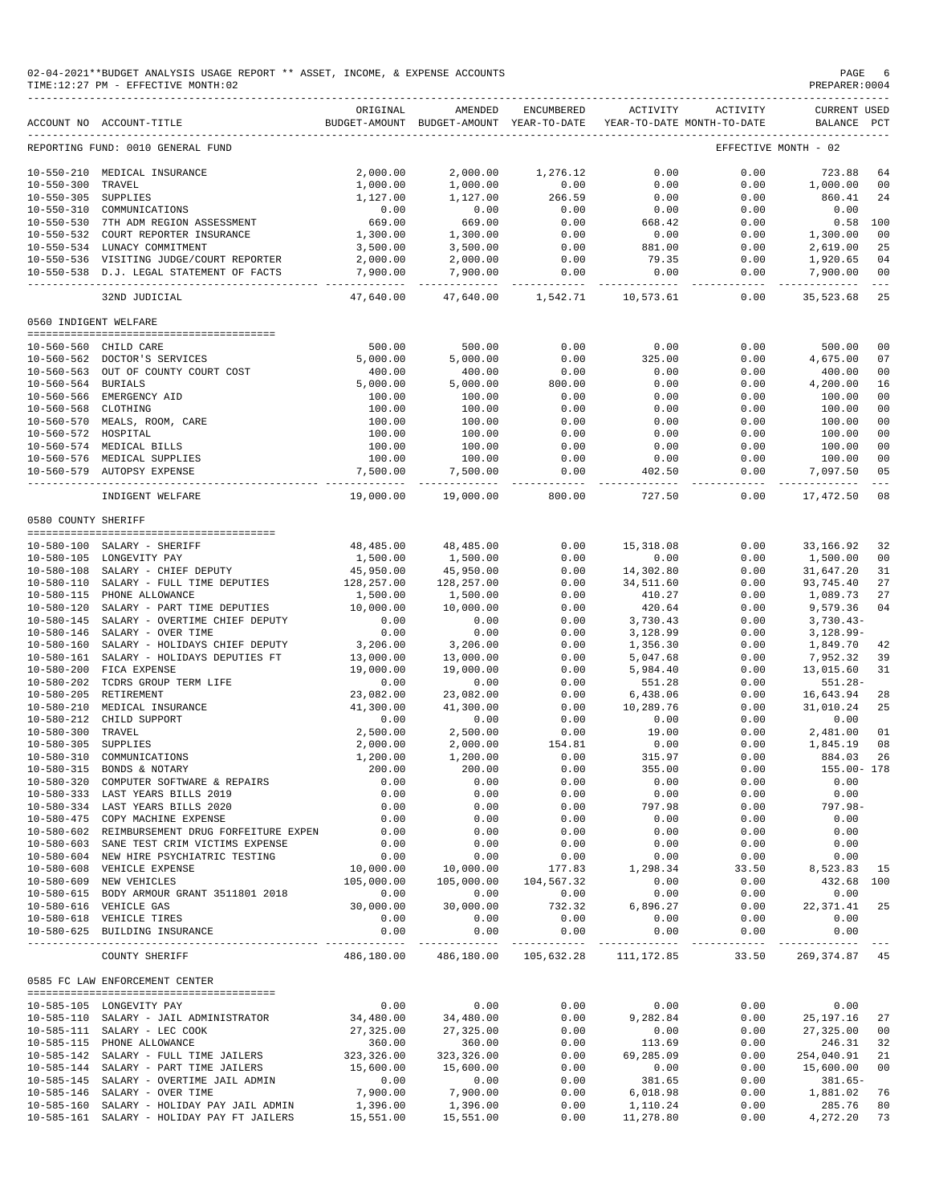02-04-2021**BUDGET ANALYSIS USAGE REPORT ** ASSET, INCOME, & EXPENSE ACCOUNTS
TIME:12:27 PM - EFFECTIVE MONTH:02

| ACCOUNT NO | ACCOUNT-TITLE | ORIGINAL BUDGET-AMOUNT | AMENDED BUDGET-AMOUNT | ENCUMBERED YEAR-TO-DATE | ACTIVITY YEAR-TO-DATE | ACTIVITY MONTH-TO-DATE | CURRENT BALANCE | USED PCT |
|---|---|---|---|---|---|---|---|---|
| REPORTING FUND: 0010 GENERAL FUND | | | | | | EFFECTIVE MONTH - 02 | | |
| 10-550-210 | MEDICAL INSURANCE | 2,000.00 | 2,000.00 | 1,276.12 | 0.00 | 0.00 | 723.88 | 64 |
| 10-550-300 | TRAVEL | 1,000.00 | 1,000.00 | 0.00 | 0.00 | 0.00 | 1,000.00 | 00 |
| 10-550-305 | SUPPLIES | 1,127.00 | 1,127.00 | 266.59 | 0.00 | 0.00 | 860.41 | 24 |
| 10-550-310 | COMMUNICATIONS | 0.00 | 0.00 | 0.00 | 0.00 | 0.00 | 0.00 | |
| 10-550-530 | 7TH ADM REGION ASSESSMENT | 669.00 | 669.00 | 0.00 | 668.42 | 0.00 | 0.58 | 100 |
| 10-550-532 | COURT REPORTER INSURANCE | 1,300.00 | 1,300.00 | 0.00 | 0.00 | 0.00 | 1,300.00 | 00 |
| 10-550-534 | LUNACY COMMITMENT | 3,500.00 | 3,500.00 | 0.00 | 881.00 | 0.00 | 2,619.00 | 25 |
| 10-550-536 | VISITING JUDGE/COURT REPORTER | 2,000.00 | 2,000.00 | 0.00 | 79.35 | 0.00 | 1,920.65 | 04 |
| 10-550-538 | D.J. LEGAL STATEMENT OF FACTS | 7,900.00 | 7,900.00 | 0.00 | 0.00 | 0.00 | 7,900.00 | 00 |
| | 32ND JUDICIAL | 47,640.00 | 47,640.00 | 1,542.71 | 10,573.61 | 0.00 | 35,523.68 | 25 |
| 0560 INDIGENT WELFARE | | | | | | | | |
| 10-560-560 | CHILD CARE | 500.00 | 500.00 | 0.00 | 0.00 | 0.00 | 500.00 | 00 |
| 10-560-562 | DOCTOR'S SERVICES | 5,000.00 | 5,000.00 | 0.00 | 325.00 | 0.00 | 4,675.00 | 07 |
| 10-560-563 | OUT OF COUNTY COURT COST | 400.00 | 400.00 | 0.00 | 0.00 | 0.00 | 400.00 | 00 |
| 10-560-564 | BURIALS | 5,000.00 | 5,000.00 | 800.00 | 0.00 | 0.00 | 4,200.00 | 16 |
| 10-560-566 | EMERGENCY AID | 100.00 | 100.00 | 0.00 | 0.00 | 0.00 | 100.00 | 00 |
| 10-560-568 | CLOTHING | 100.00 | 100.00 | 0.00 | 0.00 | 0.00 | 100.00 | 00 |
| 10-560-570 | MEALS, ROOM, CARE | 100.00 | 100.00 | 0.00 | 0.00 | 0.00 | 100.00 | 00 |
| 10-560-572 | HOSPITAL | 100.00 | 100.00 | 0.00 | 0.00 | 0.00 | 100.00 | 00 |
| 10-560-574 | MEDICAL BILLS | 100.00 | 100.00 | 0.00 | 0.00 | 0.00 | 100.00 | 00 |
| 10-560-576 | MEDICAL SUPPLIES | 100.00 | 100.00 | 0.00 | 0.00 | 0.00 | 100.00 | 00 |
| 10-560-579 | AUTOPSY EXPENSE | 7,500.00 | 7,500.00 | 0.00 | 402.50 | 0.00 | 7,097.50 | 05 |
| | INDIGENT WELFARE | 19,000.00 | 19,000.00 | 800.00 | 727.50 | 0.00 | 17,472.50 | 08 |
| 0580 COUNTY SHERIFF | | | | | | | | |
| 10-580-100 | SALARY - SHERIFF | 48,485.00 | 48,485.00 | 0.00 | 15,318.08 | 0.00 | 33,166.92 | 32 |
| 10-580-105 | LONGEVITY PAY | 1,500.00 | 1,500.00 | 0.00 | 0.00 | 0.00 | 1,500.00 | 00 |
| 10-580-108 | SALARY - CHIEF DEPUTY | 45,950.00 | 45,950.00 | 0.00 | 14,302.80 | 0.00 | 31,647.20 | 31 |
| 10-580-110 | SALARY - FULL TIME DEPUTIES | 128,257.00 | 128,257.00 | 0.00 | 34,511.60 | 0.00 | 93,745.40 | 27 |
| 10-580-115 | PHONE ALLOWANCE | 1,500.00 | 1,500.00 | 0.00 | 410.27 | 0.00 | 1,089.73 | 27 |
| 10-580-120 | SALARY - PART TIME DEPUTIES | 10,000.00 | 10,000.00 | 0.00 | 420.64 | 0.00 | 9,579.36 | 04 |
| 10-580-145 | SALARY - OVERTIME CHIEF DEPUTY | 0.00 | 0.00 | 0.00 | 3,730.43 | 0.00 | 3,730.43- | |
| 10-580-146 | SALARY - OVER TIME | 0.00 | 0.00 | 0.00 | 3,128.99 | 0.00 | 3,128.99- | |
| 10-580-160 | SALARY - HOLIDAYS CHIEF DEPUTY | 3,206.00 | 3,206.00 | 0.00 | 1,356.30 | 0.00 | 1,849.70 | 42 |
| 10-580-161 | SALARY - HOLIDAYS DEPUTIES FT | 13,000.00 | 13,000.00 | 0.00 | 5,047.68 | 0.00 | 7,952.32 | 39 |
| 10-580-200 | FICA EXPENSE | 19,000.00 | 19,000.00 | 0.00 | 5,984.40 | 0.00 | 13,015.60 | 31 |
| 10-580-202 | TCDRS GROUP TERM LIFE | 0.00 | 0.00 | 0.00 | 551.28 | 0.00 | 551.28- | |
| 10-580-205 | RETIREMENT | 23,082.00 | 23,082.00 | 0.00 | 6,438.06 | 0.00 | 16,643.94 | 28 |
| 10-580-210 | MEDICAL INSURANCE | 41,300.00 | 41,300.00 | 0.00 | 10,289.76 | 0.00 | 31,010.24 | 25 |
| 10-580-212 | CHILD SUPPORT | 0.00 | 0.00 | 0.00 | 0.00 | 0.00 | 0.00 | |
| 10-580-300 | TRAVEL | 2,500.00 | 2,500.00 | 0.00 | 19.00 | 0.00 | 2,481.00 | 01 |
| 10-580-305 | SUPPLIES | 2,000.00 | 2,000.00 | 154.81 | 0.00 | 0.00 | 1,845.19 | 08 |
| 10-580-310 | COMMUNICATIONS | 1,200.00 | 1,200.00 | 0.00 | 315.97 | 0.00 | 884.03 | 26 |
| 10-580-315 | BONDS & NOTARY | 200.00 | 200.00 | 0.00 | 355.00 | 0.00 | 155.00- | 178 |
| 10-580-320 | COMPUTER SOFTWARE & REPAIRS | 0.00 | 0.00 | 0.00 | 0.00 | 0.00 | 0.00 | |
| 10-580-333 | LAST YEARS BILLS 2019 | 0.00 | 0.00 | 0.00 | 0.00 | 0.00 | 0.00 | |
| 10-580-334 | LAST YEARS BILLS 2020 | 0.00 | 0.00 | 0.00 | 797.98 | 0.00 | 797.98- | |
| 10-580-475 | COPY MACHINE EXPENSE | 0.00 | 0.00 | 0.00 | 0.00 | 0.00 | 0.00 | |
| 10-580-602 | REIMBURSEMENT DRUG FORFEITURE EXPEN | 0.00 | 0.00 | 0.00 | 0.00 | 0.00 | 0.00 | |
| 10-580-603 | SANE TEST CRIM VICTIMS EXPENSE | 0.00 | 0.00 | 0.00 | 0.00 | 0.00 | 0.00 | |
| 10-580-604 | NEW HIRE PSYCHIATRIC TESTING | 0.00 | 0.00 | 0.00 | 0.00 | 0.00 | 0.00 | |
| 10-580-608 | VEHICLE EXPENSE | 10,000.00 | 10,000.00 | 177.83 | 1,298.34 | 33.50 | 8,523.83 | 15 |
| 10-580-609 | NEW VEHICLES | 105,000.00 | 105,000.00 | 104,567.32 | 0.00 | 0.00 | 432.68 | 100 |
| 10-580-615 | BODY ARMOUR GRANT 3511801 2018 | 0.00 | 0.00 | 0.00 | 0.00 | 0.00 | 0.00 | |
| 10-580-616 | VEHICLE GAS | 30,000.00 | 30,000.00 | 732.32 | 6,896.27 | 0.00 | 22,371.41 | 25 |
| 10-580-618 | VEHICLE TIRES | 0.00 | 0.00 | 0.00 | 0.00 | 0.00 | 0.00 | |
| 10-580-625 | BUILDING INSURANCE | 0.00 | 0.00 | 0.00 | 0.00 | 0.00 | 0.00 | |
| | COUNTY SHERIFF | 486,180.00 | 486,180.00 | 105,632.28 | 111,172.85 | 33.50 | 269,374.87 | 45 |
| 0585 FC LAW ENFORCEMENT CENTER | | | | | | | | |
| 10-585-105 | LONGEVITY PAY | 0.00 | 0.00 | 0.00 | 0.00 | 0.00 | 0.00 | |
| 10-585-110 | SALARY - JAIL ADMINISTRATOR | 34,480.00 | 34,480.00 | 0.00 | 9,282.84 | 0.00 | 25,197.16 | 27 |
| 10-585-111 | SALARY - LEC COOK | 27,325.00 | 27,325.00 | 0.00 | 0.00 | 0.00 | 27,325.00 | 00 |
| 10-585-115 | PHONE ALLOWANCE | 360.00 | 360.00 | 0.00 | 113.69 | 0.00 | 246.31 | 32 |
| 10-585-142 | SALARY - FULL TIME JAILERS | 323,326.00 | 323,326.00 | 0.00 | 69,285.09 | 0.00 | 254,040.91 | 21 |
| 10-585-144 | SALARY - PART TIME JAILERS | 15,600.00 | 15,600.00 | 0.00 | 0.00 | 0.00 | 15,600.00 | 00 |
| 10-585-145 | SALARY - OVERTIME JAIL ADMIN | 0.00 | 0.00 | 0.00 | 381.65 | 0.00 | 381.65- | |
| 10-585-146 | SALARY - OVER TIME | 7,900.00 | 7,900.00 | 0.00 | 6,018.98 | 0.00 | 1,881.02 | 76 |
| 10-585-160 | SALARY - HOLIDAY PAY JAIL ADMIN | 1,396.00 | 1,396.00 | 0.00 | 1,110.24 | 0.00 | 285.76 | 80 |
| 10-585-161 | SALARY - HOLIDAY PAY FT JAILERS | 15,551.00 | 15,551.00 | 0.00 | 11,278.80 | 0.00 | 4,272.20 | 73 |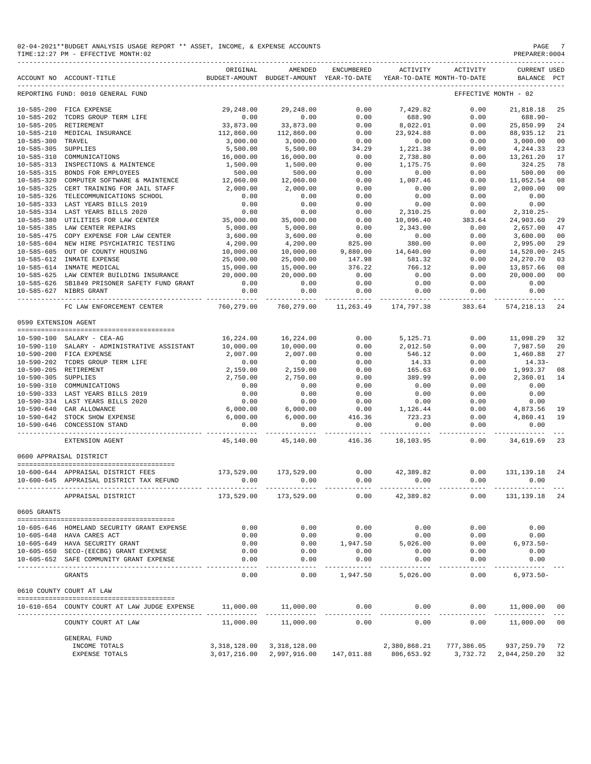02-04-2021**BUDGET ANALYSIS USAGE REPORT ** ASSET, INCOME, & EXPENSE ACCOUNTS
TIME:12:27 PM - EFFECTIVE MONTH:02

PREPARER:0004

| ACCOUNT NO | ACCOUNT-TITLE | ORIGINAL BUDGET-AMOUNT | AMENDED BUDGET-AMOUNT | ENCUMBERED YEAR-TO-DATE | ACTIVITY YEAR-TO-DATE | ACTIVITY MONTH-TO-DATE | CURRENT BALANCE | USED PCT |
|---|---|---|---|---|---|---|---|---|
| REPORTING FUND: 0010 GENERAL FUND | | | | | | EFFECTIVE MONTH - 02 | | |
| 10-585-200 | FICA EXPENSE | 29,248.00 | 29,248.00 | 0.00 | 7,429.82 | 0.00 | 21,818.18 | 25 |
| 10-585-202 | TCDRS GROUP TERM LIFE | 0.00 | 0.00 | 0.00 | 688.90 | 0.00 | 688.90- | |
| 10-585-205 | RETIREMENT | 33,873.00 | 33,873.00 | 0.00 | 8,022.01 | 0.00 | 25,850.99 | 24 |
| 10-585-210 | MEDICAL INSURANCE | 112,860.00 | 112,860.00 | 0.00 | 23,924.88 | 0.00 | 88,935.12 | 21 |
| 10-585-300 | TRAVEL | 3,000.00 | 3,000.00 | 0.00 | 0.00 | 0.00 | 3,000.00 | 00 |
| 10-585-305 | SUPPLIES | 5,500.00 | 5,500.00 | 34.29 | 1,221.38 | 0.00 | 4,244.33 | 23 |
| 10-585-310 | COMMUNICATIONS | 16,000.00 | 16,000.00 | 0.00 | 2,738.80 | 0.00 | 13,261.20 | 17 |
| 10-585-313 | INSPECTIONS & MAINTENCE | 1,500.00 | 1,500.00 | 0.00 | 1,175.75 | 0.00 | 324.25 | 78 |
| 10-585-315 | BONDS FOR EMPLOYEES | 500.00 | 500.00 | 0.00 | 0.00 | 0.00 | 500.00 | 00 |
| 10-585-320 | COMPUTER SOFTWARE & MAINTENCE | 12,060.00 | 12,060.00 | 0.00 | 1,007.46 | 0.00 | 11,052.54 | 08 |
| 10-585-325 | CERT TRAINING FOR JAIL STAFF | 2,000.00 | 2,000.00 | 0.00 | 0.00 | 0.00 | 2,000.00 | 00 |
| 10-585-326 | TELECOMMUNICATIONS SCHOOL | 0.00 | 0.00 | 0.00 | 0.00 | 0.00 | 0.00 | |
| 10-585-333 | LAST YEARS BILLS 2019 | 0.00 | 0.00 | 0.00 | 0.00 | 0.00 | 0.00 | |
| 10-585-334 | LAST YEARS BILLS 2020 | 0.00 | 0.00 | 0.00 | 2,310.25 | 0.00 | 2,310.25- | |
| 10-585-380 | UTILITIES FOR LAW CENTER | 35,000.00 | 35,000.00 | 0.00 | 10,096.40 | 383.64 | 24,903.60 | 29 |
| 10-585-385 | LAW CENTER REPAIRS | 5,000.00 | 5,000.00 | 0.00 | 2,343.00 | 0.00 | 2,657.00 | 47 |
| 10-585-475 | COPY EXPENSE FOR LAW CENTER | 3,600.00 | 3,600.00 | 0.00 | 0.00 | 0.00 | 3,600.00 | 00 |
| 10-585-604 | NEW HIRE PSYCHIATRIC TESTING | 4,200.00 | 4,200.00 | 825.00 | 380.00 | 0.00 | 2,995.00 | 29 |
| 10-585-605 | OUT OF COUNTY HOUSING | 10,000.00 | 10,000.00 | 9,880.00 | 14,640.00 | 0.00 | 14,520.00- | 245 |
| 10-585-612 | INMATE EXPENSE | 25,000.00 | 25,000.00 | 147.98 | 581.32 | 0.00 | 24,270.70 | 03 |
| 10-585-614 | INMATE MEDICAL | 15,000.00 | 15,000.00 | 376.22 | 766.12 | 0.00 | 13,857.66 | 08 |
| 10-585-625 | LAW CENTER BUILDING INSURANCE | 20,000.00 | 20,000.00 | 0.00 | 0.00 | 0.00 | 20,000.00 | 00 |
| 10-585-626 | SB1849 PRISONER SAFETY FUND GRANT | 0.00 | 0.00 | 0.00 | 0.00 | 0.00 | 0.00 | |
| 10-585-627 | NIBRS GRANT | 0.00 | 0.00 | 0.00 | 0.00 | 0.00 | 0.00 | |
| | FC LAW ENFORCEMENT CENTER | 760,279.00 | 760,279.00 | 11,263.49 | 174,797.38 | 383.64 | 574,218.13 | 24 |
| 0590 EXTENSION AGENT | | | | | | | | |
| 10-590-100 | SALARY - CEA-AG | 16,224.00 | 16,224.00 | 0.00 | 5,125.71 | 0.00 | 11,098.29 | 32 |
| 10-590-110 | SALARY - ADMINISTRATIVE ASSISTANT | 10,000.00 | 10,000.00 | 0.00 | 2,012.50 | 0.00 | 7,987.50 | 20 |
| 10-590-200 | FICA EXPENSE | 2,007.00 | 2,007.00 | 0.00 | 546.12 | 0.00 | 1,460.88 | 27 |
| 10-590-202 | TCDRS GROUP TERM LIFE | 0.00 | 0.00 | 0.00 | 14.33 | 0.00 | 14.33- | |
| 10-590-205 | RETIREMENT | 2,159.00 | 2,159.00 | 0.00 | 165.63 | 0.00 | 1,993.37 | 08 |
| 10-590-305 | SUPPLIES | 2,750.00 | 2,750.00 | 0.00 | 389.99 | 0.00 | 2,360.01 | 14 |
| 10-590-310 | COMMUNICATIONS | 0.00 | 0.00 | 0.00 | 0.00 | 0.00 | 0.00 | |
| 10-590-333 | LAST YEARS BILLS 2019 | 0.00 | 0.00 | 0.00 | 0.00 | 0.00 | 0.00 | |
| 10-590-334 | LAST YEARS BILLS 2020 | 0.00 | 0.00 | 0.00 | 0.00 | 0.00 | 0.00 | |
| 10-590-640 | CAR ALLOWANCE | 6,000.00 | 6,000.00 | 0.00 | 1,126.44 | 0.00 | 4,873.56 | 19 |
| 10-590-642 | STOCK SHOW EXPENSE | 6,000.00 | 6,000.00 | 416.36 | 723.23 | 0.00 | 4,860.41 | 19 |
| 10-590-646 | CONCESSION STAND | 0.00 | 0.00 | 0.00 | 0.00 | 0.00 | 0.00 | |
| | EXTENSION AGENT | 45,140.00 | 45,140.00 | 416.36 | 10,103.95 | 0.00 | 34,619.69 | 23 |
| 0600 APPRAISAL DISTRICT | | | | | | | | |
| 10-600-644 | APPRAISAL DISTRICT FEES | 173,529.00 | 173,529.00 | 0.00 | 42,389.82 | 0.00 | 131,139.18 | 24 |
| 10-600-645 | APPRAISAL DISTRICT TAX REFUND | 0.00 | 0.00 | 0.00 | 0.00 | 0.00 | 0.00 | |
| | APPRAISAL DISTRICT | 173,529.00 | 173,529.00 | 0.00 | 42,389.82 | 0.00 | 131,139.18 | 24 |
| 0605 GRANTS | | | | | | | | |
| 10-605-646 | HOMELAND SECURITY GRANT EXPENSE | 0.00 | 0.00 | 0.00 | 0.00 | 0.00 | 0.00 | |
| 10-605-648 | HAVA CARES ACT | 0.00 | 0.00 | 0.00 | 0.00 | 0.00 | 0.00 | |
| 10-605-649 | HAVA SECURITY GRANT | 0.00 | 0.00 | 1,947.50 | 5,026.00 | 0.00 | 6,973.50- | |
| 10-605-650 | SECO-(EECBG) GRANT EXPENSE | 0.00 | 0.00 | 0.00 | 0.00 | 0.00 | 0.00 | |
| 10-605-652 | SAFE COMMUNITY GRANT EXPENSE | 0.00 | 0.00 | 0.00 | 0.00 | 0.00 | 0.00 | |
| | GRANTS | 0.00 | 0.00 | 1,947.50 | 5,026.00 | 0.00 | 6,973.50- | |
| 0610 COUNTY COURT AT LAW | | | | | | | | |
| 10-610-654 | COUNTY COURT AT LAW JUDGE EXPENSE | 11,000.00 | 11,000.00 | 0.00 | 0.00 | 0.00 | 11,000.00 | 00 |
| | COUNTY COURT AT LAW | 11,000.00 | 11,000.00 | 0.00 | 0.00 | 0.00 | 11,000.00 | 00 |
| | GENERAL FUND | | | | | | | |
| | INCOME TOTALS | 3,318,128.00 | 3,318,128.00 | | 2,380,868.21 | 777,386.05 | 937,259.79 | 72 |
| | EXPENSE TOTALS | 3,017,216.00 | 2,997,916.00 | 147,011.88 | 806,653.92 | 3,732.72 | 2,044,250.20 | 32 |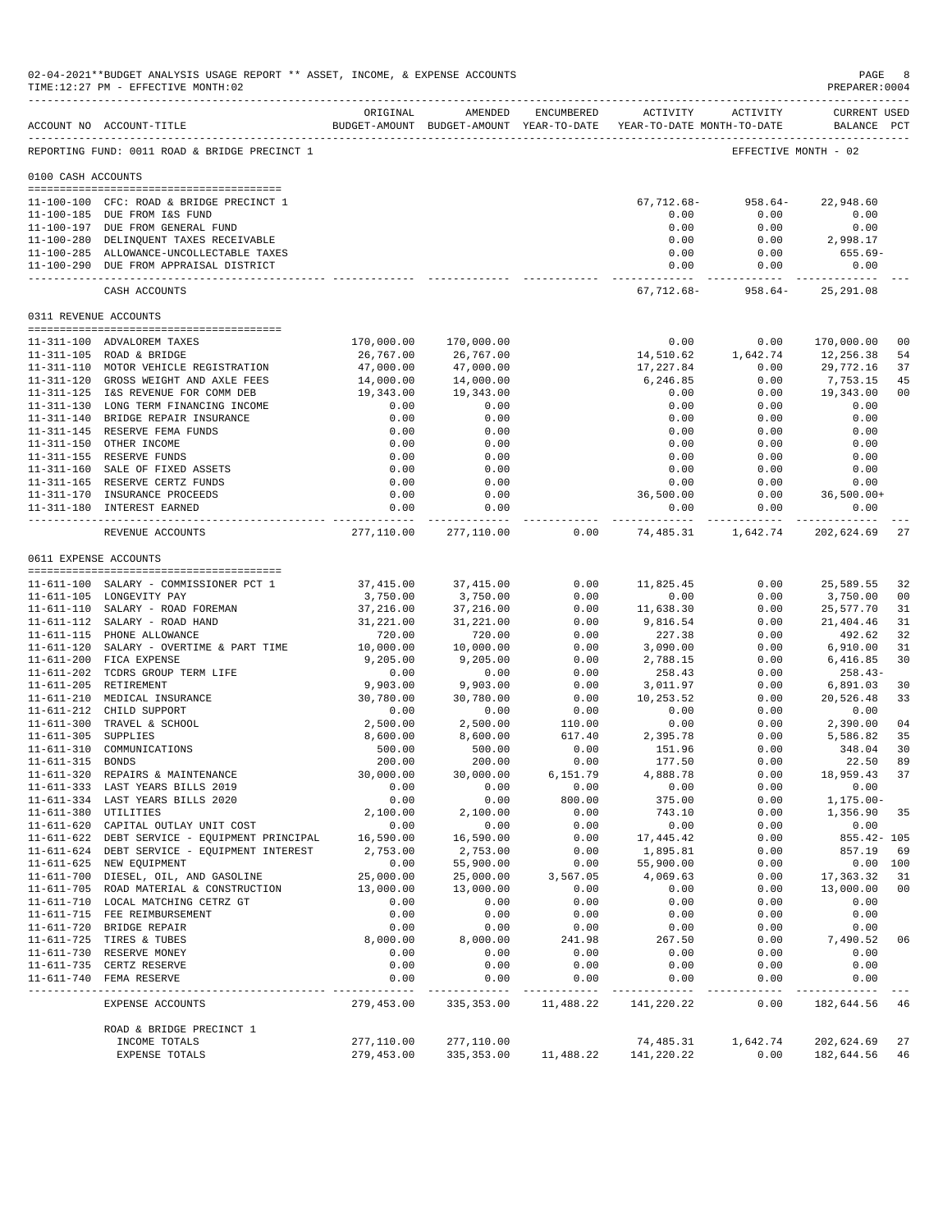02-04-2021**BUDGET ANALYSIS USAGE REPORT ** ASSET, INCOME, & EXPENSE ACCOUNTS
TIME:12:27 PM - EFFECTIVE MONTH:02

REPORTING FUND: 0011 ROAD & BRIDGE PRECINCT 1 — EFFECTIVE MONTH - 02

| ACCOUNT NO | ACCOUNT-TITLE | ORIGINAL BUDGET-AMOUNT | AMENDED BUDGET-AMOUNT | ENCUMBERED YEAR-TO-DATE | ACTIVITY YEAR-TO-DATE | ACTIVITY MONTH-TO-DATE | CURRENT BALANCE | USED PCT |
|---|---|---|---|---|---|---|---|---|
| **0100 CASH ACCOUNTS** | | | | | | | | |
| 11-100-100 | CFC: ROAD & BRIDGE PRECINCT 1 | | | | 67,712.68- | 958.64- | 22,948.60 | |
| 11-100-185 | DUE FROM I&S FUND | | | | 0.00 | 0.00 | 0.00 | |
| 11-100-197 | DUE FROM GENERAL FUND | | | | 0.00 | 0.00 | 0.00 | |
| 11-100-280 | DELINQUENT TAXES RECEIVABLE | | | | 0.00 | 0.00 | 2,998.17 | |
| 11-100-285 | ALLOWANCE-UNCOLLECTABLE TAXES | | | | 0.00 | 0.00 | 655.69- | |
| 11-100-290 | DUE FROM APPRAISAL DISTRICT | | | | 0.00 | 0.00 | 0.00 | |
| | CASH ACCOUNTS | | | | 67,712.68- | 958.64- | 25,291.08 | |
| **0311 REVENUE ACCOUNTS** | | | | | | | | |
| 11-311-100 | ADVALOREM TAXES | 170,000.00 | 170,000.00 | | 0.00 | 0.00 | 170,000.00 | 00 |
| 11-311-105 | ROAD & BRIDGE | 26,767.00 | 26,767.00 | | 14,510.62 | 1,642.74 | 12,256.38 | 54 |
| 11-311-110 | MOTOR VEHICLE REGISTRATION | 47,000.00 | 47,000.00 | | 17,227.84 | 0.00 | 29,772.16 | 37 |
| 11-311-120 | GROSS WEIGHT AND AXLE FEES | 14,000.00 | 14,000.00 | | 6,246.85 | 0.00 | 7,753.15 | 45 |
| 11-311-125 | I&S REVENUE FOR COMM DEB | 19,343.00 | 19,343.00 | | 0.00 | 0.00 | 19,343.00 | 00 |
| 11-311-130 | LONG TERM FINANCING INCOME | 0.00 | 0.00 | | 0.00 | 0.00 | 0.00 | |
| 11-311-140 | BRIDGE REPAIR INSURANCE | 0.00 | 0.00 | | 0.00 | 0.00 | 0.00 | |
| 11-311-145 | RESERVE FEMA FUNDS | 0.00 | 0.00 | | 0.00 | 0.00 | 0.00 | |
| 11-311-150 | OTHER INCOME | 0.00 | 0.00 | | 0.00 | 0.00 | 0.00 | |
| 11-311-155 | RESERVE FUNDS | 0.00 | 0.00 | | 0.00 | 0.00 | 0.00 | |
| 11-311-160 | SALE OF FIXED ASSETS | 0.00 | 0.00 | | 0.00 | 0.00 | 0.00 | |
| 11-311-165 | RESERVE CERTZ FUNDS | 0.00 | 0.00 | | 0.00 | 0.00 | 0.00 | |
| 11-311-170 | INSURANCE PROCEEDS | 0.00 | 0.00 | | 36,500.00 | 0.00 | 36,500.00+ | |
| 11-311-180 | INTEREST EARNED | 0.00 | 0.00 | | 0.00 | 0.00 | 0.00 | |
| | REVENUE ACCOUNTS | 277,110.00 | 277,110.00 | 0.00 | 74,485.31 | 1,642.74 | 202,624.69 | 27 |
| **0611 EXPENSE ACCOUNTS** | | | | | | | | |
| 11-611-100 | SALARY - COMMISSIONER PCT 1 | 37,415.00 | 37,415.00 | 0.00 | 11,825.45 | 0.00 | 25,589.55 | 32 |
| 11-611-105 | LONGEVITY PAY | 3,750.00 | 3,750.00 | 0.00 | 0.00 | 0.00 | 3,750.00 | 00 |
| 11-611-110 | SALARY - ROAD FOREMAN | 37,216.00 | 37,216.00 | 0.00 | 11,638.30 | 0.00 | 25,577.70 | 31 |
| 11-611-112 | SALARY - ROAD HAND | 31,221.00 | 31,221.00 | 0.00 | 9,816.54 | 0.00 | 21,404.46 | 31 |
| 11-611-115 | PHONE ALLOWANCE | 720.00 | 720.00 | 0.00 | 227.38 | 0.00 | 492.62 | 32 |
| 11-611-120 | SALARY - OVERTIME & PART TIME | 10,000.00 | 10,000.00 | 0.00 | 3,090.00 | 0.00 | 6,910.00 | 31 |
| 11-611-200 | FICA EXPENSE | 9,205.00 | 9,205.00 | 0.00 | 2,788.15 | 0.00 | 6,416.85 | 30 |
| 11-611-202 | TCDRS GROUP TERM LIFE | 0.00 | 0.00 | 0.00 | 258.43 | 0.00 | 258.43- | |
| 11-611-205 | RETIREMENT | 9,903.00 | 9,903.00 | 0.00 | 3,011.97 | 0.00 | 6,891.03 | 30 |
| 11-611-210 | MEDICAL INSURANCE | 30,780.00 | 30,780.00 | 0.00 | 10,253.52 | 0.00 | 20,526.48 | 33 |
| 11-611-212 | CHILD SUPPORT | 0.00 | 0.00 | 0.00 | 0.00 | 0.00 | 0.00 | |
| 11-611-300 | TRAVEL & SCHOOL | 2,500.00 | 2,500.00 | 110.00 | 0.00 | 0.00 | 2,390.00 | 04 |
| 11-611-305 | SUPPLIES | 8,600.00 | 8,600.00 | 617.40 | 2,395.78 | 0.00 | 5,586.82 | 35 |
| 11-611-310 | COMMUNICATIONS | 500.00 | 500.00 | 0.00 | 151.96 | 0.00 | 348.04 | 30 |
| 11-611-315 | BONDS | 200.00 | 200.00 | 0.00 | 177.50 | 0.00 | 22.50 | 89 |
| 11-611-320 | REPAIRS & MAINTENANCE | 30,000.00 | 30,000.00 | 6,151.79 | 4,888.78 | 0.00 | 18,959.43 | 37 |
| 11-611-333 | LAST YEARS BILLS 2019 | 0.00 | 0.00 | 0.00 | 0.00 | 0.00 | 0.00 | |
| 11-611-334 | LAST YEARS BILLS 2020 | 0.00 | 0.00 | 800.00 | 375.00 | 0.00 | 1,175.00- | |
| 11-611-380 | UTILITIES | 2,100.00 | 2,100.00 | 0.00 | 743.10 | 0.00 | 1,356.90 | 35 |
| 11-611-620 | CAPITAL OUTLAY UNIT COST | 0.00 | 0.00 | 0.00 | 0.00 | 0.00 | 0.00 | |
| 11-611-622 | DEBT SERVICE - EQUIPMENT PRINCIPAL | 16,590.00 | 16,590.00 | 0.00 | 17,445.42 | 0.00 | 855.42- | 105 |
| 11-611-624 | DEBT SERVICE - EQUIPMENT INTEREST | 2,753.00 | 2,753.00 | 0.00 | 1,895.81 | 0.00 | 857.19 | 69 |
| 11-611-625 | NEW EQUIPMENT | 0.00 | 55,900.00 | 0.00 | 55,900.00 | 0.00 | 0.00 | 100 |
| 11-611-700 | DIESEL, OIL, AND GASOLINE | 25,000.00 | 25,000.00 | 3,567.05 | 4,069.63 | 0.00 | 17,363.32 | 31 |
| 11-611-705 | ROAD MATERIAL & CONSTRUCTION | 13,000.00 | 13,000.00 | 0.00 | 0.00 | 0.00 | 13,000.00 | 00 |
| 11-611-710 | LOCAL MATCHING CETRZ GT | 0.00 | 0.00 | 0.00 | 0.00 | 0.00 | 0.00 | |
| 11-611-715 | FEE REIMBURSEMENT | 0.00 | 0.00 | 0.00 | 0.00 | 0.00 | 0.00 | |
| 11-611-720 | BRIDGE REPAIR | 0.00 | 0.00 | 0.00 | 0.00 | 0.00 | 0.00 | |
| 11-611-725 | TIRES & TUBES | 8,000.00 | 8,000.00 | 241.98 | 267.50 | 0.00 | 7,490.52 | 06 |
| 11-611-730 | RESERVE MONEY | 0.00 | 0.00 | 0.00 | 0.00 | 0.00 | 0.00 | |
| 11-611-735 | CERTZ RESERVE | 0.00 | 0.00 | 0.00 | 0.00 | 0.00 | 0.00 | |
| 11-611-740 | FEMA RESERVE | 0.00 | 0.00 | 0.00 | 0.00 | 0.00 | 0.00 | |
| | EXPENSE ACCOUNTS | 279,453.00 | 335,353.00 | 11,488.22 | 141,220.22 | 0.00 | 182,644.56 | 46 |
| | ROAD & BRIDGE PRECINCT 1 | | | | | | | |
| | INCOME TOTALS | 277,110.00 | 277,110.00 | | 74,485.31 | 1,642.74 | 202,624.69 | 27 |
| | EXPENSE TOTALS | 279,453.00 | 335,353.00 | 11,488.22 | 141,220.22 | 0.00 | 182,644.56 | 46 |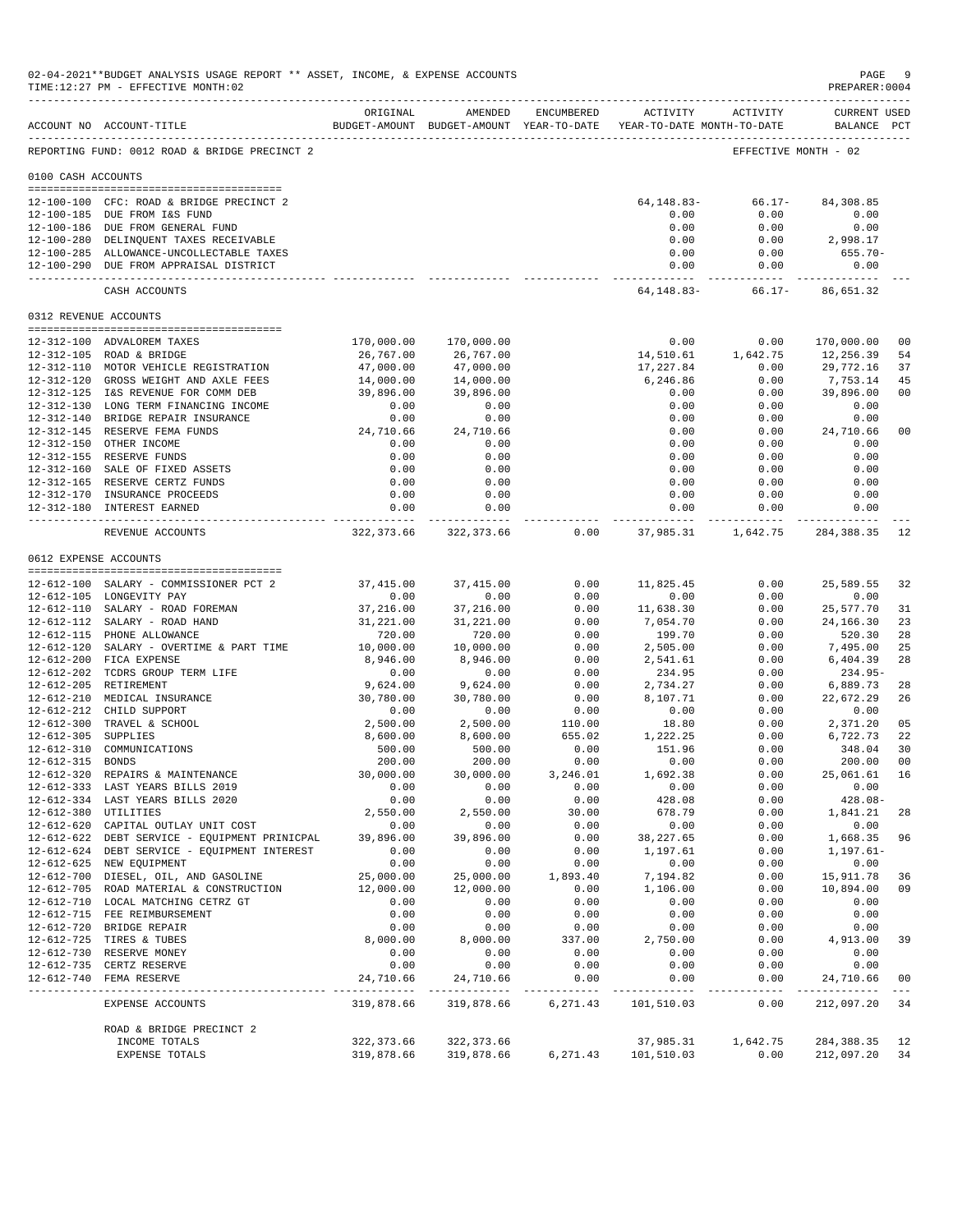02-04-2021**BUDGET ANALYSIS USAGE REPORT ** ASSET, INCOME, & EXPENSE ACCOUNTS
TIME:12:27 PM - EFFECTIVE MONTH:02
PREPARER:0004

REPORTING FUND: 0012 ROAD & BRIDGE PRECINCT 2 — EFFECTIVE MONTH - 02

| ACCOUNT NO | ACCOUNT-TITLE | ORIGINAL BUDGET-AMOUNT | AMENDED BUDGET-AMOUNT | ENCUMBERED YEAR-TO-DATE | ACTIVITY YEAR-TO-DATE | ACTIVITY MONTH-TO-DATE | CURRENT BALANCE | USED PCT |
|---|---|---|---|---|---|---|---|---|
| **0100 CASH ACCOUNTS** | | | | | | | | |
| 12-100-100 | CFC: ROAD & BRIDGE PRECINCT 2 | | | | 64,148.83- | 66.17- | 84,308.85 | |
| 12-100-185 | DUE FROM I&S FUND | | | | 0.00 | 0.00 | 0.00 | |
| 12-100-186 | DUE FROM GENERAL FUND | | | | 0.00 | 0.00 | 0.00 | |
| 12-100-280 | DELINQUENT TAXES RECEIVABLE | | | | 0.00 | 0.00 | 2,998.17 | |
| 12-100-285 | ALLOWANCE-UNCOLLECTABLE TAXES | | | | 0.00 | 0.00 | 655.70- | |
| 12-100-290 | DUE FROM APPRAISAL DISTRICT | | | | 0.00 | 0.00 | 0.00 | |
| | CASH ACCOUNTS | | | | 64,148.83- | 66.17- | 86,651.32 | |
| **0312 REVENUE ACCOUNTS** | | | | | | | | |
| 12-312-100 | ADVALOREM TAXES | 170,000.00 | 170,000.00 | | 0.00 | 0.00 | 170,000.00 | 00 |
| 12-312-105 | ROAD & BRIDGE | 26,767.00 | 26,767.00 | | 14,510.61 | 1,642.75 | 12,256.39 | 54 |
| 12-312-110 | MOTOR VEHICLE REGISTRATION | 47,000.00 | 47,000.00 | | 17,227.84 | 0.00 | 29,772.16 | 37 |
| 12-312-120 | GROSS WEIGHT AND AXLE FEES | 14,000.00 | 14,000.00 | | 6,246.86 | 0.00 | 7,753.14 | 45 |
| 12-312-125 | I&S REVENUE FOR COMM DEB | 39,896.00 | 39,896.00 | | 0.00 | 0.00 | 39,896.00 | 00 |
| 12-312-130 | LONG TERM FINANCING INCOME | 0.00 | 0.00 | | 0.00 | 0.00 | 0.00 | |
| 12-312-140 | BRIDGE REPAIR INSURANCE | 0.00 | 0.00 | | 0.00 | 0.00 | 0.00 | |
| 12-312-145 | RESERVE FEMA FUNDS | 24,710.66 | 24,710.66 | | 0.00 | 0.00 | 24,710.66 | 00 |
| 12-312-150 | OTHER INCOME | 0.00 | 0.00 | | 0.00 | 0.00 | 0.00 | |
| 12-312-155 | RESERVE FUNDS | 0.00 | 0.00 | | 0.00 | 0.00 | 0.00 | |
| 12-312-160 | SALE OF FIXED ASSETS | 0.00 | 0.00 | | 0.00 | 0.00 | 0.00 | |
| 12-312-165 | RESERVE CERTZ FUNDS | 0.00 | 0.00 | | 0.00 | 0.00 | 0.00 | |
| 12-312-170 | INSURANCE PROCEEDS | 0.00 | 0.00 | | 0.00 | 0.00 | 0.00 | |
| 12-312-180 | INTEREST EARNED | 0.00 | 0.00 | | 0.00 | 0.00 | 0.00 | |
| | REVENUE ACCOUNTS | 322,373.66 | 322,373.66 | 0.00 | 37,985.31 | 1,642.75 | 284,388.35 | 12 |
| **0612 EXPENSE ACCOUNTS** | | | | | | | | |
| 12-612-100 | SALARY - COMMISSIONER PCT 2 | 37,415.00 | 37,415.00 | 0.00 | 11,825.45 | 0.00 | 25,589.55 | 32 |
| 12-612-105 | LONGEVITY PAY | 0.00 | 0.00 | 0.00 | 0.00 | 0.00 | 0.00 | |
| 12-612-110 | SALARY - ROAD FOREMAN | 37,216.00 | 37,216.00 | 0.00 | 11,638.30 | 0.00 | 25,577.70 | 31 |
| 12-612-112 | SALARY - ROAD HAND | 31,221.00 | 31,221.00 | 0.00 | 7,054.70 | 0.00 | 24,166.30 | 23 |
| 12-612-115 | PHONE ALLOWANCE | 720.00 | 720.00 | 0.00 | 199.70 | 0.00 | 520.30 | 28 |
| 12-612-120 | SALARY - OVERTIME & PART TIME | 10,000.00 | 10,000.00 | 0.00 | 2,505.00 | 0.00 | 7,495.00 | 25 |
| 12-612-200 | FICA EXPENSE | 8,946.00 | 8,946.00 | 0.00 | 2,541.61 | 0.00 | 6,404.39 | 28 |
| 12-612-202 | TCDRS GROUP TERM LIFE | 0.00 | 0.00 | 0.00 | 234.95 | 0.00 | 234.95- | |
| 12-612-205 | RETIREMENT | 9,624.00 | 9,624.00 | 0.00 | 2,734.27 | 0.00 | 6,889.73 | 28 |
| 12-612-210 | MEDICAL INSURANCE | 30,780.00 | 30,780.00 | 0.00 | 8,107.71 | 0.00 | 22,672.29 | 26 |
| 12-612-212 | CHILD SUPPORT | 0.00 | 0.00 | 0.00 | 0.00 | 0.00 | 0.00 | |
| 12-612-300 | TRAVEL & SCHOOL | 2,500.00 | 2,500.00 | 110.00 | 18.80 | 0.00 | 2,371.20 | 05 |
| 12-612-305 | SUPPLIES | 8,600.00 | 8,600.00 | 655.02 | 1,222.25 | 0.00 | 6,722.73 | 22 |
| 12-612-310 | COMMUNICATIONS | 500.00 | 500.00 | 0.00 | 151.96 | 0.00 | 348.04 | 30 |
| 12-612-315 | BONDS | 200.00 | 200.00 | 0.00 | 0.00 | 0.00 | 200.00 | 00 |
| 12-612-320 | REPAIRS & MAINTENANCE | 30,000.00 | 30,000.00 | 3,246.01 | 1,692.38 | 0.00 | 25,061.61 | 16 |
| 12-612-333 | LAST YEARS BILLS 2019 | 0.00 | 0.00 | 0.00 | 0.00 | 0.00 | 0.00 | |
| 12-612-334 | LAST YEARS BILLS 2020 | 0.00 | 0.00 | 0.00 | 428.08 | 0.00 | 428.08- | |
| 12-612-380 | UTILITIES | 2,550.00 | 2,550.00 | 30.00 | 678.79 | 0.00 | 1,841.21 | 28 |
| 12-612-620 | CAPITAL OUTLAY UNIT COST | 0.00 | 0.00 | 0.00 | 0.00 | 0.00 | 0.00 | |
| 12-612-622 | DEBT SERVICE - EQUIPMENT PRINICPAL | 39,896.00 | 39,896.00 | 0.00 | 38,227.65 | 0.00 | 1,668.35 | 96 |
| 12-612-624 | DEBT SERVICE - EQUIPMENT INTEREST | 0.00 | 0.00 | 0.00 | 1,197.61 | 0.00 | 1,197.61- | |
| 12-612-625 | NEW EQUIPMENT | 0.00 | 0.00 | 0.00 | 0.00 | 0.00 | 0.00 | |
| 12-612-700 | DIESEL, OIL, AND GASOLINE | 25,000.00 | 25,000.00 | 1,893.40 | 7,194.82 | 0.00 | 15,911.78 | 36 |
| 12-612-705 | ROAD MATERIAL & CONSTRUCTION | 12,000.00 | 12,000.00 | 0.00 | 1,106.00 | 0.00 | 10,894.00 | 09 |
| 12-612-710 | LOCAL MATCHING CETRZ GT | 0.00 | 0.00 | 0.00 | 0.00 | 0.00 | 0.00 | |
| 12-612-715 | FEE REIMBURSEMENT | 0.00 | 0.00 | 0.00 | 0.00 | 0.00 | 0.00 | |
| 12-612-720 | BRIDGE REPAIR | 0.00 | 0.00 | 0.00 | 0.00 | 0.00 | 0.00 | |
| 12-612-725 | TIRES & TUBES | 8,000.00 | 8,000.00 | 337.00 | 2,750.00 | 0.00 | 4,913.00 | 39 |
| 12-612-730 | RESERVE MONEY | 0.00 | 0.00 | 0.00 | 0.00 | 0.00 | 0.00 | |
| 12-612-735 | CERTZ RESERVE | 0.00 | 0.00 | 0.00 | 0.00 | 0.00 | 0.00 | |
| 12-612-740 | FEMA RESERVE | 24,710.66 | 24,710.66 | 0.00 | 0.00 | 0.00 | 24,710.66 | 00 |
| | EXPENSE ACCOUNTS | 319,878.66 | 319,878.66 | 6,271.43 | 101,510.03 | 0.00 | 212,097.20 | 34 |
| | ROAD & BRIDGE PRECINCT 2 | | | | | | | |
| | INCOME TOTALS | 322,373.66 | 322,373.66 | | 37,985.31 | 1,642.75 | 284,388.35 | 12 |
| | EXPENSE TOTALS | 319,878.66 | 319,878.66 | 6,271.43 | 101,510.03 | 0.00 | 212,097.20 | 34 |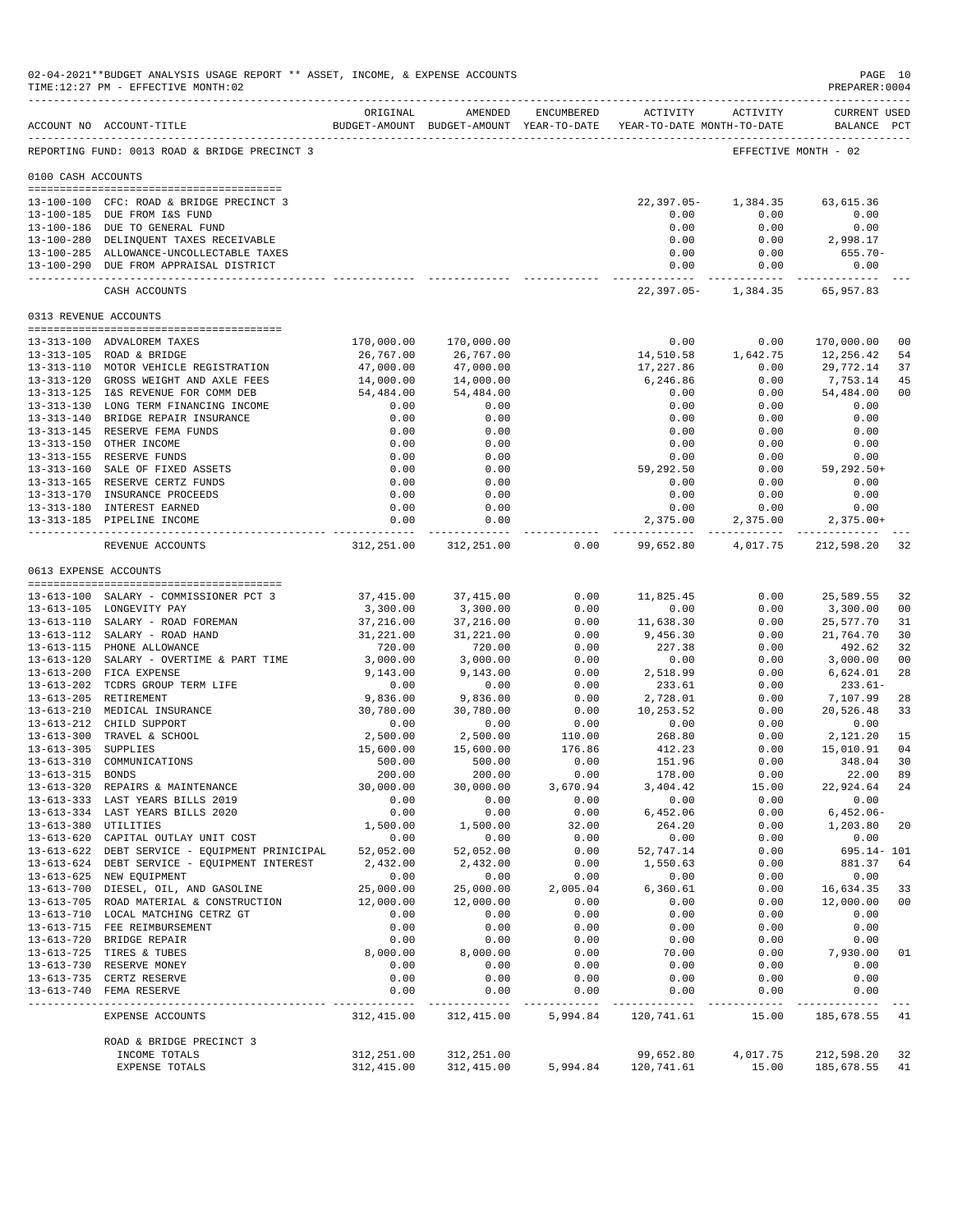02-04-2021**BUDGET ANALYSIS USAGE REPORT ** ASSET, INCOME, & EXPENSE ACCOUNTS
TIME:12:27 PM - EFFECTIVE MONTH:02

PREPARER:0004

| ACCOUNT NO | ACCOUNT-TITLE | ORIGINAL BUDGET-AMOUNT | AMENDED BUDGET-AMOUNT | ENCUMBERED YEAR-TO-DATE | ACTIVITY YEAR-TO-DATE | ACTIVITY MONTH-TO-DATE | CURRENT BALANCE | USED PCT |
|---|---|---|---|---|---|---|---|---|
| REPORTING FUND: 0013 ROAD & BRIDGE PRECINCT 3 | | | | | | EFFECTIVE MONTH - 02 | | |
| **0100 CASH ACCOUNTS** | | | | | | | | |
| 13-100-100 | CFC: ROAD & BRIDGE PRECINCT 3 | | | | 22,397.05- | 1,384.35 | 63,615.36 | |
| 13-100-185 | DUE FROM I&S FUND | | | | 0.00 | 0.00 | 0.00 | |
| 13-100-186 | DUE TO GENERAL FUND | | | | 0.00 | 0.00 | 0.00 | |
| 13-100-280 | DELINQUENT TAXES RECEIVABLE | | | | 0.00 | 0.00 | 2,998.17 | |
| 13-100-285 | ALLOWANCE-UNCOLLECTABLE TAXES | | | | 0.00 | 0.00 | 655.70- | |
| 13-100-290 | DUE FROM APPRAISAL DISTRICT | | | | 0.00 | 0.00 | 0.00 | |
| | CASH ACCOUNTS | | | | 22,397.05- | 1,384.35 | 65,957.83 | |
| **0313 REVENUE ACCOUNTS** | | | | | | | | |
| 13-313-100 | ADVALOREM TAXES | 170,000.00 | 170,000.00 | | 0.00 | 0.00 | 170,000.00 | 00 |
| 13-313-105 | ROAD & BRIDGE | 26,767.00 | 26,767.00 | | 14,510.58 | 1,642.75 | 12,256.42 | 54 |
| 13-313-110 | MOTOR VEHICLE REGISTRATION | 47,000.00 | 47,000.00 | | 17,227.86 | 0.00 | 29,772.14 | 37 |
| 13-313-120 | GROSS WEIGHT AND AXLE FEES | 14,000.00 | 14,000.00 | | 6,246.86 | 0.00 | 7,753.14 | 45 |
| 13-313-125 | I&S REVENUE FOR COMM DEB | 54,484.00 | 54,484.00 | | 0.00 | 0.00 | 54,484.00 | 00 |
| 13-313-130 | LONG TERM FINANCING INCOME | 0.00 | 0.00 | | 0.00 | 0.00 | 0.00 | |
| 13-313-140 | BRIDGE REPAIR INSURANCE | 0.00 | 0.00 | | 0.00 | 0.00 | 0.00 | |
| 13-313-145 | RESERVE FEMA FUNDS | 0.00 | 0.00 | | 0.00 | 0.00 | 0.00 | |
| 13-313-150 | OTHER INCOME | 0.00 | 0.00 | | 0.00 | 0.00 | 0.00 | |
| 13-313-155 | RESERVE FUNDS | 0.00 | 0.00 | | 0.00 | 0.00 | 0.00 | |
| 13-313-160 | SALE OF FIXED ASSETS | 0.00 | 0.00 | | 59,292.50 | 0.00 | 59,292.50+ | |
| 13-313-165 | RESERVE CERTZ FUNDS | 0.00 | 0.00 | | 0.00 | 0.00 | 0.00 | |
| 13-313-170 | INSURANCE PROCEEDS | 0.00 | 0.00 | | 0.00 | 0.00 | 0.00 | |
| 13-313-180 | INTEREST EARNED | 0.00 | 0.00 | | 0.00 | 0.00 | 0.00 | |
| 13-313-185 | PIPELINE INCOME | 0.00 | 0.00 | | 2,375.00 | 2,375.00 | 2,375.00+ | |
| | REVENUE ACCOUNTS | 312,251.00 | 312,251.00 | 0.00 | 99,652.80 | 4,017.75 | 212,598.20 | 32 |
| **0613 EXPENSE ACCOUNTS** | | | | | | | | |
| 13-613-100 | SALARY - COMMISSIONER PCT 3 | 37,415.00 | 37,415.00 | 0.00 | 11,825.45 | 0.00 | 25,589.55 | 32 |
| 13-613-105 | LONGEVITY PAY | 3,300.00 | 3,300.00 | 0.00 | 0.00 | 0.00 | 3,300.00 | 00 |
| 13-613-110 | SALARY - ROAD FOREMAN | 37,216.00 | 37,216.00 | 0.00 | 11,638.30 | 0.00 | 25,577.70 | 31 |
| 13-613-112 | SALARY - ROAD HAND | 31,221.00 | 31,221.00 | 0.00 | 9,456.30 | 0.00 | 21,764.70 | 30 |
| 13-613-115 | PHONE ALLOWANCE | 720.00 | 720.00 | 0.00 | 227.38 | 0.00 | 492.62 | 32 |
| 13-613-120 | SALARY - OVERTIME & PART TIME | 3,000.00 | 3,000.00 | 0.00 | 0.00 | 0.00 | 3,000.00 | 00 |
| 13-613-200 | FICA EXPENSE | 9,143.00 | 9,143.00 | 0.00 | 2,518.99 | 0.00 | 6,624.01 | 28 |
| 13-613-202 | TCDRS GROUP TERM LIFE | 0.00 | 0.00 | 0.00 | 233.61 | 0.00 | 233.61- | |
| 13-613-205 | RETIREMENT | 9,836.00 | 9,836.00 | 0.00 | 2,728.01 | 0.00 | 7,107.99 | 28 |
| 13-613-210 | MEDICAL INSURANCE | 30,780.00 | 30,780.00 | 0.00 | 10,253.52 | 0.00 | 20,526.48 | 33 |
| 13-613-212 | CHILD SUPPORT | 0.00 | 0.00 | 0.00 | 0.00 | 0.00 | 0.00 | |
| 13-613-300 | TRAVEL & SCHOOL | 2,500.00 | 2,500.00 | 110.00 | 268.80 | 0.00 | 2,121.20 | 15 |
| 13-613-305 | SUPPLIES | 15,600.00 | 15,600.00 | 176.86 | 412.23 | 0.00 | 15,010.91 | 04 |
| 13-613-310 | COMMUNICATIONS | 500.00 | 500.00 | 0.00 | 151.96 | 0.00 | 348.04 | 30 |
| 13-613-315 | BONDS | 200.00 | 200.00 | 0.00 | 178.00 | 0.00 | 22.00 | 89 |
| 13-613-320 | REPAIRS & MAINTENANCE | 30,000.00 | 30,000.00 | 3,670.94 | 3,404.42 | 15.00 | 22,924.64 | 24 |
| 13-613-333 | LAST YEARS BILLS 2019 | 0.00 | 0.00 | 0.00 | 0.00 | 0.00 | 0.00 | |
| 13-613-334 | LAST YEARS BILLS 2020 | 0.00 | 0.00 | 0.00 | 6,452.06 | 0.00 | 6,452.06- | |
| 13-613-380 | UTILITIES | 1,500.00 | 1,500.00 | 32.00 | 264.20 | 0.00 | 1,203.80 | 20 |
| 13-613-620 | CAPITAL OUTLAY UNIT COST | 0.00 | 0.00 | 0.00 | 0.00 | 0.00 | 0.00 | |
| 13-613-622 | DEBT SERVICE - EQUIPMENT PRINICIPAL | 52,052.00 | 52,052.00 | 0.00 | 52,747.14 | 0.00 | 695.14- | 101 |
| 13-613-624 | DEBT SERVICE - EQUIPMENT INTEREST | 2,432.00 | 2,432.00 | 0.00 | 1,550.63 | 0.00 | 881.37 | 64 |
| 13-613-625 | NEW EQUIPMENT | 0.00 | 0.00 | 0.00 | 0.00 | 0.00 | 0.00 | |
| 13-613-700 | DIESEL, OIL, AND GASOLINE | 25,000.00 | 25,000.00 | 2,005.04 | 6,360.61 | 0.00 | 16,634.35 | 33 |
| 13-613-705 | ROAD MATERIAL & CONSTRUCTION | 12,000.00 | 12,000.00 | 0.00 | 0.00 | 0.00 | 12,000.00 | 00 |
| 13-613-710 | LOCAL MATCHING CETRZ GT | 0.00 | 0.00 | 0.00 | 0.00 | 0.00 | 0.00 | |
| 13-613-715 | FEE REIMBURSEMENT | 0.00 | 0.00 | 0.00 | 0.00 | 0.00 | 0.00 | |
| 13-613-720 | BRIDGE REPAIR | 0.00 | 0.00 | 0.00 | 0.00 | 0.00 | 0.00 | |
| 13-613-725 | TIRES & TUBES | 8,000.00 | 8,000.00 | 0.00 | 70.00 | 0.00 | 7,930.00 | 01 |
| 13-613-730 | RESERVE MONEY | 0.00 | 0.00 | 0.00 | 0.00 | 0.00 | 0.00 | |
| 13-613-735 | CERTZ RESERVE | 0.00 | 0.00 | 0.00 | 0.00 | 0.00 | 0.00 | |
| 13-613-740 | FEMA RESERVE | 0.00 | 0.00 | 0.00 | 0.00 | 0.00 | 0.00 | |
| | EXPENSE ACCOUNTS | 312,415.00 | 312,415.00 | 5,994.84 | 120,741.61 | 15.00 | 185,678.55 | 41 |
| | ROAD & BRIDGE PRECINCT 3 | | | | | | | |
| | INCOME TOTALS | 312,251.00 | 312,251.00 | | 99,652.80 | 4,017.75 | 212,598.20 | 32 |
| | EXPENSE TOTALS | 312,415.00 | 312,415.00 | 5,994.84 | 120,741.61 | 15.00 | 185,678.55 | 41 |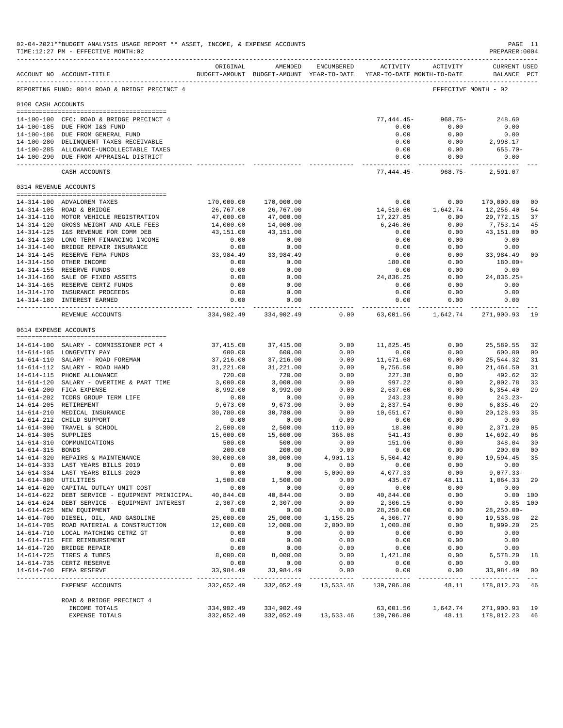02-04-2021**BUDGET ANALYSIS USAGE REPORT ** ASSET, INCOME, & EXPENSE ACCOUNTS
TIME:12:27 PM - EFFECTIVE MONTH:02

PREPARER:0004

| ACCOUNT NO | ACCOUNT-TITLE | ORIGINAL BUDGET-AMOUNT | AMENDED BUDGET-AMOUNT | ENCUMBERED YEAR-TO-DATE | ACTIVITY YEAR-TO-DATE | ACTIVITY MONTH-TO-DATE | CURRENT USED BALANCE | PCT |
|---|---|---|---|---|---|---|---|---|
| REPORTING FUND: 0014 ROAD & BRIDGE PRECINCT 4 | | | | | | | EFFECTIVE MONTH - 02 | |
| **0100 CASH ACCOUNTS** | | | | | | | | |
| 14-100-100 | CFC: ROAD & BRIDGE PRECINCT 4 | | | | 77,444.45- | 968.75- | 248.60 | |
| 14-100-185 | DUE FROM I&S FUND | | | | 0.00 | 0.00 | 0.00 | |
| 14-100-186 | DUE FROM GENERAL FUND | | | | 0.00 | 0.00 | 0.00 | |
| 14-100-280 | DELINQUENT TAXES RECEIVABLE | | | | 0.00 | 0.00 | 2,998.17 | |
| 14-100-285 | ALLOWANCE-UNCOLLECTABLE TAXES | | | | 0.00 | 0.00 | 655.70- | |
| 14-100-290 | DUE FROM APPRAISAL DISTRICT | | | | 0.00 | 0.00 | 0.00 | |
| | CASH ACCOUNTS | | | | 77,444.45- | 968.75- | 2,591.07 | |
| **0314 REVENUE ACCOUNTS** | | | | | | | | |
| 14-314-100 | ADVALOREM TAXES | 170,000.00 | 170,000.00 | | 0.00 | 0.00 | 170,000.00 | 00 |
| 14-314-105 | ROAD & BRIDGE | 26,767.00 | 26,767.00 | | 14,510.60 | 1,642.74 | 12,256.40 | 54 |
| 14-314-110 | MOTOR VEHICLE REGISTRATION | 47,000.00 | 47,000.00 | | 17,227.85 | 0.00 | 29,772.15 | 37 |
| 14-314-120 | GROSS WEIGHT AND AXLE FEES | 14,000.00 | 14,000.00 | | 6,246.86 | 0.00 | 7,753.14 | 45 |
| 14-314-125 | I&S REVENUE FOR COMM DEB | 43,151.00 | 43,151.00 | | 0.00 | 0.00 | 43,151.00 | 00 |
| 14-314-130 | LONG TERM FINANCING INCOME | 0.00 | 0.00 | | 0.00 | 0.00 | 0.00 | |
| 14-314-140 | BRIDGE REPAIR INSURANCE | 0.00 | 0.00 | | 0.00 | 0.00 | 0.00 | |
| 14-314-145 | RESERVE FEMA FUNDS | 33,984.49 | 33,984.49 | | 0.00 | 0.00 | 33,984.49 | 00 |
| 14-314-150 | OTHER INCOME | 0.00 | 0.00 | | 180.00 | 0.00 | 180.00+ | |
| 14-314-155 | RESERVE FUNDS | 0.00 | 0.00 | | 0.00 | 0.00 | 0.00 | |
| 14-314-160 | SALE OF FIXED ASSETS | 0.00 | 0.00 | | 24,836.25 | 0.00 | 24,836.25+ | |
| 14-314-165 | RESERVE CERTZ FUNDS | 0.00 | 0.00 | | 0.00 | 0.00 | 0.00 | |
| 14-314-170 | INSURANCE PROCEEDS | 0.00 | 0.00 | | 0.00 | 0.00 | 0.00 | |
| 14-314-180 | INTEREST EARNED | 0.00 | 0.00 | | 0.00 | 0.00 | 0.00 | |
| | REVENUE ACCOUNTS | 334,902.49 | 334,902.49 | 0.00 | 63,001.56 | 1,642.74 | 271,900.93 | 19 |
| **0614 EXPENSE ACCOUNTS** | | | | | | | | |
| 14-614-100 | SALARY - COMMISSIONER PCT 4 | 37,415.00 | 37,415.00 | 0.00 | 11,825.45 | 0.00 | 25,589.55 | 32 |
| 14-614-105 | LONGEVITY PAY | 600.00 | 600.00 | 0.00 | 0.00 | 0.00 | 600.00 | 00 |
| 14-614-110 | SALARY - ROAD FOREMAN | 37,216.00 | 37,216.00 | 0.00 | 11,671.68 | 0.00 | 25,544.32 | 31 |
| 14-614-112 | SALARY - ROAD HAND | 31,221.00 | 31,221.00 | 0.00 | 9,756.50 | 0.00 | 21,464.50 | 31 |
| 14-614-115 | PHONE ALLOWANCE | 720.00 | 720.00 | 0.00 | 227.38 | 0.00 | 492.62 | 32 |
| 14-614-120 | SALARY - OVERTIME & PART TIME | 3,000.00 | 3,000.00 | 0.00 | 997.22 | 0.00 | 2,002.78 | 33 |
| 14-614-200 | FICA EXPENSE | 8,992.00 | 8,992.00 | 0.00 | 2,637.60 | 0.00 | 6,354.40 | 29 |
| 14-614-202 | TCDRS GROUP TERM LIFE | 0.00 | 0.00 | 0.00 | 243.23 | 0.00 | 243.23- | |
| 14-614-205 | RETIREMENT | 9,673.00 | 9,673.00 | 0.00 | 2,837.54 | 0.00 | 6,835.46 | 29 |
| 14-614-210 | MEDICAL INSURANCE | 30,780.00 | 30,780.00 | 0.00 | 10,651.07 | 0.00 | 20,128.93 | 35 |
| 14-614-212 | CHILD SUPPORT | 0.00 | 0.00 | 0.00 | 0.00 | 0.00 | 0.00 | |
| 14-614-300 | TRAVEL & SCHOOL | 2,500.00 | 2,500.00 | 110.00 | 18.80 | 0.00 | 2,371.20 | 05 |
| 14-614-305 | SUPPLIES | 15,600.00 | 15,600.00 | 366.08 | 541.43 | 0.00 | 14,692.49 | 06 |
| 14-614-310 | COMMUNICATIONS | 500.00 | 500.00 | 0.00 | 151.96 | 0.00 | 348.04 | 30 |
| 14-614-315 | BONDS | 200.00 | 200.00 | 0.00 | 0.00 | 0.00 | 200.00 | 00 |
| 14-614-320 | REPAIRS & MAINTENANCE | 30,000.00 | 30,000.00 | 4,901.13 | 5,504.42 | 0.00 | 19,594.45 | 35 |
| 14-614-333 | LAST YEARS BILLS 2019 | 0.00 | 0.00 | 0.00 | 0.00 | 0.00 | 0.00 | |
| 14-614-334 | LAST YEARS BILLS 2020 | 0.00 | 0.00 | 5,000.00 | 4,077.33 | 0.00 | 9,077.33- | |
| 14-614-380 | UTILITIES | 1,500.00 | 1,500.00 | 0.00 | 435.67 | 48.11 | 1,064.33 | 29 |
| 14-614-620 | CAPITAL OUTLAY UNIT COST | 0.00 | 0.00 | 0.00 | 0.00 | 0.00 | 0.00 | |
| 14-614-622 | DEBT SERVICE - EQUIPMENT PRINICIPAL | 40,844.00 | 40,844.00 | 0.00 | 40,844.00 | 0.00 | 0.00 | 100 |
| 14-614-624 | DEBT SERVICE - EQUIPMENT INTEREST | 2,307.00 | 2,307.00 | 0.00 | 2,306.15 | 0.00 | 0.85 | 100 |
| 14-614-625 | NEW EQUIPMENT | 0.00 | 0.00 | 0.00 | 28,250.00 | 0.00 | 28,250.00- | |
| 14-614-700 | DIESEL, OIL, AND GASOLINE | 25,000.00 | 25,000.00 | 1,156.25 | 4,306.77 | 0.00 | 19,536.98 | 22 |
| 14-614-705 | ROAD MATERIAL & CONSTRUCTION | 12,000.00 | 12,000.00 | 2,000.00 | 1,000.80 | 0.00 | 8,999.20 | 25 |
| 14-614-710 | LOCAL MATCHING CETRZ GT | 0.00 | 0.00 | 0.00 | 0.00 | 0.00 | 0.00 | |
| 14-614-715 | FEE REIMBURSEMENT | 0.00 | 0.00 | 0.00 | 0.00 | 0.00 | 0.00 | |
| 14-614-720 | BRIDGE REPAIR | 0.00 | 0.00 | 0.00 | 0.00 | 0.00 | 0.00 | |
| 14-614-725 | TIRES & TUBES | 8,000.00 | 8,000.00 | 0.00 | 1,421.80 | 0.00 | 6,578.20 | 18 |
| 14-614-735 | CERTZ RESERVE | 0.00 | 0.00 | 0.00 | 0.00 | 0.00 | 0.00 | |
| 14-614-740 | FEMA RESERVE | 33,984.49 | 33,984.49 | 0.00 | 0.00 | 0.00 | 33,984.49 | 00 |
| | EXPENSE ACCOUNTS | 332,052.49 | 332,052.49 | 13,533.46 | 139,706.80 | 48.11 | 178,812.23 | 46 |
| | ROAD & BRIDGE PRECINCT 4 | | | | | | | |
| | INCOME TOTALS | 334,902.49 | 334,902.49 | | 63,001.56 | 1,642.74 | 271,900.93 | 19 |
| | EXPENSE TOTALS | 332,052.49 | 332,052.49 | 13,533.46 | 139,706.80 | 48.11 | 178,812.23 | 46 |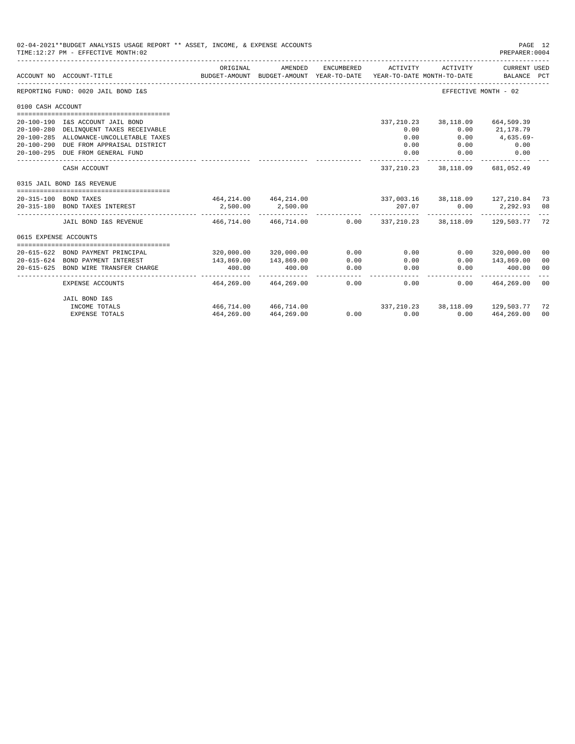02-04-2021**BUDGET ANALYSIS USAGE REPORT ** ASSET, INCOME, & EXPENSE ACCOUNTS
TIME:12:27 PM - EFFECTIVE MONTH:02

PREPARER:0004

| ACCOUNT NO | ACCOUNT-TITLE | ORIGINAL BUDGET-AMOUNT | AMENDED BUDGET-AMOUNT | ENCUMBERED YEAR-TO-DATE | ACTIVITY YEAR-TO-DATE | ACTIVITY MONTH-TO-DATE | CURRENT USED BALANCE | PCT |
|---|---|---|---|---|---|---|---|---|
| REPORTING FUND: 0020 JAIL BOND I&S | | | | | | | EFFECTIVE MONTH - 02 | |
| 0100 CASH ACCOUNT | | | | | | | | |
| 20-100-190 | I&S ACCOUNT JAIL BOND | | | | 337,210.23 | 38,118.09 | 664,509.39 | |
| 20-100-280 | DELINQUENT TAXES RECEIVABLE | | | | 0.00 | 0.00 | 21,178.79 | |
| 20-100-285 | ALLOWANCE-UNCOLLETABLE TAXES | | | | 0.00 | 0.00 | 4,635.69- | |
| 20-100-290 | DUE FROM APPRAISAL DISTRICT | | | | 0.00 | 0.00 | 0.00 | |
| 20-100-295 | DUE FROM GENERAL FUND | | | | 0.00 | 0.00 | 0.00 | |
| | CASH ACCOUNT | | | | 337,210.23 | 38,118.09 | 681,052.49 | |
| 0315 JAIL BOND I&S REVENUE | | | | | | | | |
| 20-315-100 | BOND TAXES | 464,214.00 | 464,214.00 | | 337,003.16 | 38,118.09 | 127,210.84 | 73 |
| 20-315-180 | BOND TAXES INTEREST | 2,500.00 | 2,500.00 | | 207.07 | 0.00 | 2,292.93 | 08 |
| | JAIL BOND I&S REVENUE | 466,714.00 | 466,714.00 | 0.00 | 337,210.23 | 38,118.09 | 129,503.77 | 72 |
| 0615 EXPENSE ACCOUNTS | | | | | | | | |
| 20-615-622 | BOND PAYMENT PRINCIPAL | 320,000.00 | 320,000.00 | 0.00 | 0.00 | 0.00 | 320,000.00 | 00 |
| 20-615-624 | BOND PAYMENT INTEREST | 143,869.00 | 143,869.00 | 0.00 | 0.00 | 0.00 | 143,869.00 | 00 |
| 20-615-625 | BOND WIRE TRANSFER CHARGE | 400.00 | 400.00 | 0.00 | 0.00 | 0.00 | 400.00 | 00 |
| | EXPENSE ACCOUNTS | 464,269.00 | 464,269.00 | 0.00 | 0.00 | 0.00 | 464,269.00 | 00 |
| | JAIL BOND I&S | | | | | | | |
| | INCOME TOTALS | 466,714.00 | 466,714.00 | | 337,210.23 | 38,118.09 | 129,503.77 | 72 |
| | EXPENSE TOTALS | 464,269.00 | 464,269.00 | 0.00 | 0.00 | 0.00 | 464,269.00 | 00 |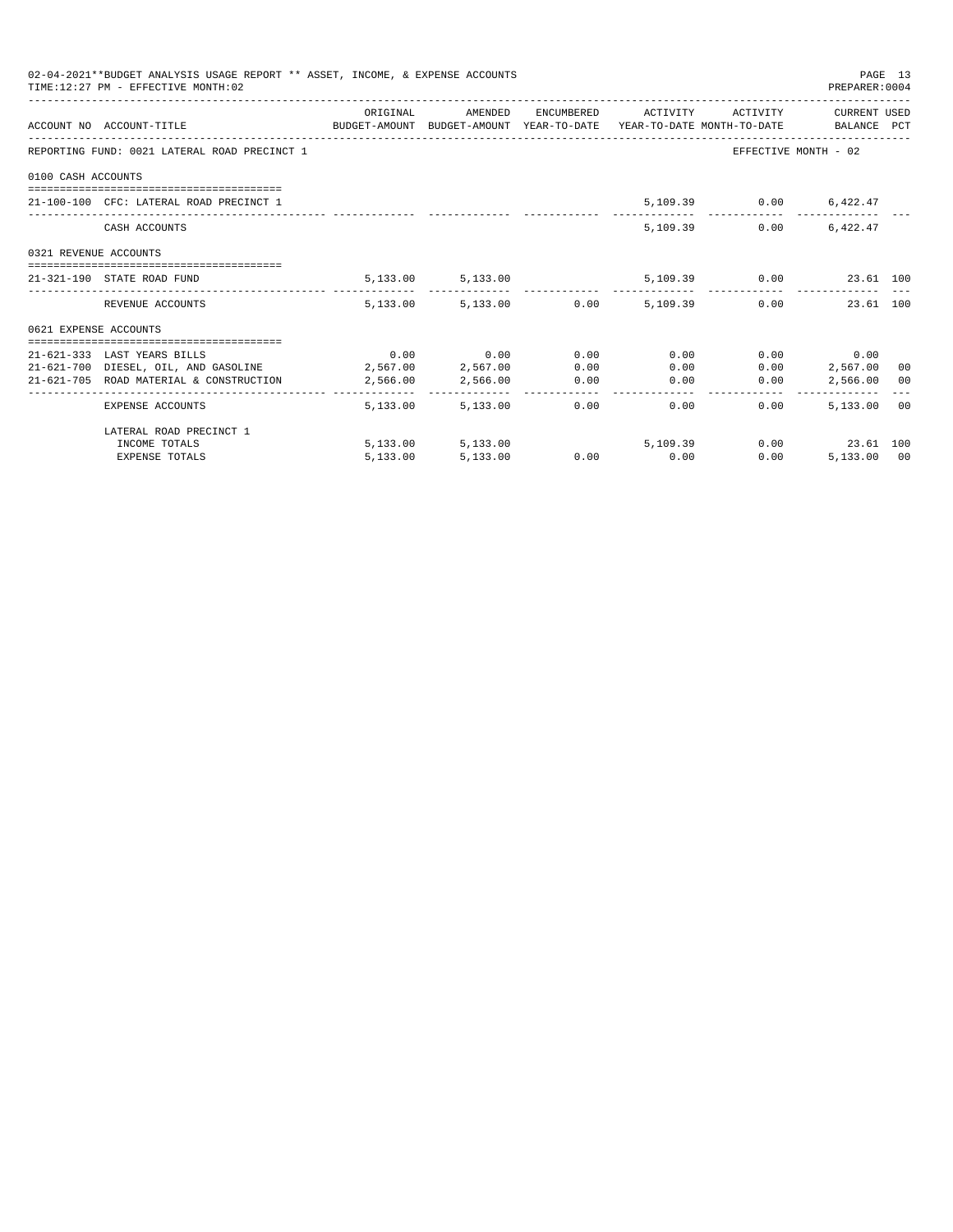02-04-2021**BUDGET ANALYSIS USAGE REPORT ** ASSET, INCOME, & EXPENSE ACCOUNTS
TIME:12:27 PM - EFFECTIVE MONTH:02

PREPARER:0004

| ACCOUNT NO | ACCOUNT-TITLE | ORIGINAL BUDGET-AMOUNT | AMENDED BUDGET-AMOUNT | ENCUMBERED YEAR-TO-DATE | ACTIVITY YEAR-TO-DATE | ACTIVITY MONTH-TO-DATE | CURRENT USED BALANCE | PCT |
|---|---|---|---|---|---|---|---|---|
| REPORTING FUND: 0021 LATERAL ROAD PRECINCT 1 | | | | | | EFFECTIVE MONTH - 02 | | |
| 0100 CASH ACCOUNTS | | | | | | | | |
| 21-100-100 | CFC: LATERAL ROAD PRECINCT 1 | | | | 5,109.39 | 0.00 | 6,422.47 | |
| | CASH ACCOUNTS | | | | 5,109.39 | 0.00 | 6,422.47 | |
| 0321 REVENUE ACCOUNTS | | | | | | | | |
| 21-321-190 | STATE ROAD FUND | 5,133.00 | 5,133.00 | | 5,109.39 | 0.00 | 23.61 | 100 |
| | REVENUE ACCOUNTS | 5,133.00 | 5,133.00 | 0.00 | 5,109.39 | 0.00 | 23.61 | 100 |
| 0621 EXPENSE ACCOUNTS | | | | | | | | |
| 21-621-333 | LAST YEARS BILLS | 0.00 | 0.00 | 0.00 | 0.00 | 0.00 | 0.00 | |
| 21-621-700 | DIESEL, OIL, AND GASOLINE | 2,567.00 | 2,567.00 | 0.00 | 0.00 | 0.00 | 2,567.00 | 00 |
| 21-621-705 | ROAD MATERIAL & CONSTRUCTION | 2,566.00 | 2,566.00 | 0.00 | 0.00 | 0.00 | 2,566.00 | 00 |
| | EXPENSE ACCOUNTS | 5,133.00 | 5,133.00 | 0.00 | 0.00 | 0.00 | 5,133.00 | 00 |
| | LATERAL ROAD PRECINCT 1 | | | | | | | |
| | INCOME TOTALS | 5,133.00 | 5,133.00 | | 5,109.39 | 0.00 | 23.61 | 100 |
| | EXPENSE TOTALS | 5,133.00 | 5,133.00 | 0.00 | 0.00 | 0.00 | 5,133.00 | 00 |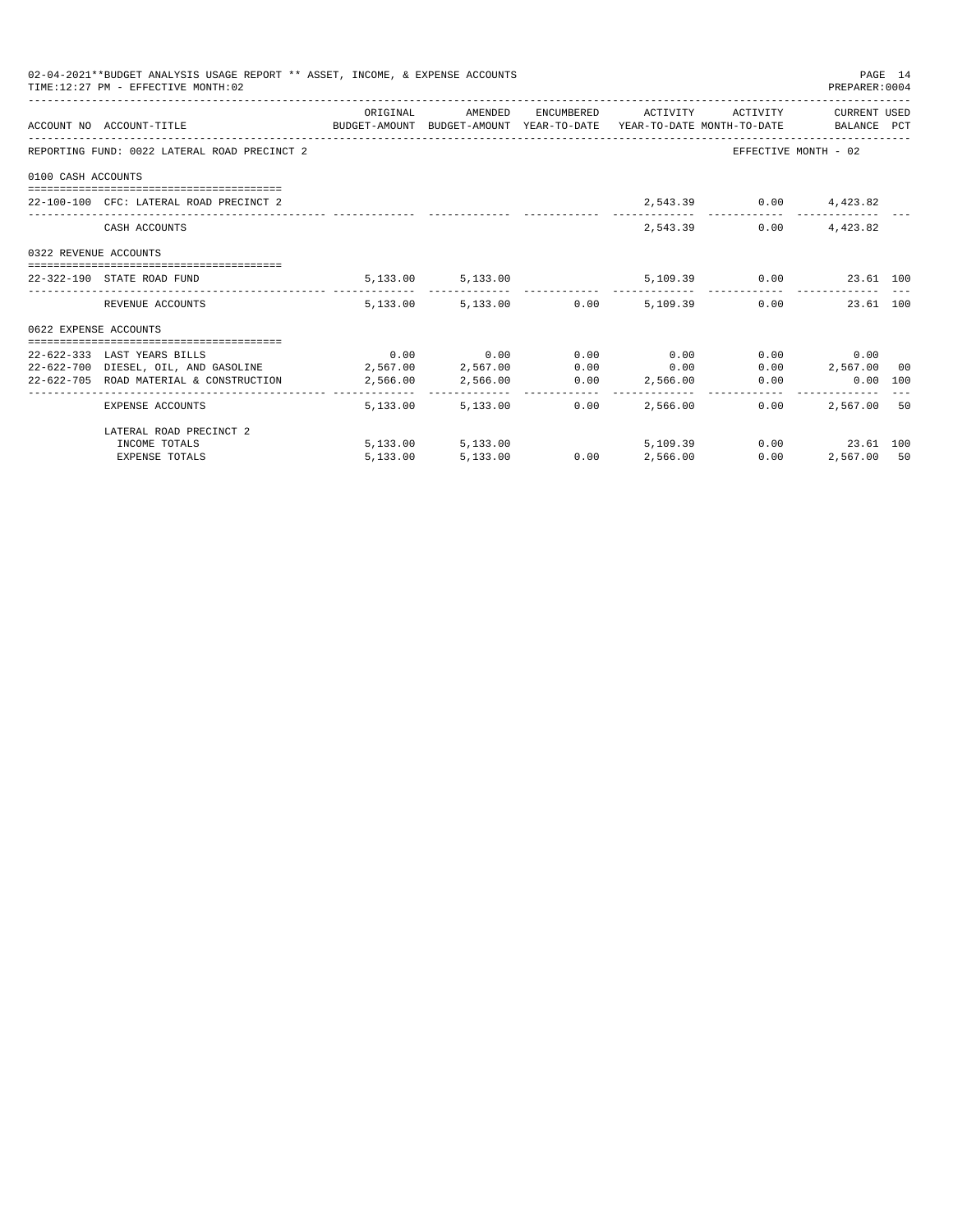02-04-2021**BUDGET ANALYSIS USAGE REPORT ** ASSET, INCOME, & EXPENSE ACCOUNTS

TIME:12:27 PM - EFFECTIVE MONTH:02

PREPARER:0004

| ACCOUNT NO | ACCOUNT-TITLE | ORIGINAL BUDGET-AMOUNT | AMENDED BUDGET-AMOUNT | ENCUMBERED YEAR-TO-DATE | ACTIVITY YEAR-TO-DATE | ACTIVITY MONTH-TO-DATE | CURRENT USED BALANCE | PCT |
|---|---|---|---|---|---|---|---|---|
| REPORTING FUND: 0022 LATERAL ROAD PRECINCT 2 | | | | | | EFFECTIVE MONTH - 02 | | |
| 0100 CASH ACCOUNTS | | | | | | | | |
| 22-100-100 | CFC: LATERAL ROAD PRECINCT 2 | | | | 2,543.39 | 0.00 | 4,423.82 | |
| | CASH ACCOUNTS | | | | 2,543.39 | 0.00 | 4,423.82 | |
| 0322 REVENUE ACCOUNTS | | | | | | | | |
| 22-322-190 | STATE ROAD FUND | 5,133.00 | 5,133.00 | | 5,109.39 | 0.00 | 23.61 | 100 |
| | REVENUE ACCOUNTS | 5,133.00 | 5,133.00 | 0.00 | 5,109.39 | 0.00 | 23.61 | 100 |
| 0622 EXPENSE ACCOUNTS | | | | | | | | |
| 22-622-333 | LAST YEARS BILLS | 0.00 | 0.00 | 0.00 | 0.00 | 0.00 | 0.00 | |
| 22-622-700 | DIESEL, OIL, AND GASOLINE | 2,567.00 | 2,567.00 | 0.00 | 0.00 | 0.00 | 2,567.00 | 00 |
| 22-622-705 | ROAD MATERIAL & CONSTRUCTION | 2,566.00 | 2,566.00 | 0.00 | 2,566.00 | 0.00 | 0.00 | 100 |
| | EXPENSE ACCOUNTS | 5,133.00 | 5,133.00 | 0.00 | 2,566.00 | 0.00 | 2,567.00 | 50 |
| | LATERAL ROAD PRECINCT 2 | | | | | | | |
| | INCOME TOTALS | 5,133.00 | 5,133.00 | | 5,109.39 | 0.00 | 23.61 | 100 |
| | EXPENSE TOTALS | 5,133.00 | 5,133.00 | 0.00 | 2,566.00 | 0.00 | 2,567.00 | 50 |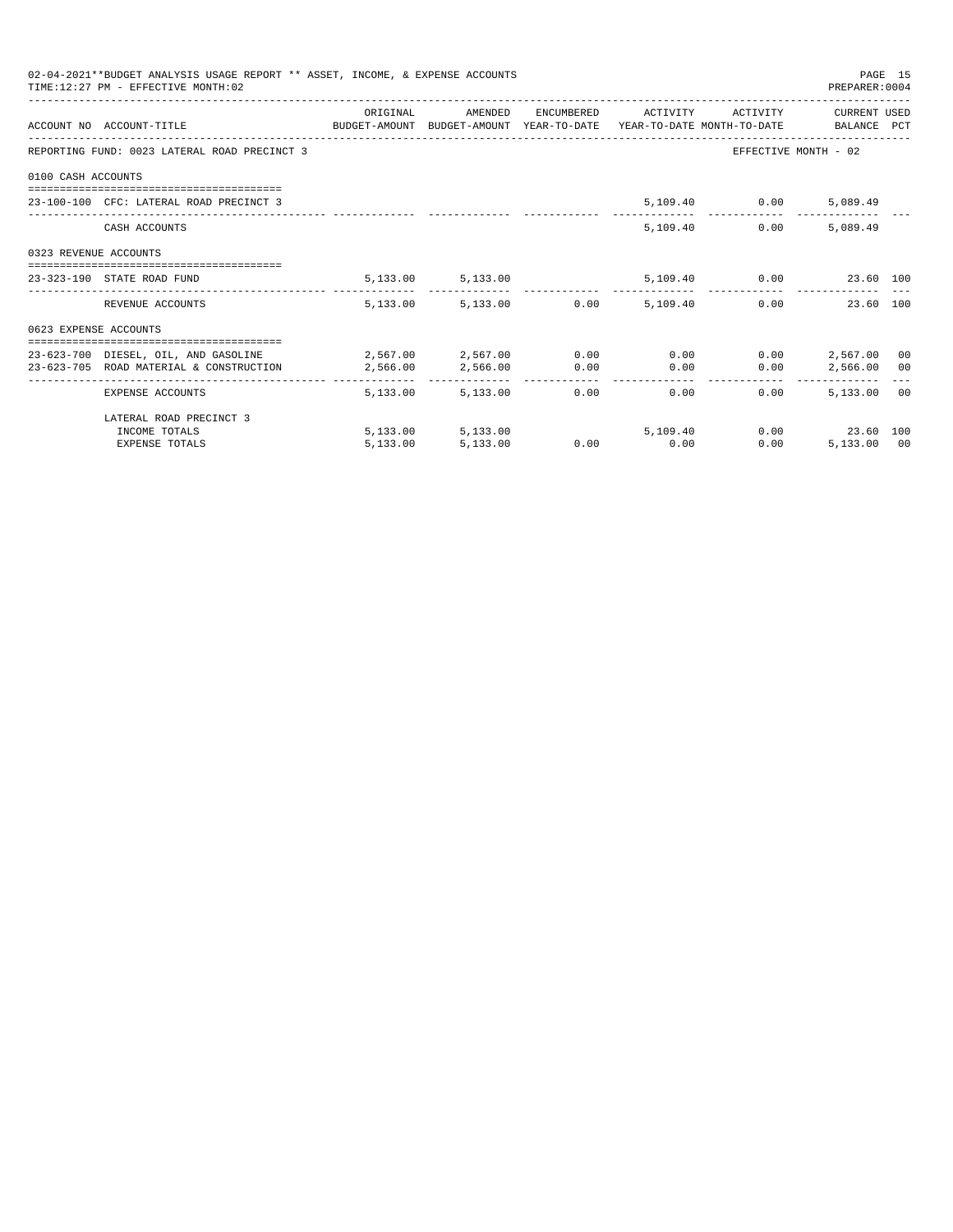02-04-2021**BUDGET ANALYSIS USAGE REPORT ** ASSET, INCOME, & EXPENSE ACCOUNTS

TIME:12:27 PM - EFFECTIVE MONTH:02

PREPARER:0004

| ACCOUNT NO | ACCOUNT-TITLE | ORIGINAL BUDGET-AMOUNT | AMENDED BUDGET-AMOUNT | ENCUMBERED YEAR-TO-DATE | ACTIVITY YEAR-TO-DATE | ACTIVITY MONTH-TO-DATE | CURRENT BALANCE | USED PCT |
|---|---|---|---|---|---|---|---|---|
| REPORTING FUND: 0023 LATERAL ROAD PRECINCT 3 | | | | | | EFFECTIVE MONTH - 02 | | |
| 0100 CASH ACCOUNTS | | | | | | | | |
| 23-100-100 | CFC: LATERAL ROAD PRECINCT 3 | | | | 5,109.40 | 0.00 | 5,089.49 | |
| | CASH ACCOUNTS | | | | 5,109.40 | 0.00 | 5,089.49 | |
| 0323 REVENUE ACCOUNTS | | | | | | | | |
| 23-323-190 | STATE ROAD FUND | 5,133.00 | 5,133.00 | | 5,109.40 | 0.00 | 23.60 | 100 |
| | REVENUE ACCOUNTS | 5,133.00 | 5,133.00 | 0.00 | 5,109.40 | 0.00 | 23.60 | 100 |
| 0623 EXPENSE ACCOUNTS | | | | | | | | |
| 23-623-700 | DIESEL, OIL, AND GASOLINE | 2,567.00 | 2,567.00 | 0.00 | 0.00 | 0.00 | 2,567.00 | 00 |
| 23-623-705 | ROAD MATERIAL & CONSTRUCTION | 2,566.00 | 2,566.00 | 0.00 | 0.00 | 0.00 | 2,566.00 | 00 |
| | EXPENSE ACCOUNTS | 5,133.00 | 5,133.00 | 0.00 | 0.00 | 0.00 | 5,133.00 | 00 |
| | LATERAL ROAD PRECINCT 3 | | | | | | | |
| | INCOME TOTALS | 5,133.00 | 5,133.00 | | 5,109.40 | 0.00 | 23.60 | 100 |
| | EXPENSE TOTALS | 5,133.00 | 5,133.00 | 0.00 | 0.00 | 0.00 | 5,133.00 | 00 |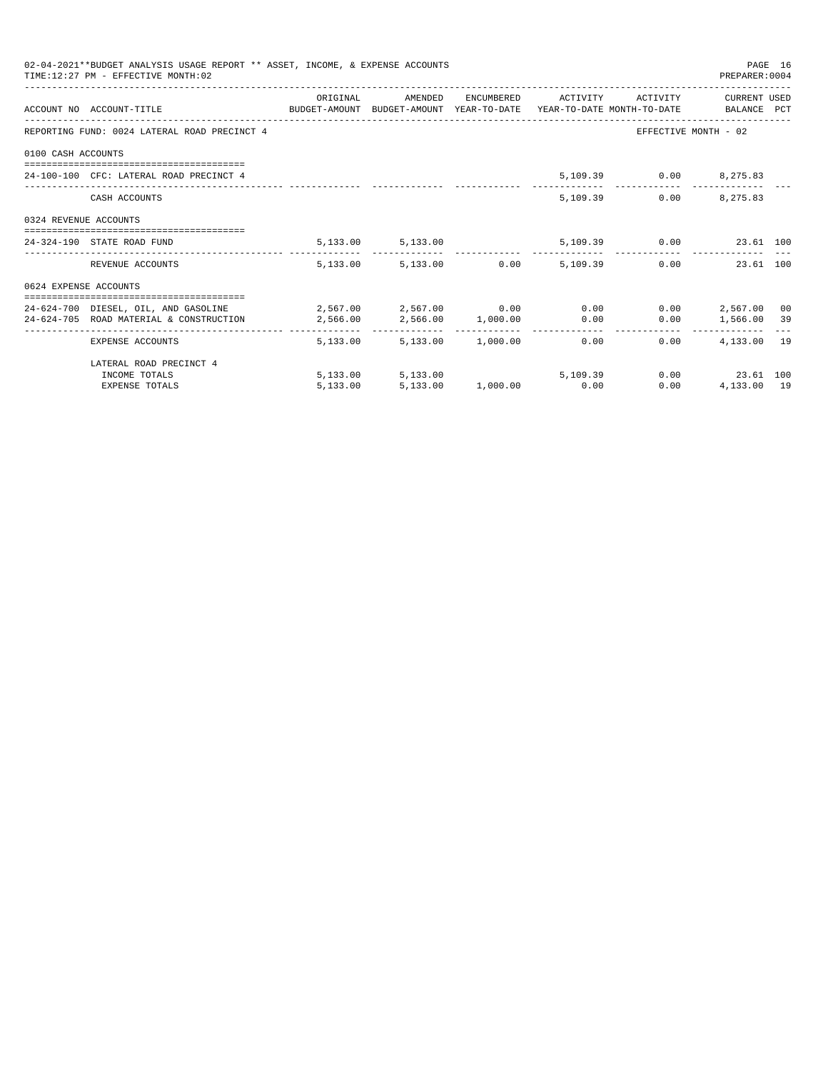02-04-2021**BUDGET ANALYSIS USAGE REPORT ** ASSET, INCOME, & EXPENSE ACCOUNTS
TIME:12:27 PM - EFFECTIVE MONTH:02

PREPARER:0004

| ACCOUNT NO | ACCOUNT-TITLE | ORIGINAL BUDGET-AMOUNT | AMENDED BUDGET-AMOUNT | ENCUMBERED YEAR-TO-DATE | ACTIVITY YEAR-TO-DATE | ACTIVITY MONTH-TO-DATE | CURRENT BALANCE | USED PCT |
|---|---|---|---|---|---|---|---|---|
| REPORTING FUND: 0024 LATERAL ROAD PRECINCT 4 | | | | | | | EFFECTIVE MONTH - 02 | |
| 0100 CASH ACCOUNTS | | | | | | | | |
| 24-100-100 | CFC: LATERAL ROAD PRECINCT 4 | | | | 5,109.39 | 0.00 | 8,275.83 | |
| | CASH ACCOUNTS | | | | 5,109.39 | 0.00 | 8,275.83 | |
| 0324 REVENUE ACCOUNTS | | | | | | | | |
| 24-324-190 | STATE ROAD FUND | 5,133.00 | 5,133.00 | | 5,109.39 | 0.00 | 23.61 | 100 |
| | REVENUE ACCOUNTS | 5,133.00 | 5,133.00 | 0.00 | 5,109.39 | 0.00 | 23.61 | 100 |
| 0624 EXPENSE ACCOUNTS | | | | | | | | |
| 24-624-700 | DIESEL, OIL, AND GASOLINE | 2,567.00 | 2,567.00 | 0.00 | 0.00 | 0.00 | 2,567.00 | 00 |
| 24-624-705 | ROAD MATERIAL & CONSTRUCTION | 2,566.00 | 2,566.00 | 1,000.00 | 0.00 | 0.00 | 1,566.00 | 39 |
| | EXPENSE ACCOUNTS | 5,133.00 | 5,133.00 | 1,000.00 | 0.00 | 0.00 | 4,133.00 | 19 |
| | LATERAL ROAD PRECINCT 4 | | | | | | | |
| | INCOME TOTALS | 5,133.00 | 5,133.00 | | 5,109.39 | 0.00 | 23.61 | 100 |
| | EXPENSE TOTALS | 5,133.00 | 5,133.00 | 1,000.00 | 0.00 | 0.00 | 4,133.00 | 19 |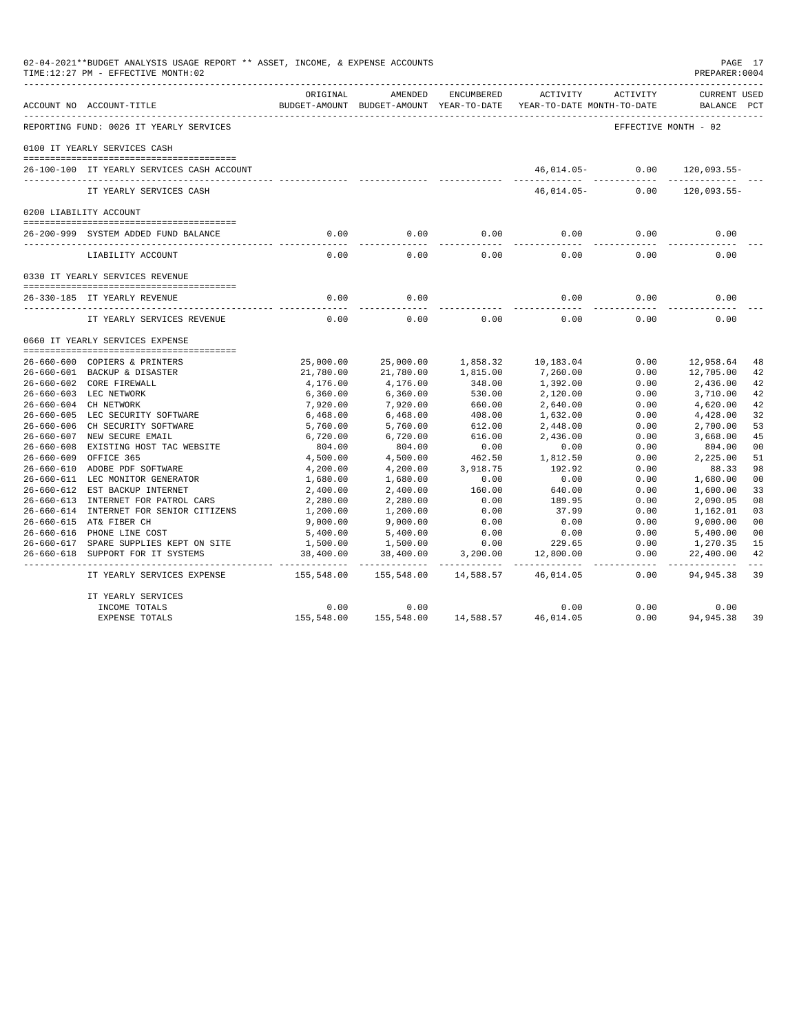02-04-2021**BUDGET ANALYSIS USAGE REPORT ** ASSET, INCOME, & EXPENSE ACCOUNTS
TIME:12:27 PM - EFFECTIVE MONTH:02

PREPARER:0004

| ACCOUNT NO | ACCOUNT-TITLE | ORIGINAL BUDGET-AMOUNT | AMENDED BUDGET-AMOUNT | ENCUMBERED YEAR-TO-DATE | ACTIVITY YEAR-TO-DATE | ACTIVITY MONTH-TO-DATE | CURRENT BALANCE | USED PCT |
|---|---|---|---|---|---|---|---|---|
| REPORTING FUND: 0026 IT YEARLY SERVICES | | | | | | | EFFECTIVE MONTH - 02 | |
| 0100 IT YEARLY SERVICES CASH | | | | | | | | |
| 26-100-100 | IT YEARLY SERVICES CASH ACCOUNT | | | | 46,014.05- | 0.00 | 120,093.55- | |
| | IT YEARLY SERVICES CASH | | | | 46,014.05- | 0.00 | 120,093.55- | |
| 0200 LIABILITY ACCOUNT | | | | | | | | |
| 26-200-999 | SYSTEM ADDED FUND BALANCE | 0.00 | 0.00 | 0.00 | 0.00 | 0.00 | 0.00 | |
| | LIABILITY ACCOUNT | 0.00 | 0.00 | 0.00 | 0.00 | 0.00 | 0.00 | |
| 0330 IT YEARLY SERVICES REVENUE | | | | | | | | |
| 26-330-185 | IT YEARLY REVENUE | 0.00 | 0.00 | | 0.00 | 0.00 | 0.00 | |
| | IT YEARLY SERVICES REVENUE | 0.00 | 0.00 | 0.00 | 0.00 | 0.00 | 0.00 | |
| 0660 IT YEARLY SERVICES EXPENSE | | | | | | | | |
| 26-660-600 | COPIERS & PRINTERS | 25,000.00 | 25,000.00 | 1,858.32 | 10,183.04 | 0.00 | 12,958.64 | 48 |
| 26-660-601 | BACKUP & DISASTER | 21,780.00 | 21,780.00 | 1,815.00 | 7,260.00 | 0.00 | 12,705.00 | 42 |
| 26-660-602 | CORE FIREWALL | 4,176.00 | 4,176.00 | 348.00 | 1,392.00 | 0.00 | 2,436.00 | 42 |
| 26-660-603 | LEC NETWORK | 6,360.00 | 6,360.00 | 530.00 | 2,120.00 | 0.00 | 3,710.00 | 42 |
| 26-660-604 | CH NETWORK | 7,920.00 | 7,920.00 | 660.00 | 2,640.00 | 0.00 | 4,620.00 | 42 |
| 26-660-605 | LEC SECURITY SOFTWARE | 6,468.00 | 6,468.00 | 408.00 | 1,632.00 | 0.00 | 4,428.00 | 32 |
| 26-660-606 | CH SECURITY SOFTWARE | 5,760.00 | 5,760.00 | 612.00 | 2,448.00 | 0.00 | 2,700.00 | 53 |
| 26-660-607 | NEW SECURE EMAIL | 6,720.00 | 6,720.00 | 616.00 | 2,436.00 | 0.00 | 3,668.00 | 45 |
| 26-660-608 | EXISTING HOST TAC WEBSITE | 804.00 | 804.00 | 0.00 | 0.00 | 0.00 | 804.00 | 00 |
| 26-660-609 | OFFICE 365 | 4,500.00 | 4,500.00 | 462.50 | 1,812.50 | 0.00 | 2,225.00 | 51 |
| 26-660-610 | ADOBE PDF SOFTWARE | 4,200.00 | 4,200.00 | 3,918.75 | 192.92 | 0.00 | 88.33 | 98 |
| 26-660-611 | LEC MONITOR GENERATOR | 1,680.00 | 1,680.00 | 0.00 | 0.00 | 0.00 | 1,680.00 | 00 |
| 26-660-612 | EST BACKUP INTERNET | 2,400.00 | 2,400.00 | 160.00 | 640.00 | 0.00 | 1,600.00 | 33 |
| 26-660-613 | INTERNET FOR PATROL CARS | 2,280.00 | 2,280.00 | 0.00 | 189.95 | 0.00 | 2,090.05 | 08 |
| 26-660-614 | INTERNET FOR SENIOR CITIZENS | 1,200.00 | 1,200.00 | 0.00 | 37.99 | 0.00 | 1,162.01 | 03 |
| 26-660-615 | AT& FIBER CH | 9,000.00 | 9,000.00 | 0.00 | 0.00 | 0.00 | 9,000.00 | 00 |
| 26-660-616 | PHONE LINE COST | 5,400.00 | 5,400.00 | 0.00 | 0.00 | 0.00 | 5,400.00 | 00 |
| 26-660-617 | SPARE SUPPLIES KEPT ON SITE | 1,500.00 | 1,500.00 | 0.00 | 229.65 | 0.00 | 1,270.35 | 15 |
| 26-660-618 | SUPPORT FOR IT SYSTEMS | 38,400.00 | 38,400.00 | 3,200.00 | 12,800.00 | 0.00 | 22,400.00 | 42 |
| | IT YEARLY SERVICES EXPENSE | 155,548.00 | 155,548.00 | 14,588.57 | 46,014.05 | 0.00 | 94,945.38 | 39 |
| | IT YEARLY SERVICES | | | | | | | |
| | INCOME TOTALS | 0.00 | 0.00 | | 0.00 | 0.00 | 0.00 | |
| | EXPENSE TOTALS | 155,548.00 | 155,548.00 | 14,588.57 | 46,014.05 | 0.00 | 94,945.38 | 39 |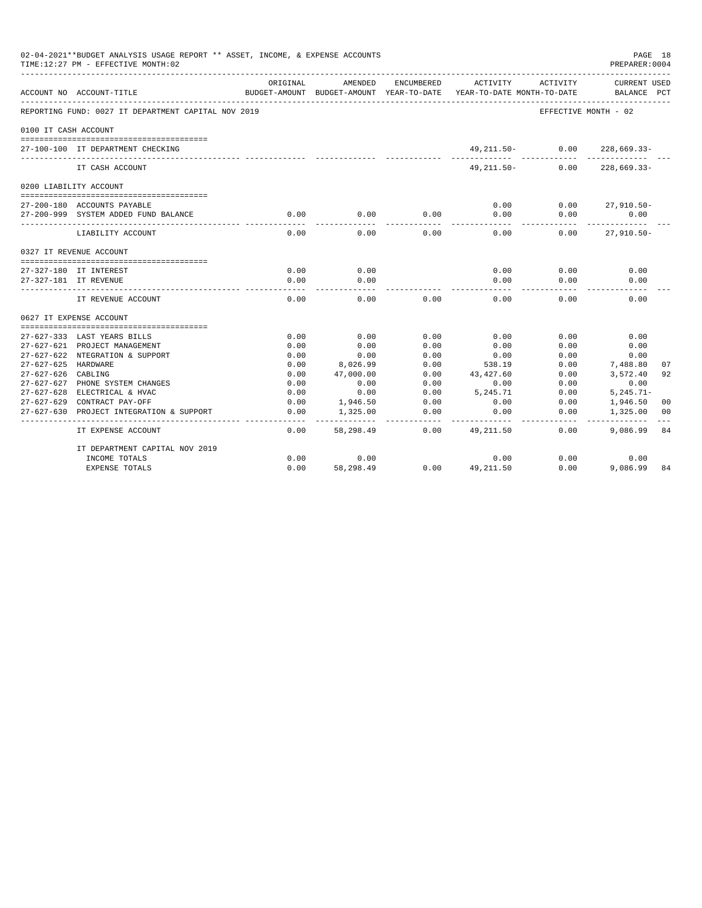02-04-2021**BUDGET ANALYSIS USAGE REPORT ** ASSET, INCOME, & EXPENSE ACCOUNTS
TIME:12:27 PM - EFFECTIVE MONTH:02

PREPARER:0004

| ACCOUNT NO | ACCOUNT-TITLE | ORIGINAL BUDGET-AMOUNT | AMENDED BUDGET-AMOUNT | ENCUMBERED YEAR-TO-DATE | ACTIVITY YEAR-TO-DATE | ACTIVITY MONTH-TO-DATE | CURRENT BALANCE | USED PCT |
|---|---|---|---|---|---|---|---|---|
| REPORTING FUND: 0027 IT DEPARTMENT CAPITAL NOV 2019 | | | | | | EFFECTIVE MONTH - 02 | | |
| 0100 IT CASH ACCOUNT | | | | | | | | |
| 27-100-100 | IT DEPARTMENT CHECKING | | | | 49,211.50- | 0.00 | 228,669.33- | |
| | IT CASH ACCOUNT | | | | 49,211.50- | 0.00 | 228,669.33- | |
| 0200 LIABILITY ACCOUNT | | | | | | | | |
| 27-200-180 | ACCOUNTS PAYABLE | | | | 0.00 | 0.00 | 27,910.50- | |
| 27-200-999 | SYSTEM ADDED FUND BALANCE | 0.00 | 0.00 | 0.00 | 0.00 | 0.00 | 0.00 | |
| | LIABILITY ACCOUNT | 0.00 | 0.00 | 0.00 | 0.00 | 0.00 | 27,910.50- | |
| 0327 IT REVENUE ACCOUNT | | | | | | | | |
| 27-327-180 | IT INTEREST | 0.00 | 0.00 | | 0.00 | 0.00 | 0.00 | |
| 27-327-181 | IT REVENUE | 0.00 | 0.00 | | 0.00 | 0.00 | 0.00 | |
| | IT REVENUE ACCOUNT | 0.00 | 0.00 | 0.00 | 0.00 | 0.00 | 0.00 | |
| 0627 IT EXPENSE ACCOUNT | | | | | | | | |
| 27-627-333 | LAST YEARS BILLS | 0.00 | 0.00 | 0.00 | 0.00 | 0.00 | 0.00 | |
| 27-627-621 | PROJECT MANAGEMENT | 0.00 | 0.00 | 0.00 | 0.00 | 0.00 | 0.00 | |
| 27-627-622 | NTEGRATION & SUPPORT | 0.00 | 0.00 | 0.00 | 0.00 | 0.00 | 0.00 | |
| 27-627-625 | HARDWARE | 0.00 | 8,026.99 | 0.00 | 538.19 | 0.00 | 7,488.80 | 07 |
| 27-627-626 | CABLING | 0.00 | 47,000.00 | 0.00 | 43,427.60 | 0.00 | 3,572.40 | 92 |
| 27-627-627 | PHONE SYSTEM CHANGES | 0.00 | 0.00 | 0.00 | 0.00 | 0.00 | 0.00 | |
| 27-627-628 | ELECTRICAL & HVAC | 0.00 | 0.00 | 0.00 | 5,245.71 | 0.00 | 5,245.71- | |
| 27-627-629 | CONTRACT PAY-OFF | 0.00 | 1,946.50 | 0.00 | 0.00 | 0.00 | 1,946.50 | 00 |
| 27-627-630 | PROJECT INTEGRATION & SUPPORT | 0.00 | 1,325.00 | 0.00 | 0.00 | 0.00 | 1,325.00 | 00 |
| | IT EXPENSE ACCOUNT | 0.00 | 58,298.49 | 0.00 | 49,211.50 | 0.00 | 9,086.99 | 84 |
| | IT DEPARTMENT CAPITAL NOV 2019 | | | | | | | |
| | INCOME TOTALS | 0.00 | 0.00 | | 0.00 | 0.00 | 0.00 | |
| | EXPENSE TOTALS | 0.00 | 58,298.49 | 0.00 | 49,211.50 | 0.00 | 9,086.99 | 84 |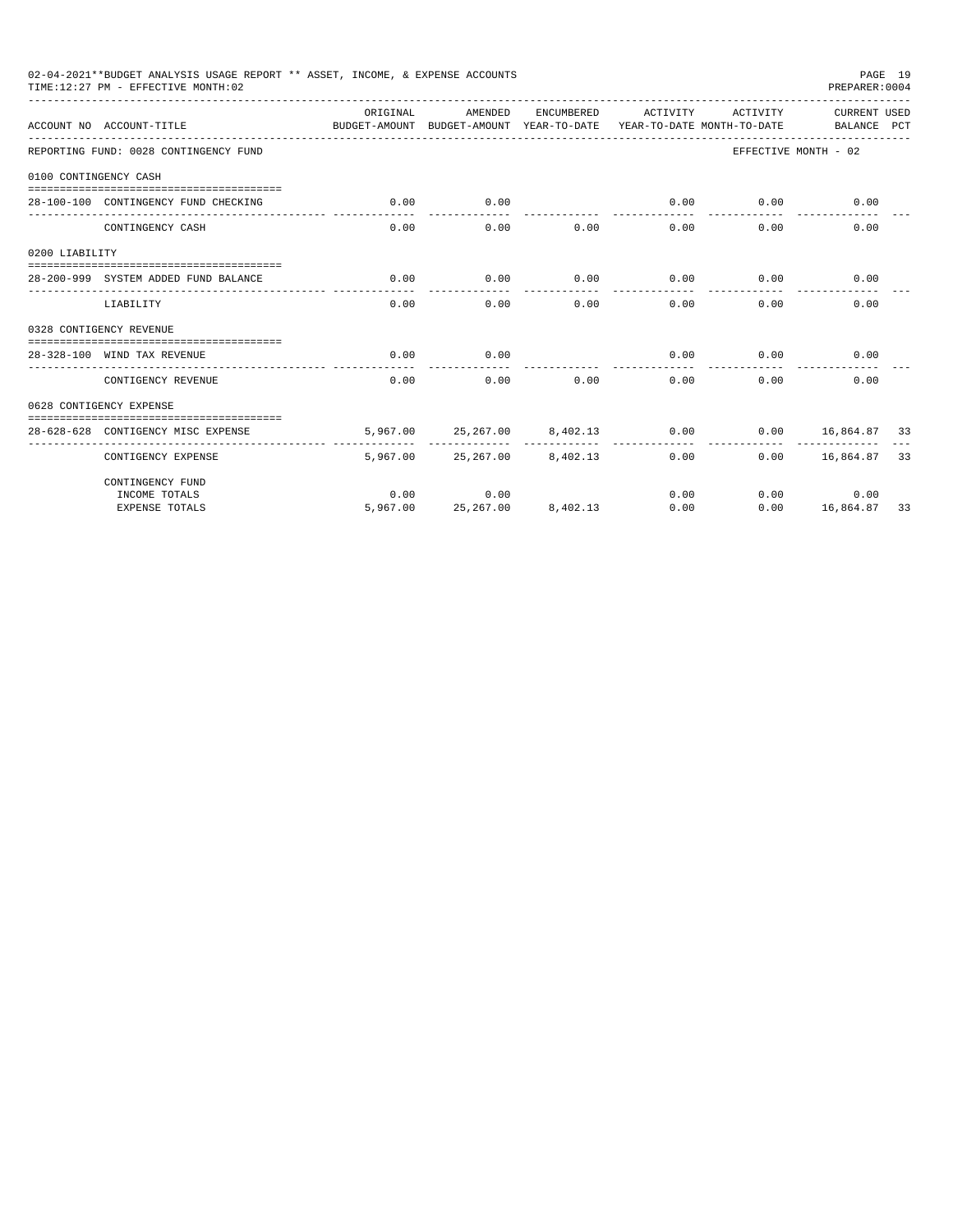02-04-2021**BUDGET ANALYSIS USAGE REPORT ** ASSET, INCOME, & EXPENSE ACCOUNTS

TIME:12:27 PM - EFFECTIVE MONTH:02

PREPARER:0004

| ACCOUNT NO | ACCOUNT-TITLE | ORIGINAL BUDGET-AMOUNT | AMENDED BUDGET-AMOUNT | ENCUMBERED YEAR-TO-DATE | ACTIVITY YEAR-TO-DATE | ACTIVITY MONTH-TO-DATE | CURRENT BALANCE | USED PCT |
|---|---|---|---|---|---|---|---|---|
| REPORTING FUND: 0028 CONTINGENCY FUND | | | | | | EFFECTIVE MONTH - 02 | | |
| 0100 CONTINGENCY CASH | | | | | | | | |
| 28-100-100 | CONTINGENCY FUND CHECKING | 0.00 | 0.00 | | 0.00 | 0.00 | 0.00 | |
| | CONTINGENCY CASH | 0.00 | 0.00 | 0.00 | 0.00 | 0.00 | 0.00 | |
| 0200 LIABILITY | | | | | | | | |
| 28-200-999 | SYSTEM ADDED FUND BALANCE | 0.00 | 0.00 | 0.00 | 0.00 | 0.00 | 0.00 | |
| | LIABILITY | 0.00 | 0.00 | 0.00 | 0.00 | 0.00 | 0.00 | |
| 0328 CONTIGENCY REVENUE | | | | | | | | |
| 28-328-100 | WIND TAX REVENUE | 0.00 | 0.00 | | 0.00 | 0.00 | 0.00 | |
| | CONTIGENCY REVENUE | 0.00 | 0.00 | 0.00 | 0.00 | 0.00 | 0.00 | |
| 0628 CONTIGENCY EXPENSE | | | | | | | | |
| 28-628-628 | CONTIGENCY MISC EXPENSE | 5,967.00 | 25,267.00 | 8,402.13 | 0.00 | 0.00 | 16,864.87 | 33 |
| | CONTIGENCY EXPENSE | 5,967.00 | 25,267.00 | 8,402.13 | 0.00 | 0.00 | 16,864.87 | 33 |
| | CONTINGENCY FUND | | | | | | | |
| | INCOME TOTALS | 0.00 | 0.00 | | 0.00 | 0.00 | 0.00 | |
| | EXPENSE TOTALS | 5,967.00 | 25,267.00 | 8,402.13 | 0.00 | 0.00 | 16,864.87 | 33 |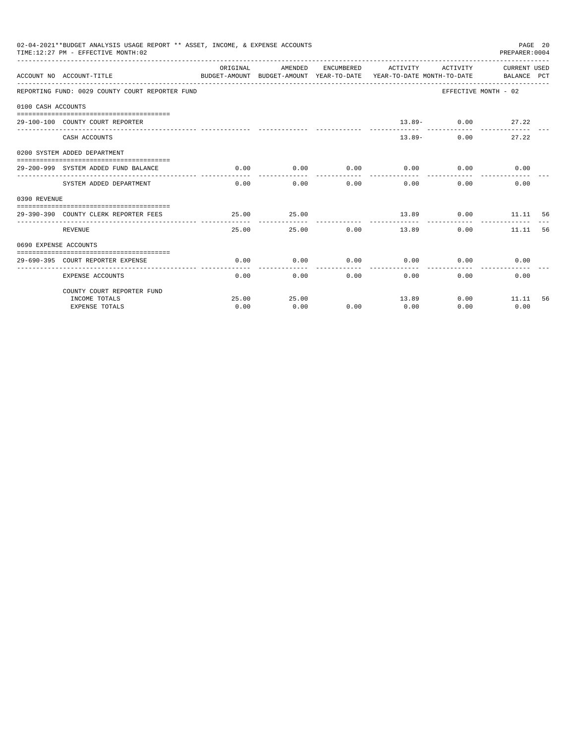02-04-2021**BUDGET ANALYSIS USAGE REPORT ** ASSET, INCOME, & EXPENSE ACCOUNTS
TIME:12:27 PM - EFFECTIVE MONTH:02
PREPARER:0004

REPORTING FUND: 0029 COUNTY COURT REPORTER FUND — EFFECTIVE MONTH - 02

| ACCOUNT NO | ACCOUNT-TITLE | ORIGINAL BUDGET-AMOUNT | AMENDED BUDGET-AMOUNT | ENCUMBERED YEAR-TO-DATE | ACTIVITY YEAR-TO-DATE | ACTIVITY MONTH-TO-DATE | CURRENT BALANCE | USED PCT |
|---|---|---|---|---|---|---|---|---|
| **0100 CASH ACCOUNTS** | | | | | | | | |
| 29-100-100 | COUNTY COURT REPORTER | | | | 13.89- | 0.00 | 27.22 | |
| | CASH ACCOUNTS | | | | 13.89- | 0.00 | 27.22 | |
| **0200 SYSTEM ADDED DEPARTMENT** | | | | | | | | |
| 29-200-999 | SYSTEM ADDED FUND BALANCE | 0.00 | 0.00 | 0.00 | 0.00 | 0.00 | 0.00 | |
| | SYSTEM ADDED DEPARTMENT | 0.00 | 0.00 | 0.00 | 0.00 | 0.00 | 0.00 | |
| **0390 REVENUE** | | | | | | | | |
| 29-390-390 | COUNTY CLERK REPORTER FEES | 25.00 | 25.00 | | 13.89 | 0.00 | 11.11 | 56 |
| | REVENUE | 25.00 | 25.00 | 0.00 | 13.89 | 0.00 | 11.11 | 56 |
| **0690 EXPENSE ACCOUNTS** | | | | | | | | |
| 29-690-395 | COURT REPORTER EXPENSE | 0.00 | 0.00 | 0.00 | 0.00 | 0.00 | 0.00 | |
| | EXPENSE ACCOUNTS | 0.00 | 0.00 | 0.00 | 0.00 | 0.00 | 0.00 | |
| | COUNTY COURT REPORTER FUND | | | | | | | |
| | INCOME TOTALS | 25.00 | 25.00 | | 13.89 | 0.00 | 11.11 | 56 |
| | EXPENSE TOTALS | 0.00 | 0.00 | 0.00 | 0.00 | 0.00 | 0.00 | |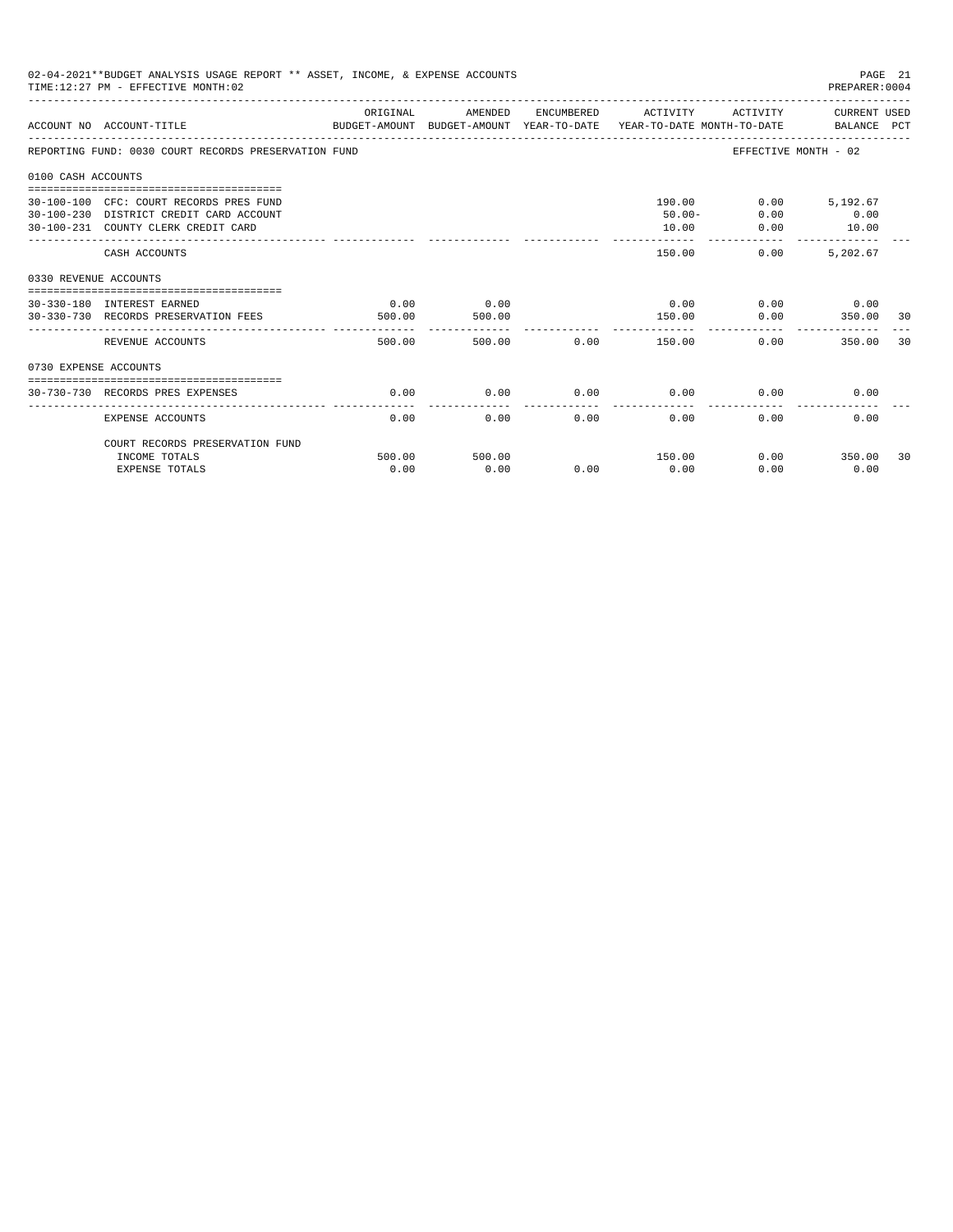02-04-2021**BUDGET ANALYSIS USAGE REPORT ** ASSET, INCOME, & EXPENSE ACCOUNTS

TIME:12:27 PM - EFFECTIVE MONTH:02

PREPARER:0004

| ACCOUNT NO | ACCOUNT-TITLE | ORIGINAL BUDGET-AMOUNT | AMENDED BUDGET-AMOUNT | ENCUMBERED YEAR-TO-DATE | ACTIVITY YEAR-TO-DATE | ACTIVITY MONTH-TO-DATE | CURRENT USED BALANCE | PCT |
|---|---|---|---|---|---|---|---|---|
| REPORTING FUND: 0030 COURT RECORDS PRESERVATION FUND | | | | | | EFFECTIVE MONTH - 02 | | |
| 0100 CASH ACCOUNTS | | | | | | | | |
| 30-100-100 | CFC: COURT RECORDS PRES FUND | | | | 190.00 | 0.00 | 5,192.67 | |
| 30-100-230 | DISTRICT CREDIT CARD ACCOUNT | | | | 50.00- | 0.00 | 0.00 | |
| 30-100-231 | COUNTY CLERK CREDIT CARD | | | | 10.00 | 0.00 | 10.00 | |
| | CASH ACCOUNTS | | | | 150.00 | 0.00 | 5,202.67 | |
| 0330 REVENUE ACCOUNTS | | | | | | | | |
| 30-330-180 | INTEREST EARNED | 0.00 | 0.00 | | 0.00 | 0.00 | 0.00 | |
| 30-330-730 | RECORDS PRESERVATION FEES | 500.00 | 500.00 | | 150.00 | 0.00 | 350.00 | 30 |
| | REVENUE ACCOUNTS | 500.00 | 500.00 | 0.00 | 150.00 | 0.00 | 350.00 | 30 |
| 0730 EXPENSE ACCOUNTS | | | | | | | | |
| 30-730-730 | RECORDS PRES EXPENSES | 0.00 | 0.00 | 0.00 | 0.00 | 0.00 | 0.00 | |
| | EXPENSE ACCOUNTS | 0.00 | 0.00 | 0.00 | 0.00 | 0.00 | 0.00 | |
| | COURT RECORDS PRESERVATION FUND | | | | | | | |
| | INCOME TOTALS | 500.00 | 500.00 | | 150.00 | 0.00 | 350.00 | 30 |
| | EXPENSE TOTALS | 0.00 | 0.00 | 0.00 | 0.00 | 0.00 | 0.00 | |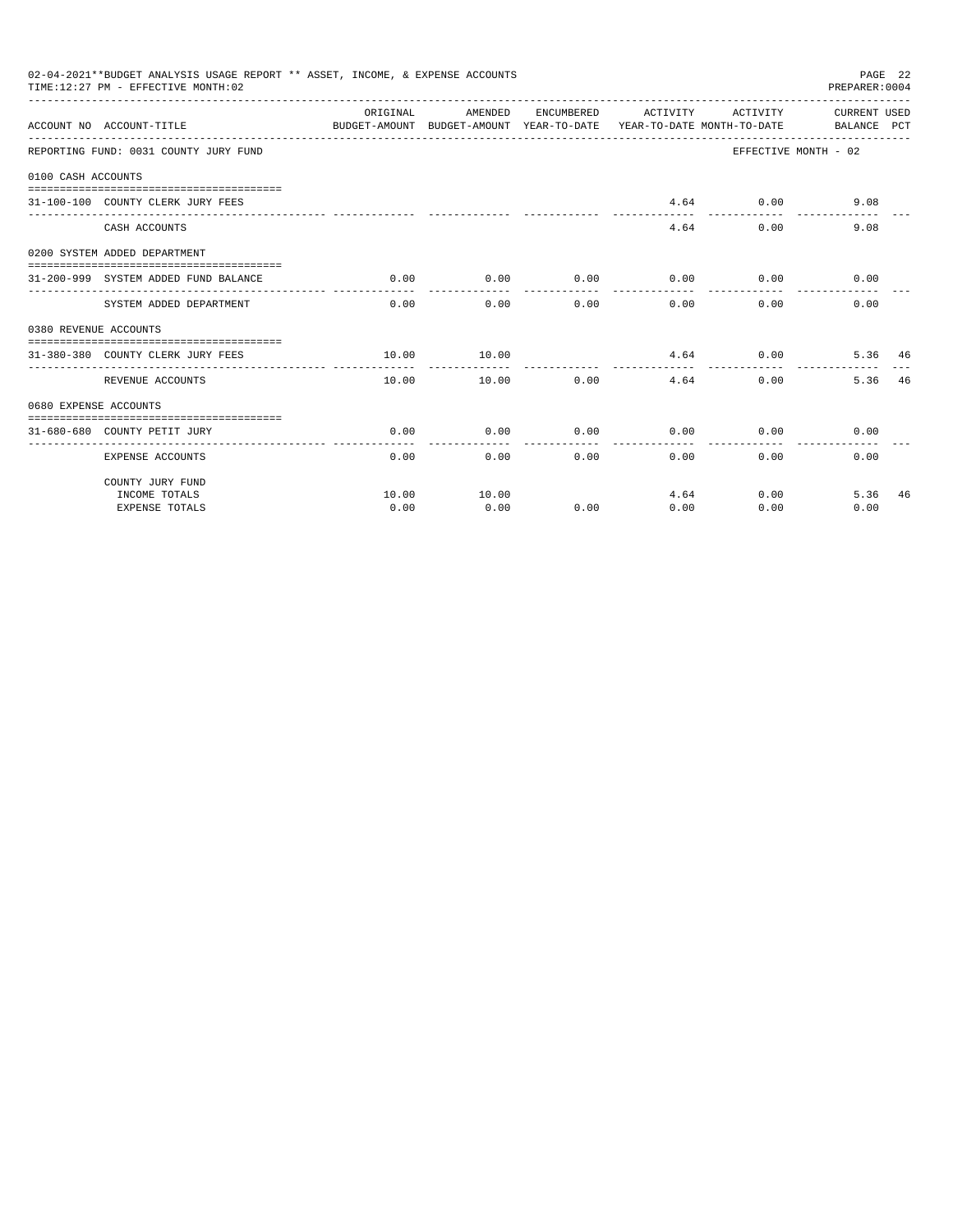02-04-2021**BUDGET ANALYSIS USAGE REPORT ** ASSET, INCOME, & EXPENSE ACCOUNTS
TIME:12:27 PM - EFFECTIVE MONTH:02
PREPARER:0004

| ACCOUNT NO | ACCOUNT-TITLE | ORIGINAL BUDGET-AMOUNT | AMENDED BUDGET-AMOUNT | ENCUMBERED YEAR-TO-DATE | ACTIVITY YEAR-TO-DATE | ACTIVITY MONTH-TO-DATE | CURRENT BALANCE | USED PCT |
|---|---|---|---|---|---|---|---|---|
| REPORTING FUND: 0031 COUNTY JURY FUND | | | | | | EFFECTIVE MONTH - 02 | | |
| 0100 CASH ACCOUNTS | | | | | | | | |
| 31-100-100 | COUNTY CLERK JURY FEES | | | | 4.64 | 0.00 | 9.08 | |
| | CASH ACCOUNTS | | | | 4.64 | 0.00 | 9.08 | |
| 0200 SYSTEM ADDED DEPARTMENT | | | | | | | | |
| 31-200-999 | SYSTEM ADDED FUND BALANCE | 0.00 | 0.00 | 0.00 | 0.00 | 0.00 | 0.00 | |
| | SYSTEM ADDED DEPARTMENT | 0.00 | 0.00 | 0.00 | 0.00 | 0.00 | 0.00 | |
| 0380 REVENUE ACCOUNTS | | | | | | | | |
| 31-380-380 | COUNTY CLERK JURY FEES | 10.00 | 10.00 | | 4.64 | 0.00 | 5.36 | 46 |
| | REVENUE ACCOUNTS | 10.00 | 10.00 | 0.00 | 4.64 | 0.00 | 5.36 | 46 |
| 0680 EXPENSE ACCOUNTS | | | | | | | | |
| 31-680-680 | COUNTY PETIT JURY | 0.00 | 0.00 | 0.00 | 0.00 | 0.00 | 0.00 | |
| | EXPENSE ACCOUNTS | 0.00 | 0.00 | 0.00 | 0.00 | 0.00 | 0.00 | |
| | COUNTY JURY FUND | | | | | | | |
| | INCOME TOTALS | 10.00 | 10.00 | | 4.64 | 0.00 | 5.36 | 46 |
| | EXPENSE TOTALS | 0.00 | 0.00 | 0.00 | 0.00 | 0.00 | 0.00 | |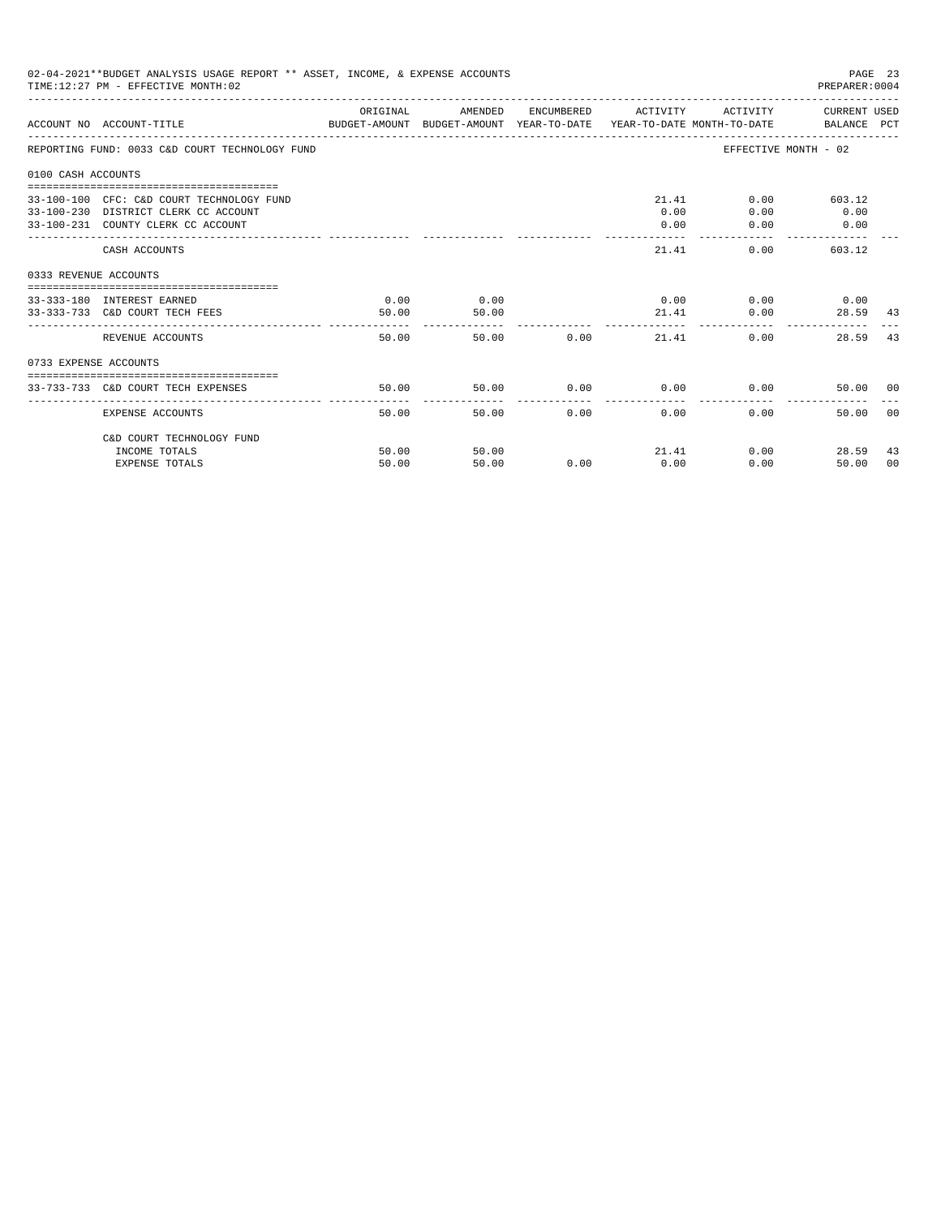02-04-2021**BUDGET ANALYSIS USAGE REPORT ** ASSET, INCOME, & EXPENSE ACCOUNTS
TIME:12:27 PM - EFFECTIVE MONTH:02
PREPARER:0004

| ACCOUNT NO | ACCOUNT-TITLE | ORIGINAL BUDGET-AMOUNT | AMENDED BUDGET-AMOUNT | ENCUMBERED YEAR-TO-DATE | ACTIVITY YEAR-TO-DATE | ACTIVITY MONTH-TO-DATE | CURRENT BALANCE | USED PCT |
|---|---|---|---|---|---|---|---|---|
| REPORTING FUND: 0033 C&D COURT TECHNOLOGY FUND | | | | | | EFFECTIVE MONTH - 02 | | |
| 0100 CASH ACCOUNTS | | | | | | | | |
| 33-100-100 | CFC: C&D COURT TECHNOLOGY FUND | | | | 21.41 | 0.00 | 603.12 | |
| 33-100-230 | DISTRICT CLERK CC ACCOUNT | | | | 0.00 | 0.00 | 0.00 | |
| 33-100-231 | COUNTY CLERK CC ACCOUNT | | | | 0.00 | 0.00 | 0.00 | |
| | CASH ACCOUNTS | | | | 21.41 | 0.00 | 603.12 | |
| 0333 REVENUE ACCOUNTS | | | | | | | | |
| 33-333-180 | INTEREST EARNED | 0.00 | 0.00 | | 0.00 | 0.00 | 0.00 | |
| 33-333-733 | C&D COURT TECH FEES | 50.00 | 50.00 | | 21.41 | 0.00 | 28.59 | 43 |
| | REVENUE ACCOUNTS | 50.00 | 50.00 | 0.00 | 21.41 | 0.00 | 28.59 | 43 |
| 0733 EXPENSE ACCOUNTS | | | | | | | | |
| 33-733-733 | C&D COURT TECH EXPENSES | 50.00 | 50.00 | 0.00 | 0.00 | 0.00 | 50.00 | 00 |
| | EXPENSE ACCOUNTS | 50.00 | 50.00 | 0.00 | 0.00 | 0.00 | 50.00 | 00 |
| | C&D COURT TECHNOLOGY FUND | | | | | | | |
| | INCOME TOTALS | 50.00 | 50.00 | | 21.41 | 0.00 | 28.59 | 43 |
| | EXPENSE TOTALS | 50.00 | 50.00 | 0.00 | 0.00 | 0.00 | 50.00 | 00 |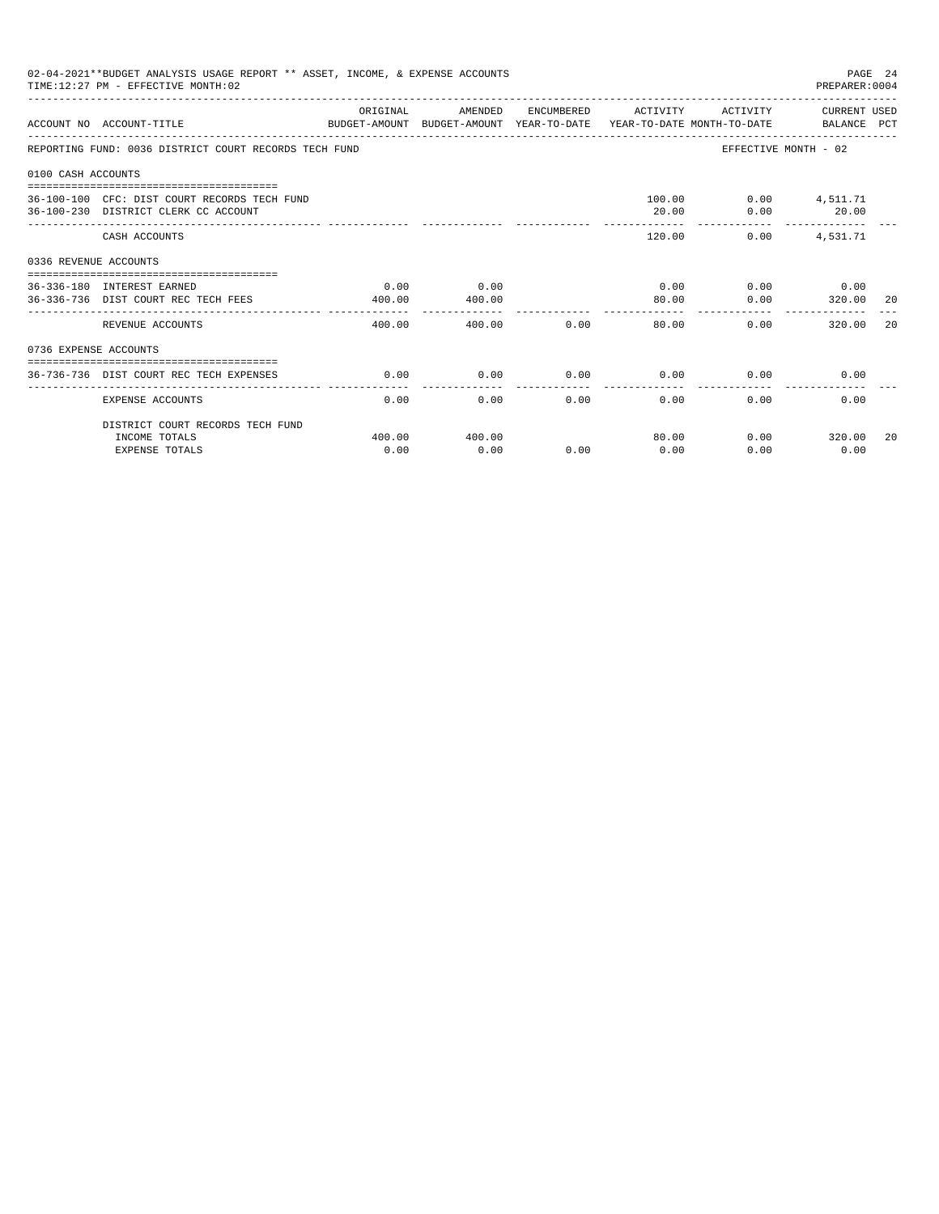02-04-2021**BUDGET ANALYSIS USAGE REPORT ** ASSET, INCOME, & EXPENSE ACCOUNTS
TIME:12:27 PM - EFFECTIVE MONTH:02
PREPARER:0004

REPORTING FUND: 0036 DISTRICT COURT RECORDS TECH FUND — EFFECTIVE MONTH - 02

| ACCOUNT NO | ACCOUNT-TITLE | ORIGINAL BUDGET-AMOUNT | AMENDED BUDGET-AMOUNT | ENCUMBERED YEAR-TO-DATE | ACTIVITY YEAR-TO-DATE | ACTIVITY MONTH-TO-DATE | CURRENT USED BALANCE | PCT |
|---|---|---|---|---|---|---|---|---|
| **0100 CASH ACCOUNTS** | | | | | | | | |
| 36-100-100 | CFC: DIST COURT RECORDS TECH FUND | | | | 100.00 | 0.00 | 4,511.71 | |
| 36-100-230 | DISTRICT CLERK CC ACCOUNT | | | | 20.00 | 0.00 | 20.00 | |
| | CASH ACCOUNTS | | | | 120.00 | 0.00 | 4,531.71 | |
| **0336 REVENUE ACCOUNTS** | | | | | | | | |
| 36-336-180 | INTEREST EARNED | 0.00 | 0.00 | | 0.00 | 0.00 | 0.00 | |
| 36-336-736 | DIST COURT REC TECH FEES | 400.00 | 400.00 | | 80.00 | 0.00 | 320.00 | 20 |
| | REVENUE ACCOUNTS | 400.00 | 400.00 | 0.00 | 80.00 | 0.00 | 320.00 | 20 |
| **0736 EXPENSE ACCOUNTS** | | | | | | | | |
| 36-736-736 | DIST COURT REC TECH EXPENSES | 0.00 | 0.00 | 0.00 | 0.00 | 0.00 | 0.00 | |
| | EXPENSE ACCOUNTS | 0.00 | 0.00 | 0.00 | 0.00 | 0.00 | 0.00 | |
| | DISTRICT COURT RECORDS TECH FUND | | | | | | | |
| | INCOME TOTALS | 400.00 | 400.00 | | 80.00 | 0.00 | 320.00 | 20 |
| | EXPENSE TOTALS | 0.00 | 0.00 | 0.00 | 0.00 | 0.00 | 0.00 | |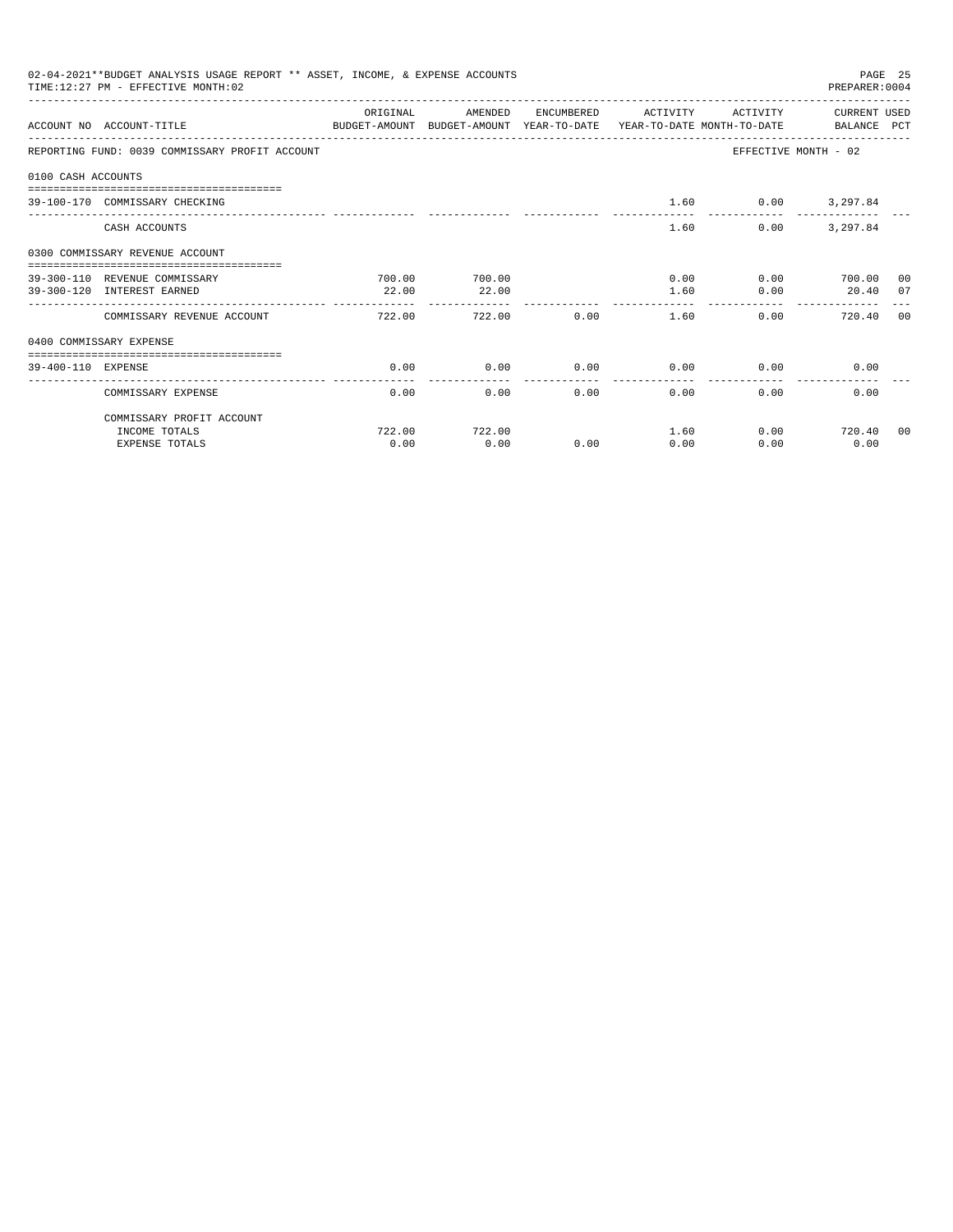02-04-2021**BUDGET ANALYSIS USAGE REPORT ** ASSET, INCOME, & EXPENSE ACCOUNTS

TIME:12:27 PM - EFFECTIVE MONTH:02

PREPARER:0004

| ACCOUNT NO | ACCOUNT-TITLE | ORIGINAL BUDGET-AMOUNT | AMENDED BUDGET-AMOUNT | ENCUMBERED YEAR-TO-DATE | ACTIVITY YEAR-TO-DATE | ACTIVITY MONTH-TO-DATE | CURRENT USED BALANCE | PCT |
|---|---|---|---|---|---|---|---|---|
| REPORTING FUND: 0039 COMMISSARY PROFIT ACCOUNT | | | | | | | EFFECTIVE MONTH - 02 | |
| 0100 CASH ACCOUNTS | | | | | | | | |
| 39-100-170 | COMMISSARY CHECKING | | | | 1.60 | 0.00 | 3,297.84 | |
| | CASH ACCOUNTS | | | | 1.60 | 0.00 | 3,297.84 | |
| 0300 COMMISSARY REVENUE ACCOUNT | | | | | | | | |
| 39-300-110 | REVENUE COMMISSARY | 700.00 | 700.00 | | 0.00 | 0.00 | 700.00 | 00 |
| 39-300-120 | INTEREST EARNED | 22.00 | 22.00 | | 1.60 | 0.00 | 20.40 | 07 |
| | COMMISSARY REVENUE ACCOUNT | 722.00 | 722.00 | 0.00 | 1.60 | 0.00 | 720.40 | 00 |
| 0400 COMMISSARY EXPENSE | | | | | | | | |
| 39-400-110 | EXPENSE | 0.00 | 0.00 | 0.00 | 0.00 | 0.00 | 0.00 | |
| | COMMISSARY EXPENSE | 0.00 | 0.00 | 0.00 | 0.00 | 0.00 | 0.00 | |
| | COMMISSARY PROFIT ACCOUNT | | | | | | | |
| | INCOME TOTALS | 722.00 | 722.00 | | 1.60 | 0.00 | 720.40 | 00 |
| | EXPENSE TOTALS | 0.00 | 0.00 | 0.00 | 0.00 | 0.00 | 0.00 | |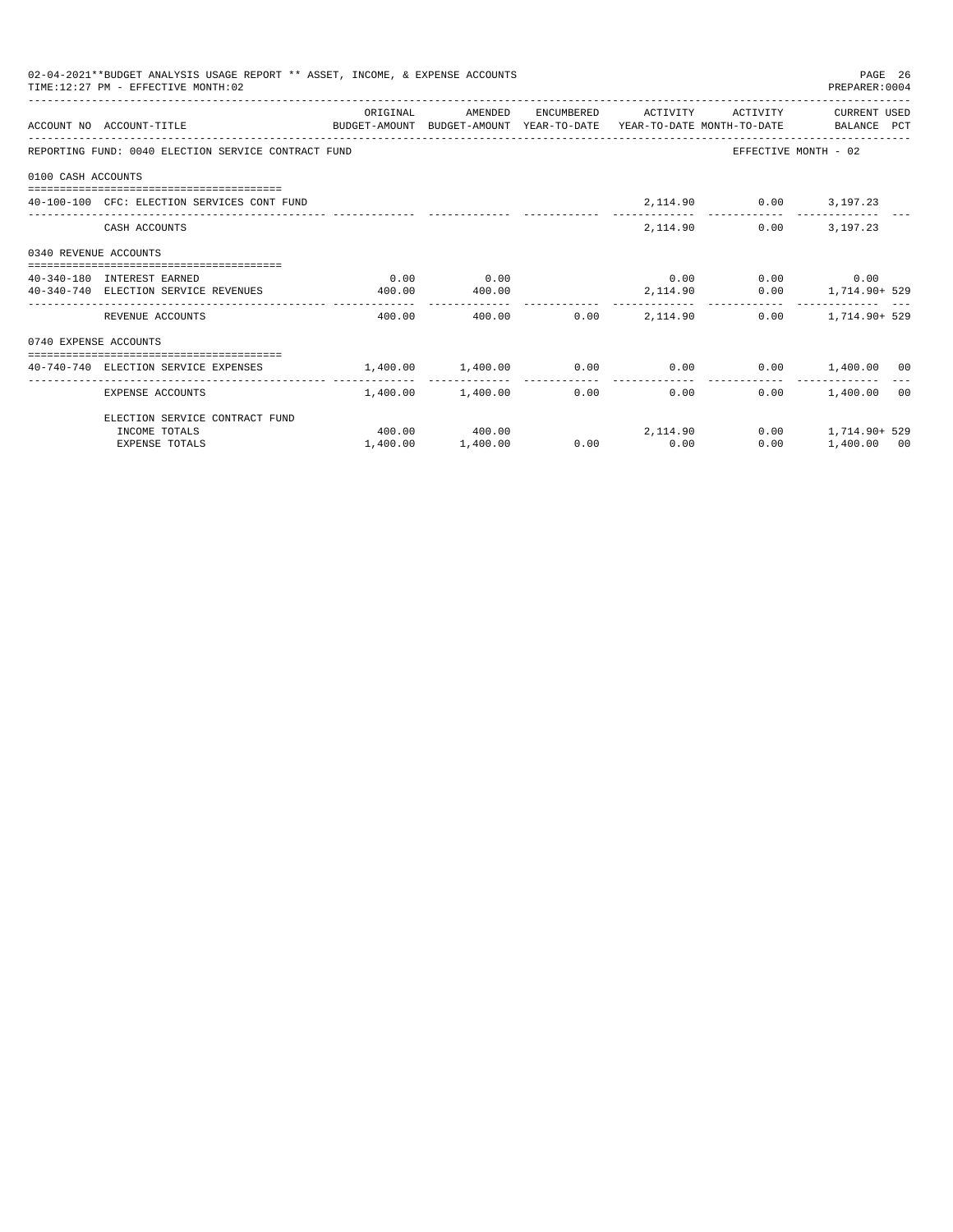02-04-2021**BUDGET ANALYSIS USAGE REPORT ** ASSET, INCOME, & EXPENSE ACCOUNTS
TIME:12:27 PM - EFFECTIVE MONTH:02

PREPARER:0004

| ACCOUNT NO | ACCOUNT-TITLE | ORIGINAL BUDGET-AMOUNT | AMENDED BUDGET-AMOUNT | ENCUMBERED YEAR-TO-DATE | ACTIVITY YEAR-TO-DATE | ACTIVITY MONTH-TO-DATE | CURRENT USED BALANCE | PCT |
|---|---|---|---|---|---|---|---|---|
| REPORTING FUND: 0040 ELECTION SERVICE CONTRACT FUND | | | | | | EFFECTIVE MONTH - 02 | | |
| 0100 CASH ACCOUNTS | | | | | | | | |
| 40-100-100 | CFC: ELECTION SERVICES CONT FUND | | | | 2,114.90 | 0.00 | 3,197.23 | |
| | CASH ACCOUNTS | | | | 2,114.90 | 0.00 | 3,197.23 | |
| 0340 REVENUE ACCOUNTS | | | | | | | | |
| 40-340-180 | INTEREST EARNED | 0.00 | 0.00 | | 0.00 | 0.00 | 0.00 | |
| 40-340-740 | ELECTION SERVICE REVENUES | 400.00 | 400.00 | | 2,114.90 | 0.00 | 1,714.90+ | 529 |
| | REVENUE ACCOUNTS | 400.00 | 400.00 | 0.00 | 2,114.90 | 0.00 | 1,714.90+ | 529 |
| 0740 EXPENSE ACCOUNTS | | | | | | | | |
| 40-740-740 | ELECTION SERVICE EXPENSES | 1,400.00 | 1,400.00 | 0.00 | 0.00 | 0.00 | 1,400.00 | 00 |
| | EXPENSE ACCOUNTS | 1,400.00 | 1,400.00 | 0.00 | 0.00 | 0.00 | 1,400.00 | 00 |
| | ELECTION SERVICE CONTRACT FUND | | | | | | | |
| | INCOME TOTALS | 400.00 | 400.00 | | 2,114.90 | 0.00 | 1,714.90+ | 529 |
| | EXPENSE TOTALS | 1,400.00 | 1,400.00 | 0.00 | 0.00 | 0.00 | 1,400.00 | 00 |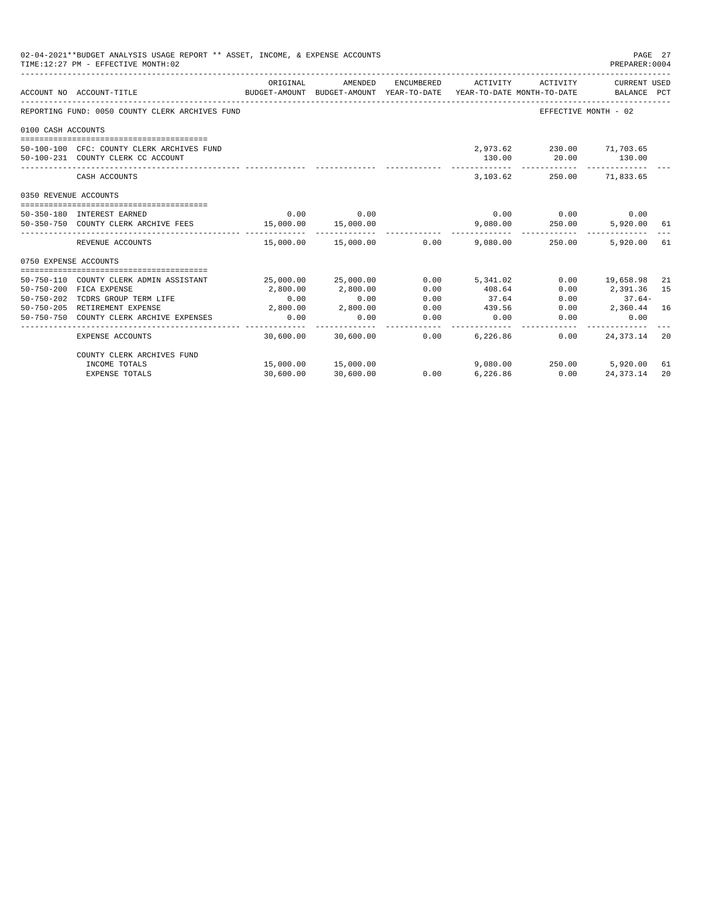02-04-2021**BUDGET ANALYSIS USAGE REPORT ** ASSET, INCOME, & EXPENSE ACCOUNTS
TIME:12:27 PM - EFFECTIVE MONTH:02

PREPARER:0004

| ACCOUNT NO | ACCOUNT-TITLE | ORIGINAL BUDGET-AMOUNT | AMENDED BUDGET-AMOUNT | ENCUMBERED YEAR-TO-DATE | ACTIVITY YEAR-TO-DATE | ACTIVITY MONTH-TO-DATE | CURRENT USED BALANCE | PCT |
|---|---|---|---|---|---|---|---|---|
| REPORTING FUND: 0050 COUNTY CLERK ARCHIVES FUND | | | | | | | EFFECTIVE MONTH - 02 | |
| 0100 CASH ACCOUNTS | | | | | | | | |
| 50-100-100 | CFC: COUNTY CLERK ARCHIVES FUND | | | | 2,973.62 | 230.00 | 71,703.65 | |
| 50-100-231 | COUNTY CLERK CC ACCOUNT | | | | 130.00 | 20.00 | 130.00 | |
| | CASH ACCOUNTS | | | | 3,103.62 | 250.00 | 71,833.65 | |
| 0350 REVENUE ACCOUNTS | | | | | | | | |
| 50-350-180 | INTEREST EARNED | 0.00 | 0.00 | | 0.00 | 0.00 | 0.00 | |
| 50-350-750 | COUNTY CLERK ARCHIVE FEES | 15,000.00 | 15,000.00 | | 9,080.00 | 250.00 | 5,920.00 | 61 |
| | REVENUE ACCOUNTS | 15,000.00 | 15,000.00 | 0.00 | 9,080.00 | 250.00 | 5,920.00 | 61 |
| 0750 EXPENSE ACCOUNTS | | | | | | | | |
| 50-750-110 | COUNTY CLERK ADMIN ASSISTANT | 25,000.00 | 25,000.00 | 0.00 | 5,341.02 | 0.00 | 19,658.98 | 21 |
| 50-750-200 | FICA EXPENSE | 2,800.00 | 2,800.00 | 0.00 | 408.64 | 0.00 | 2,391.36 | 15 |
| 50-750-202 | TCDRS GROUP TERM LIFE | 0.00 | 0.00 | 0.00 | 37.64 | 0.00 | 37.64- | |
| 50-750-205 | RETIREMENT EXPENSE | 2,800.00 | 2,800.00 | 0.00 | 439.56 | 0.00 | 2,360.44 | 16 |
| 50-750-750 | COUNTY CLERK ARCHIVE EXPENSES | 0.00 | 0.00 | 0.00 | 0.00 | 0.00 | 0.00 | |
| | EXPENSE ACCOUNTS | 30,600.00 | 30,600.00 | 0.00 | 6,226.86 | 0.00 | 24,373.14 | 20 |
| | COUNTY CLERK ARCHIVES FUND | | | | | | | |
| | INCOME TOTALS | 15,000.00 | 15,000.00 | | 9,080.00 | 250.00 | 5,920.00 | 61 |
| | EXPENSE TOTALS | 30,600.00 | 30,600.00 | 0.00 | 6,226.86 | 0.00 | 24,373.14 | 20 |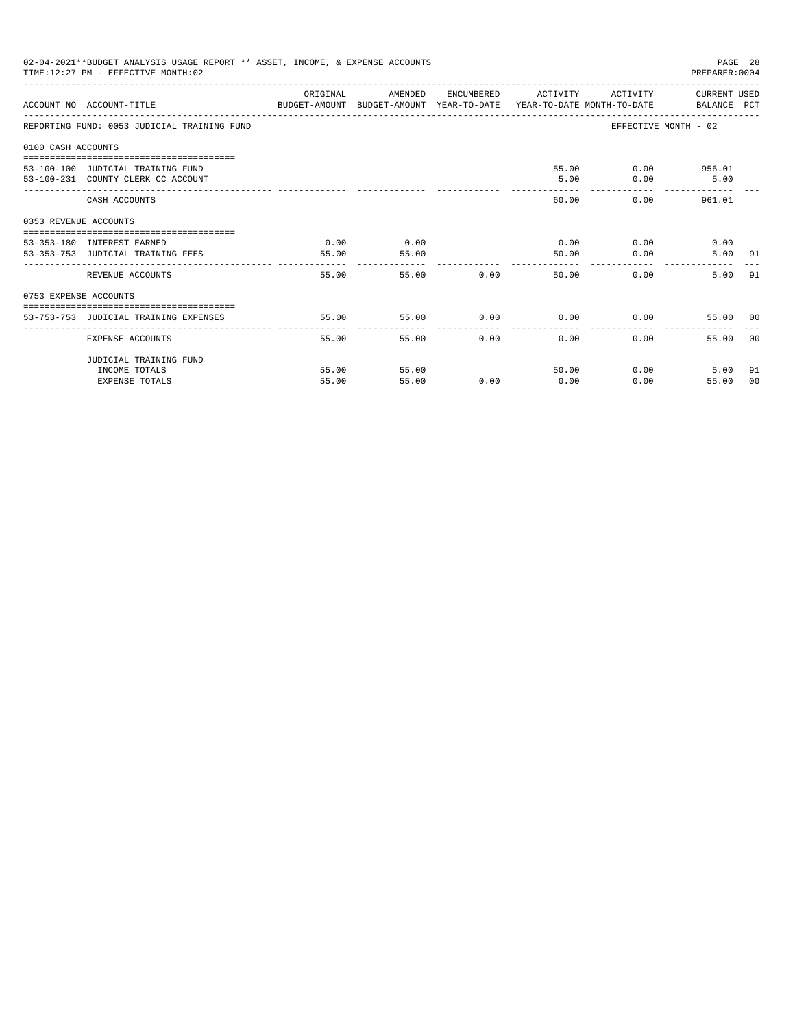02-04-2021**BUDGET ANALYSIS USAGE REPORT ** ASSET, INCOME, & EXPENSE ACCOUNTS
TIME:12:27 PM - EFFECTIVE MONTH:02

PREPARER:0004

| ACCOUNT NO | ACCOUNT-TITLE | ORIGINAL BUDGET-AMOUNT | AMENDED BUDGET-AMOUNT | ENCUMBERED YEAR-TO-DATE | ACTIVITY YEAR-TO-DATE | ACTIVITY MONTH-TO-DATE | CURRENT USED BALANCE | PCT |
|---|---|---|---|---|---|---|---|---|
| REPORTING FUND: 0053 JUDICIAL TRAINING FUND | | | | | | EFFECTIVE MONTH - 02 | | |
| 0100 CASH ACCOUNTS | | | | | | | | |
| 53-100-100 | JUDICIAL TRAINING FUND | | | | 55.00 | 0.00 | 956.01 | |
| 53-100-231 | COUNTY CLERK CC ACCOUNT | | | | 5.00 | 0.00 | 5.00 | |
| | CASH ACCOUNTS | | | | 60.00 | 0.00 | 961.01 | |
| 0353 REVENUE ACCOUNTS | | | | | | | | |
| 53-353-180 | INTEREST EARNED | 0.00 | 0.00 | | 0.00 | 0.00 | 0.00 | |
| 53-353-753 | JUDICIAL TRAINING FEES | 55.00 | 55.00 | | 50.00 | 0.00 | 5.00 | 91 |
| | REVENUE ACCOUNTS | 55.00 | 55.00 | 0.00 | 50.00 | 0.00 | 5.00 | 91 |
| 0753 EXPENSE ACCOUNTS | | | | | | | | |
| 53-753-753 | JUDICIAL TRAINING EXPENSES | 55.00 | 55.00 | 0.00 | 0.00 | 0.00 | 55.00 | 00 |
| | EXPENSE ACCOUNTS | 55.00 | 55.00 | 0.00 | 0.00 | 0.00 | 55.00 | 00 |
| | JUDICIAL TRAINING FUND | | | | | | | |
| | INCOME TOTALS | 55.00 | 55.00 | | 50.00 | 0.00 | 5.00 | 91 |
| | EXPENSE TOTALS | 55.00 | 55.00 | 0.00 | 0.00 | 0.00 | 55.00 | 00 |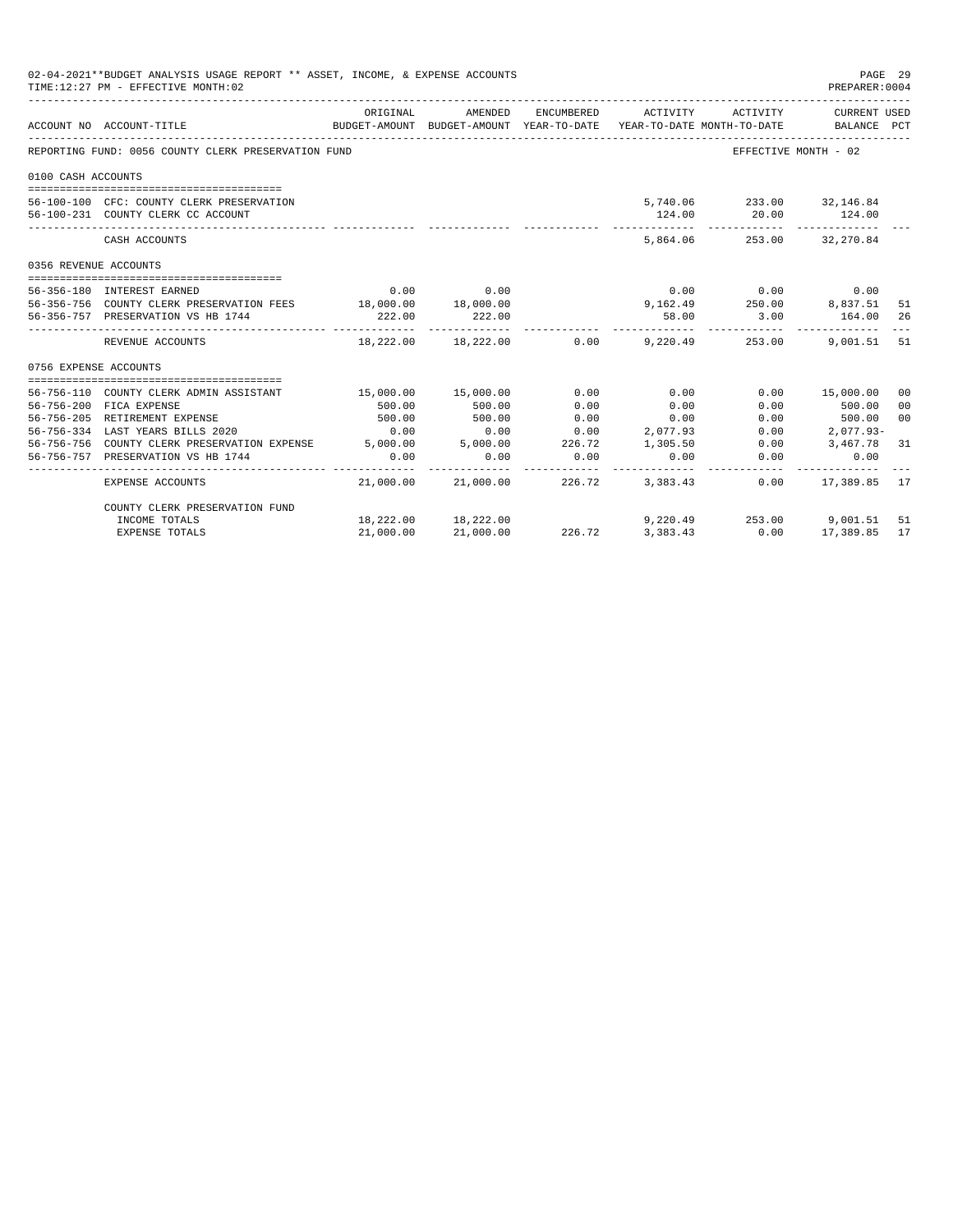02-04-2021**BUDGET ANALYSIS USAGE REPORT ** ASSET, INCOME, & EXPENSE ACCOUNTS
TIME:12:27 PM - EFFECTIVE MONTH:02

PREPARER:0004

REPORTING FUND: 0056 COUNTY CLERK PRESERVATION FUND — EFFECTIVE MONTH - 02

| ACCOUNT NO | ACCOUNT-TITLE | ORIGINAL BUDGET-AMOUNT | AMENDED BUDGET-AMOUNT | ENCUMBERED YEAR-TO-DATE | ACTIVITY YEAR-TO-DATE | ACTIVITY MONTH-TO-DATE | CURRENT USED BALANCE | PCT |
|---|---|---|---|---|---|---|---|---|
| **0100 CASH ACCOUNTS** | | | | | | | | |
| 56-100-100 | CFC: COUNTY CLERK PRESERVATION | | | | 5,740.06 | 233.00 | 32,146.84 | |
| 56-100-231 | COUNTY CLERK CC ACCOUNT | | | | 124.00 | 20.00 | 124.00 | |
| | CASH ACCOUNTS | | | | 5,864.06 | 253.00 | 32,270.84 | |
| **0356 REVENUE ACCOUNTS** | | | | | | | | |
| 56-356-180 | INTEREST EARNED | 0.00 | 0.00 | | 0.00 | 0.00 | 0.00 | |
| 56-356-756 | COUNTY CLERK PRESERVATION FEES | 18,000.00 | 18,000.00 | | 9,162.49 | 250.00 | 8,837.51 | 51 |
| 56-356-757 | PRESERVATION VS HB 1744 | 222.00 | 222.00 | | 58.00 | 3.00 | 164.00 | 26 |
| | REVENUE ACCOUNTS | 18,222.00 | 18,222.00 | 0.00 | 9,220.49 | 253.00 | 9,001.51 | 51 |
| **0756 EXPENSE ACCOUNTS** | | | | | | | | |
| 56-756-110 | COUNTY CLERK ADMIN ASSISTANT | 15,000.00 | 15,000.00 | 0.00 | 0.00 | 0.00 | 15,000.00 | 00 |
| 56-756-200 | FICA EXPENSE | 500.00 | 500.00 | 0.00 | 0.00 | 0.00 | 500.00 | 00 |
| 56-756-205 | RETIREMENT EXPENSE | 500.00 | 500.00 | 0.00 | 0.00 | 0.00 | 500.00 | 00 |
| 56-756-334 | LAST YEARS BILLS 2020 | 0.00 | 0.00 | 0.00 | 2,077.93 | 0.00 | 2,077.93- | |
| 56-756-756 | COUNTY CLERK PRESERVATION EXPENSE | 5,000.00 | 5,000.00 | 226.72 | 1,305.50 | 0.00 | 3,467.78 | 31 |
| 56-756-757 | PRESERVATION VS HB 1744 | 0.00 | 0.00 | 0.00 | 0.00 | 0.00 | 0.00 | |
| | EXPENSE ACCOUNTS | 21,000.00 | 21,000.00 | 226.72 | 3,383.43 | 0.00 | 17,389.85 | 17 |
| | COUNTY CLERK PRESERVATION FUND | | | | | | | |
| | INCOME TOTALS | 18,222.00 | 18,222.00 | | 9,220.49 | 253.00 | 9,001.51 | 51 |
| | EXPENSE TOTALS | 21,000.00 | 21,000.00 | 226.72 | 3,383.43 | 0.00 | 17,389.85 | 17 |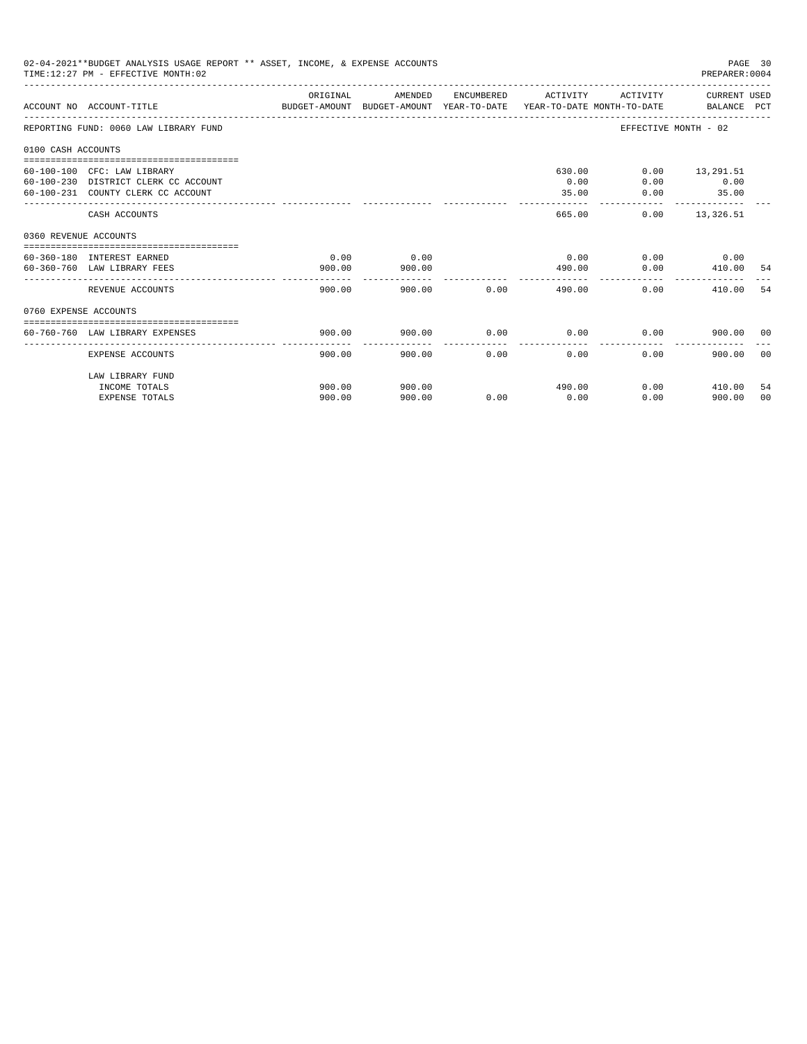02-04-2021**BUDGET ANALYSIS USAGE REPORT ** ASSET, INCOME, & EXPENSE ACCOUNTS
TIME:12:27 PM - EFFECTIVE MONTH:02

PREPARER:0004

| ACCOUNT NO | ACCOUNT-TITLE | ORIGINAL BUDGET-AMOUNT | AMENDED BUDGET-AMOUNT | ENCUMBERED YEAR-TO-DATE | ACTIVITY YEAR-TO-DATE | ACTIVITY MONTH-TO-DATE | CURRENT BALANCE | USED PCT |
|---|---|---|---|---|---|---|---|---|
| REPORTING FUND: 0060 LAW LIBRARY FUND | | | | | | EFFECTIVE MONTH - 02 | | |
| 0100 CASH ACCOUNTS | | | | | | | | |
| 60-100-100 | CFC: LAW LIBRARY | | | | 630.00 | 0.00 | 13,291.51 | |
| 60-100-230 | DISTRICT CLERK CC ACCOUNT | | | | 0.00 | 0.00 | 0.00 | |
| 60-100-231 | COUNTY CLERK CC ACCOUNT | | | | 35.00 | 0.00 | 35.00 | |
| | CASH ACCOUNTS | | | | 665.00 | 0.00 | 13,326.51 | |
| 0360 REVENUE ACCOUNTS | | | | | | | | |
| 60-360-180 | INTEREST EARNED | 0.00 | 0.00 | | 0.00 | 0.00 | 0.00 | |
| 60-360-760 | LAW LIBRARY FEES | 900.00 | 900.00 | | 490.00 | 0.00 | 410.00 | 54 |
| | REVENUE ACCOUNTS | 900.00 | 900.00 | 0.00 | 490.00 | 0.00 | 410.00 | 54 |
| 0760 EXPENSE ACCOUNTS | | | | | | | | |
| 60-760-760 | LAW LIBRARY EXPENSES | 900.00 | 900.00 | 0.00 | 0.00 | 0.00 | 900.00 | 00 |
| | EXPENSE ACCOUNTS | 900.00 | 900.00 | 0.00 | 0.00 | 0.00 | 900.00 | 00 |
| | LAW LIBRARY FUND | | | | | | | |
| | INCOME TOTALS | 900.00 | 900.00 | | 490.00 | 0.00 | 410.00 | 54 |
| | EXPENSE TOTALS | 900.00 | 900.00 | 0.00 | 0.00 | 0.00 | 900.00 | 00 |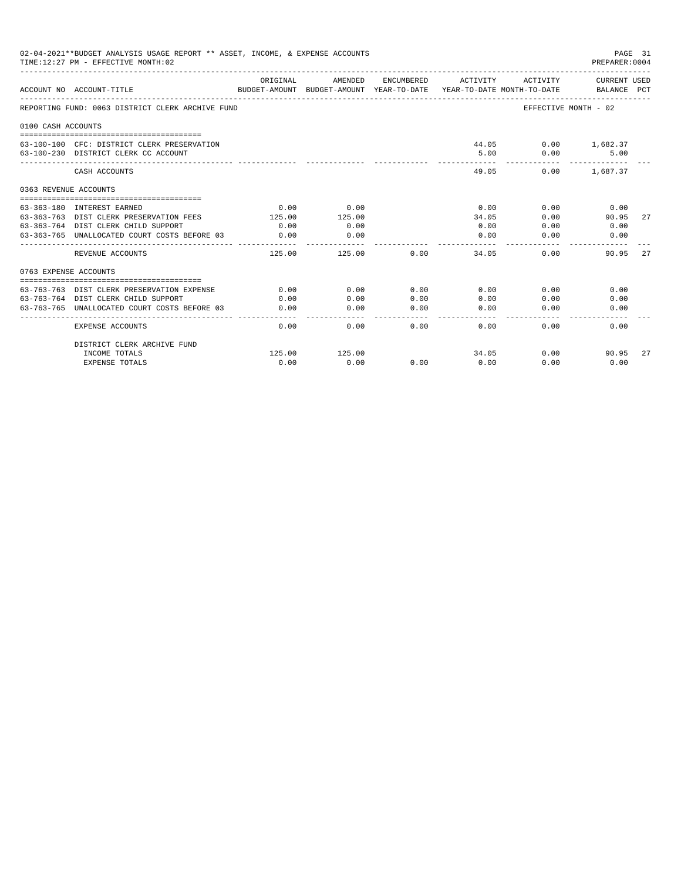02-04-2021**BUDGET ANALYSIS USAGE REPORT ** ASSET, INCOME, & EXPENSE ACCOUNTS

TIME:12:27 PM - EFFECTIVE MONTH:02

PREPARER:0004

| ACCOUNT NO | ACCOUNT-TITLE | ORIGINAL BUDGET-AMOUNT | AMENDED BUDGET-AMOUNT | ENCUMBERED YEAR-TO-DATE | ACTIVITY YEAR-TO-DATE | ACTIVITY MONTH-TO-DATE | CURRENT USED BALANCE | PCT |
|---|---|---|---|---|---|---|---|---|
| REPORTING FUND: 0063 DISTRICT CLERK ARCHIVE FUND | | | | | | EFFECTIVE MONTH - 02 | | |
| 0100 CASH ACCOUNTS | | | | | | | | |
| 63-100-100 | CFC: DISTRICT CLERK PRESERVATION | | | | 44.05 | 0.00 | 1,682.37 | |
| 63-100-230 | DISTRICT CLERK CC ACCOUNT | | | | 5.00 | 0.00 | 5.00 | |
| | CASH ACCOUNTS | | | | 49.05 | 0.00 | 1,687.37 | |
| 0363 REVENUE ACCOUNTS | | | | | | | | |
| 63-363-180 | INTEREST EARNED | 0.00 | 0.00 | | 0.00 | 0.00 | 0.00 | |
| 63-363-763 | DIST CLERK PRESERVATION FEES | 125.00 | 125.00 | | 34.05 | 0.00 | 90.95 | 27 |
| 63-363-764 | DIST CLERK CHILD SUPPORT | 0.00 | 0.00 | | 0.00 | 0.00 | 0.00 | |
| 63-363-765 | UNALLOCATED COURT COSTS BEFORE 03 | 0.00 | 0.00 | | 0.00 | 0.00 | 0.00 | |
| | REVENUE ACCOUNTS | 125.00 | 125.00 | 0.00 | 34.05 | 0.00 | 90.95 | 27 |
| 0763 EXPENSE ACCOUNTS | | | | | | | | |
| 63-763-763 | DIST CLERK PRESERVATION EXPENSE | 0.00 | 0.00 | 0.00 | 0.00 | 0.00 | 0.00 | |
| 63-763-764 | DIST CLERK CHILD SUPPORT | 0.00 | 0.00 | 0.00 | 0.00 | 0.00 | 0.00 | |
| 63-763-765 | UNALLOCATED COURT COSTS BEFORE 03 | 0.00 | 0.00 | 0.00 | 0.00 | 0.00 | 0.00 | |
| | EXPENSE ACCOUNTS | 0.00 | 0.00 | 0.00 | 0.00 | 0.00 | 0.00 | |
| | DISTRICT CLERK ARCHIVE FUND | | | | | | | |
| | INCOME TOTALS | 125.00 | 125.00 | | 34.05 | 0.00 | 90.95 | 27 |
| | EXPENSE TOTALS | 0.00 | 0.00 | 0.00 | 0.00 | 0.00 | 0.00 | |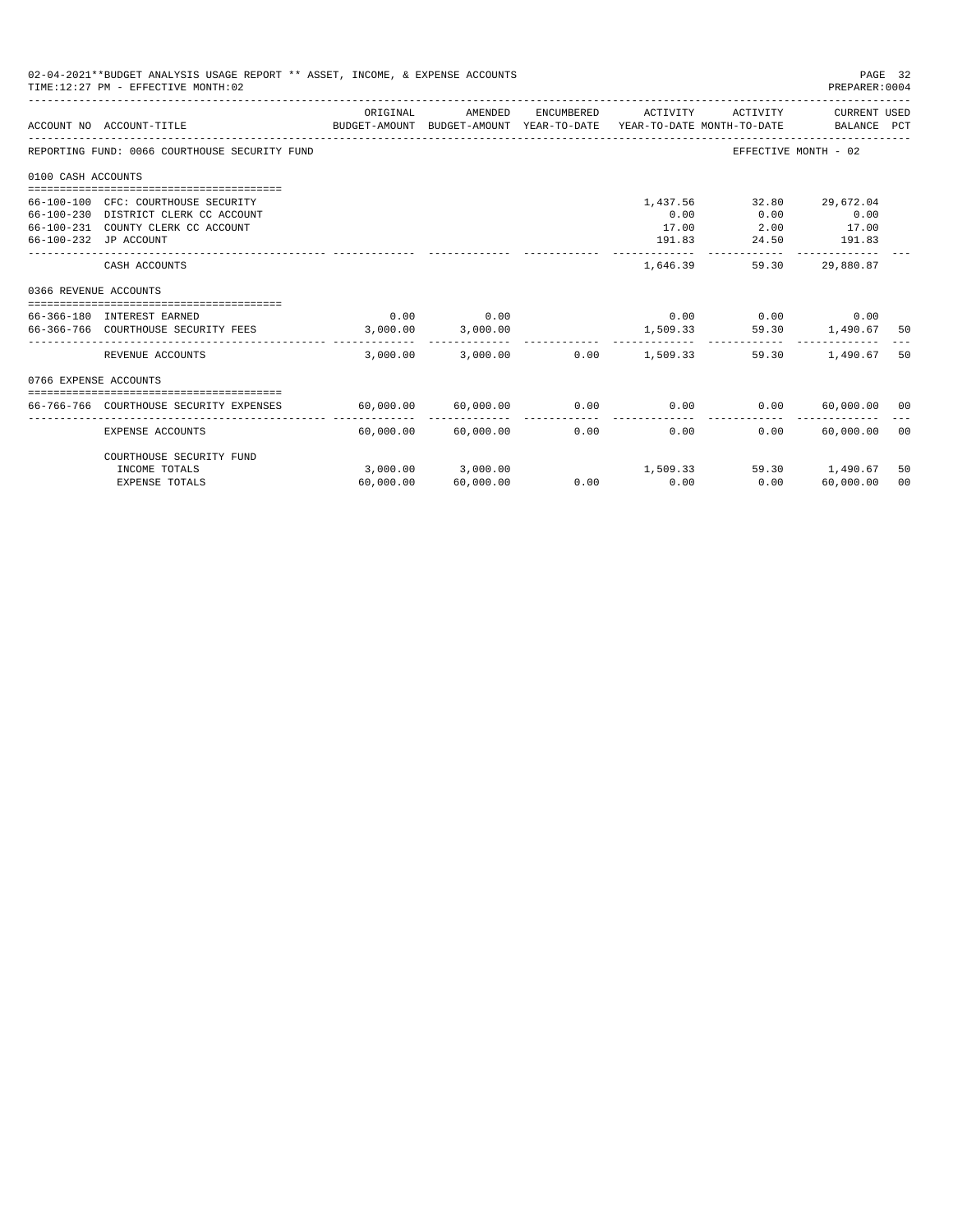02-04-2021**BUDGET ANALYSIS USAGE REPORT ** ASSET, INCOME, & EXPENSE ACCOUNTS
TIME:12:27 PM - EFFECTIVE MONTH:02

| ACCOUNT NO | ACCOUNT-TITLE | ORIGINAL BUDGET-AMOUNT | AMENDED BUDGET-AMOUNT | ENCUMBERED YEAR-TO-DATE | ACTIVITY YEAR-TO-DATE | ACTIVITY MONTH-TO-DATE | CURRENT BALANCE | USED PCT |
|---|---|---|---|---|---|---|---|---|
| REPORTING FUND: 0066 COURTHOUSE SECURITY FUND | | | | | | EFFECTIVE MONTH - 02 | | |
| 0100 CASH ACCOUNTS | | | | | | | | |
| 66-100-100 | CFC: COURTHOUSE SECURITY | | | | 1,437.56 | 32.80 | 29,672.04 | |
| 66-100-230 | DISTRICT CLERK CC ACCOUNT | | | | 0.00 | 0.00 | 0.00 | |
| 66-100-231 | COUNTY CLERK CC ACCOUNT | | | | 17.00 | 2.00 | 17.00 | |
| 66-100-232 | JP ACCOUNT | | | | 191.83 | 24.50 | 191.83 | |
| | CASH ACCOUNTS | | | | 1,646.39 | 59.30 | 29,880.87 | |
| 0366 REVENUE ACCOUNTS | | | | | | | | |
| 66-366-180 | INTEREST EARNED | 0.00 | 0.00 | | 0.00 | 0.00 | 0.00 | |
| 66-366-766 | COURTHOUSE SECURITY FEES | 3,000.00 | 3,000.00 | | 1,509.33 | 59.30 | 1,490.67 | 50 |
| | REVENUE ACCOUNTS | 3,000.00 | 3,000.00 | 0.00 | 1,509.33 | 59.30 | 1,490.67 | 50 |
| 0766 EXPENSE ACCOUNTS | | | | | | | | |
| 66-766-766 | COURTHOUSE SECURITY EXPENSES | 60,000.00 | 60,000.00 | 0.00 | 0.00 | 0.00 | 60,000.00 | 00 |
| | EXPENSE ACCOUNTS | 60,000.00 | 60,000.00 | 0.00 | 0.00 | 0.00 | 60,000.00 | 00 |
| | COURTHOUSE SECURITY FUND | | | | | | | |
| | INCOME TOTALS | 3,000.00 | 3,000.00 | | 1,509.33 | 59.30 | 1,490.67 | 50 |
| | EXPENSE TOTALS | 60,000.00 | 60,000.00 | 0.00 | 0.00 | 0.00 | 60,000.00 | 00 |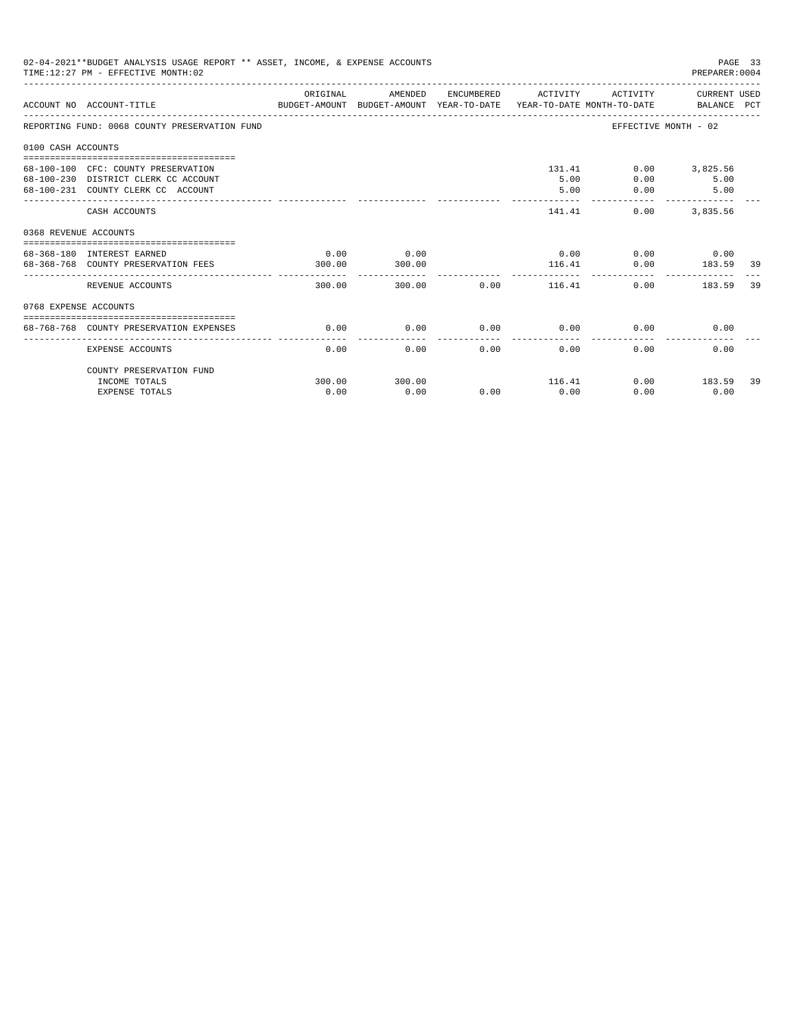02-04-2021**BUDGET ANALYSIS USAGE REPORT ** ASSET, INCOME, & EXPENSE ACCOUNTS
TIME:12:27 PM - EFFECTIVE MONTH:02

PREPARER:0004

| ACCOUNT NO | ACCOUNT-TITLE | ORIGINAL BUDGET-AMOUNT | AMENDED BUDGET-AMOUNT | ENCUMBERED YEAR-TO-DATE | ACTIVITY YEAR-TO-DATE | ACTIVITY MONTH-TO-DATE | CURRENT USED BALANCE | PCT |
|---|---|---|---|---|---|---|---|---|
| REPORTING FUND: 0068 COUNTY PRESERVATION FUND | | | | | | EFFECTIVE MONTH - 02 | | |
| 0100 CASH ACCOUNTS | | | | | | | | |
| 68-100-100 | CFC: COUNTY PRESERVATION | | | | 131.41 | 0.00 | 3,825.56 | |
| 68-100-230 | DISTRICT CLERK CC ACCOUNT | | | | 5.00 | 0.00 | 5.00 | |
| 68-100-231 | COUNTY CLERK CC ACCOUNT | | | | 5.00 | 0.00 | 5.00 | |
| | CASH ACCOUNTS | | | | 141.41 | 0.00 | 3,835.56 | |
| 0368 REVENUE ACCOUNTS | | | | | | | | |
| 68-368-180 | INTEREST EARNED | 0.00 | 0.00 | | 0.00 | 0.00 | 0.00 | |
| 68-368-768 | COUNTY PRESERVATION FEES | 300.00 | 300.00 | | 116.41 | 0.00 | 183.59 | 39 |
| | REVENUE ACCOUNTS | 300.00 | 300.00 | 0.00 | 116.41 | 0.00 | 183.59 | 39 |
| 0768 EXPENSE ACCOUNTS | | | | | | | | |
| 68-768-768 | COUNTY PRESERVATION EXPENSES | 0.00 | 0.00 | 0.00 | 0.00 | 0.00 | 0.00 | |
| | EXPENSE ACCOUNTS | 0.00 | 0.00 | 0.00 | 0.00 | 0.00 | 0.00 | |
| | COUNTY PRESERVATION FUND | | | | | | | |
| | INCOME TOTALS | 300.00 | 300.00 | | 116.41 | 0.00 | 183.59 | 39 |
| | EXPENSE TOTALS | 0.00 | 0.00 | 0.00 | 0.00 | 0.00 | 0.00 | |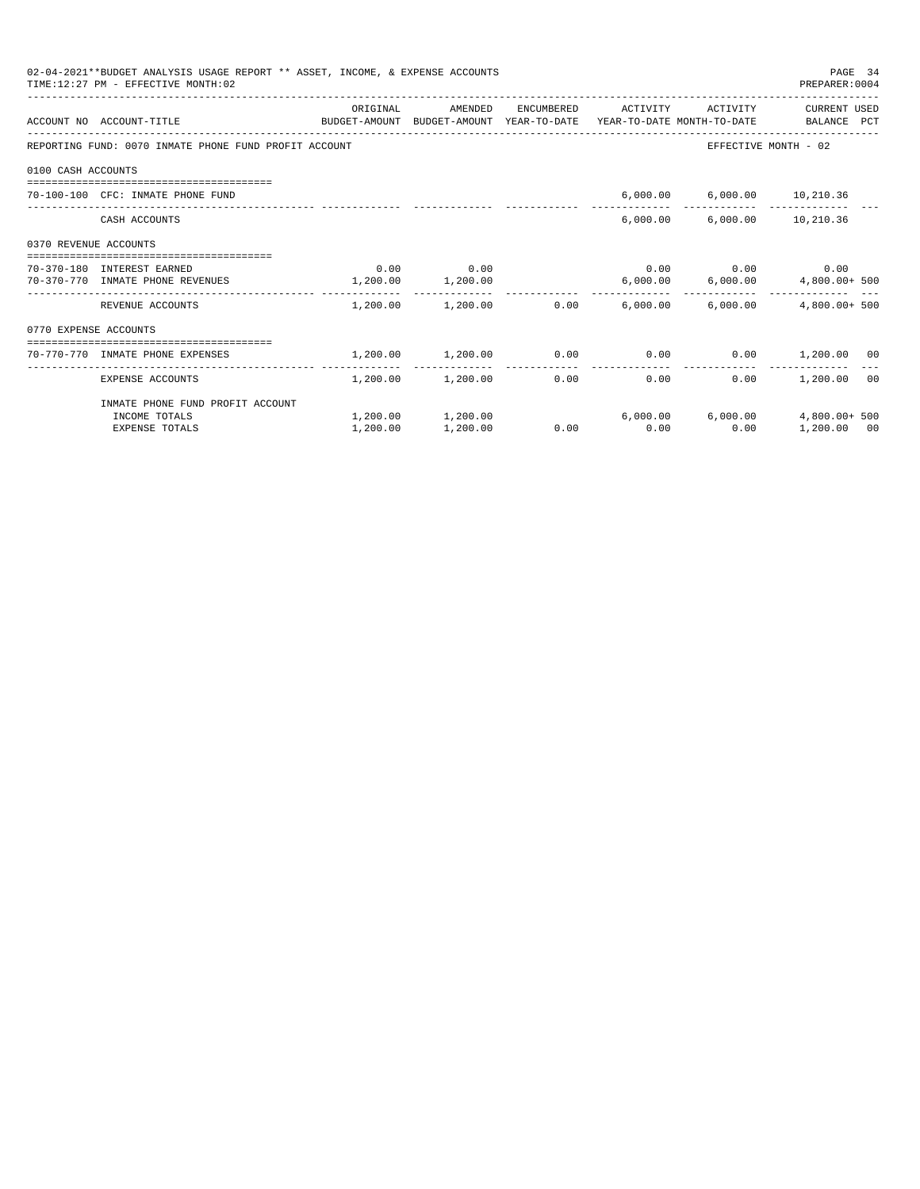02-04-2021**BUDGET ANALYSIS USAGE REPORT ** ASSET, INCOME, & EXPENSE ACCOUNTS
TIME:12:27 PM - EFFECTIVE MONTH:02

REPORTING FUND: 0070 INMATE PHONE FUND PROFIT ACCOUNT — EFFECTIVE MONTH - 02

| ACCOUNT NO | ACCOUNT-TITLE | ORIGINAL BUDGET-AMOUNT | AMENDED BUDGET-AMOUNT | ENCUMBERED YEAR-TO-DATE | ACTIVITY YEAR-TO-DATE | ACTIVITY MONTH-TO-DATE | CURRENT USED BALANCE | PCT |
|---|---|---|---|---|---|---|---|---|
| **0100 CASH ACCOUNTS** | | | | | | | | |
| 70-100-100 | CFC: INMATE PHONE FUND | | | | 6,000.00 | 6,000.00 | 10,210.36 | |
| | CASH ACCOUNTS | | | | 6,000.00 | 6,000.00 | 10,210.36 | |
| **0370 REVENUE ACCOUNTS** | | | | | | | | |
| 70-370-180 | INTEREST EARNED | 0.00 | 0.00 | | 0.00 | 0.00 | 0.00 | |
| 70-370-770 | INMATE PHONE REVENUES | 1,200.00 | 1,200.00 | | 6,000.00 | 6,000.00 | 4,800.00+ | 500 |
| | REVENUE ACCOUNTS | 1,200.00 | 1,200.00 | 0.00 | 6,000.00 | 6,000.00 | 4,800.00+ | 500 |
| **0770 EXPENSE ACCOUNTS** | | | | | | | | |
| 70-770-770 | INMATE PHONE EXPENSES | 1,200.00 | 1,200.00 | 0.00 | 0.00 | 0.00 | 1,200.00 | 00 |
| | EXPENSE ACCOUNTS | 1,200.00 | 1,200.00 | 0.00 | 0.00 | 0.00 | 1,200.00 | 00 |
| | INMATE PHONE FUND PROFIT ACCOUNT | | | | | | | |
| | INCOME TOTALS | 1,200.00 | 1,200.00 | | 6,000.00 | 6,000.00 | 4,800.00+ | 500 |
| | EXPENSE TOTALS | 1,200.00 | 1,200.00 | 0.00 | 0.00 | 0.00 | 1,200.00 | 00 |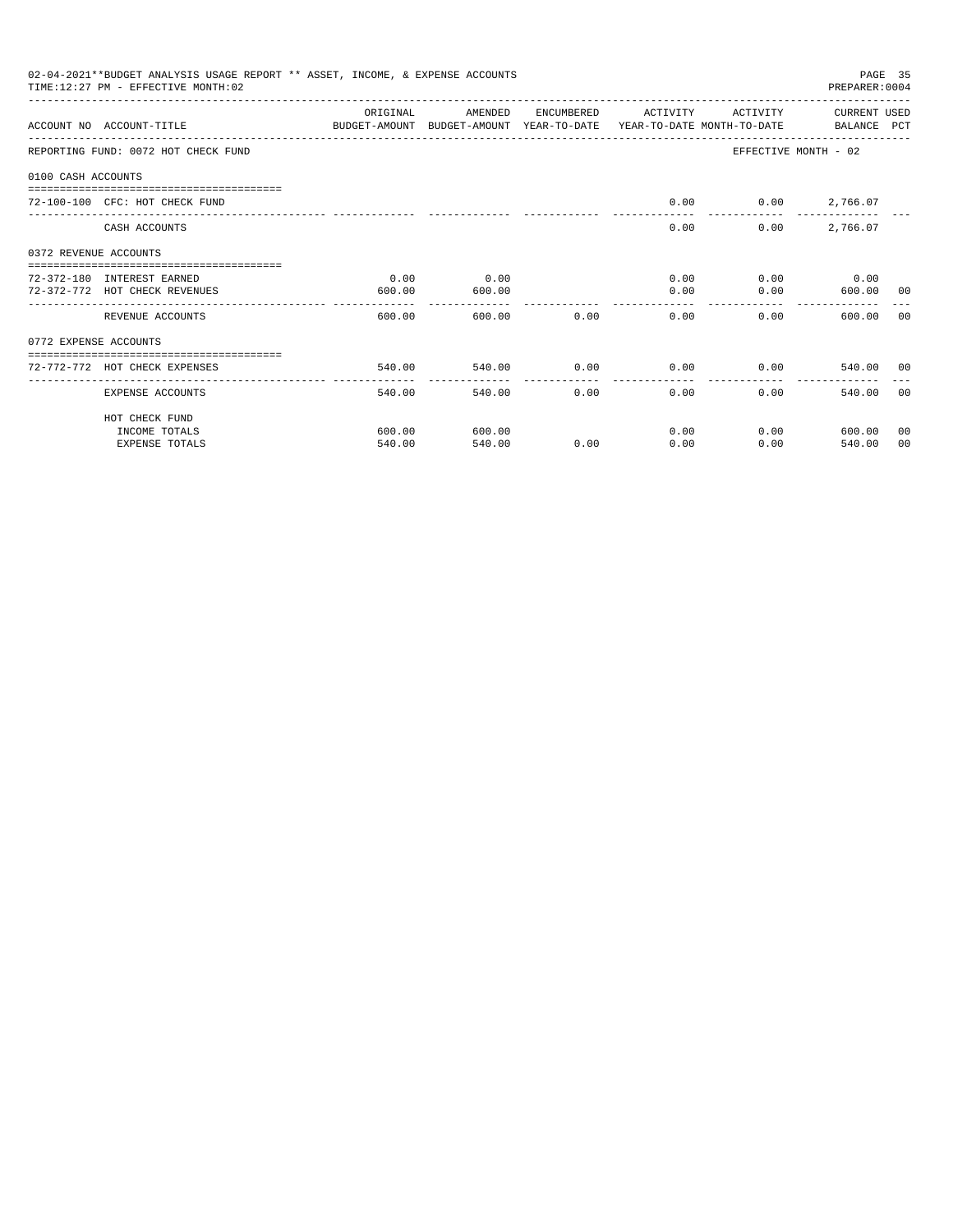02-04-2021**BUDGET ANALYSIS USAGE REPORT ** ASSET, INCOME, & EXPENSE ACCOUNTS

TIME:12:27 PM - EFFECTIVE MONTH:02

PREPARER:0004

| ACCOUNT NO | ACCOUNT-TITLE | ORIGINAL BUDGET-AMOUNT | AMENDED BUDGET-AMOUNT | ENCUMBERED YEAR-TO-DATE | ACTIVITY YEAR-TO-DATE | ACTIVITY MONTH-TO-DATE | CURRENT BALANCE | USED PCT |
|---|---|---|---|---|---|---|---|---|
| REPORTING FUND: 0072 HOT CHECK FUND | | | | | | EFFECTIVE MONTH - 02 | | |
| 0100 CASH ACCOUNTS | | | | | | | | |
| 72-100-100 | CFC: HOT CHECK FUND | | | | 0.00 | 0.00 | 2,766.07 | |
| | CASH ACCOUNTS | | | | 0.00 | 0.00 | 2,766.07 | |
| 0372 REVENUE ACCOUNTS | | | | | | | | |
| 72-372-180 | INTEREST EARNED | 0.00 | 0.00 | | 0.00 | 0.00 | 0.00 | |
| 72-372-772 | HOT CHECK REVENUES | 600.00 | 600.00 | | 0.00 | 0.00 | 600.00 | 00 |
| | REVENUE ACCOUNTS | 600.00 | 600.00 | 0.00 | 0.00 | 0.00 | 600.00 | 00 |
| 0772 EXPENSE ACCOUNTS | | | | | | | | |
| 72-772-772 | HOT CHECK EXPENSES | 540.00 | 540.00 | 0.00 | 0.00 | 0.00 | 540.00 | 00 |
| | EXPENSE ACCOUNTS | 540.00 | 540.00 | 0.00 | 0.00 | 0.00 | 540.00 | 00 |
| | HOT CHECK FUND | | | | | | | |
| | INCOME TOTALS | 600.00 | 600.00 | | 0.00 | 0.00 | 600.00 | 00 |
| | EXPENSE TOTALS | 540.00 | 540.00 | 0.00 | 0.00 | 0.00 | 540.00 | 00 |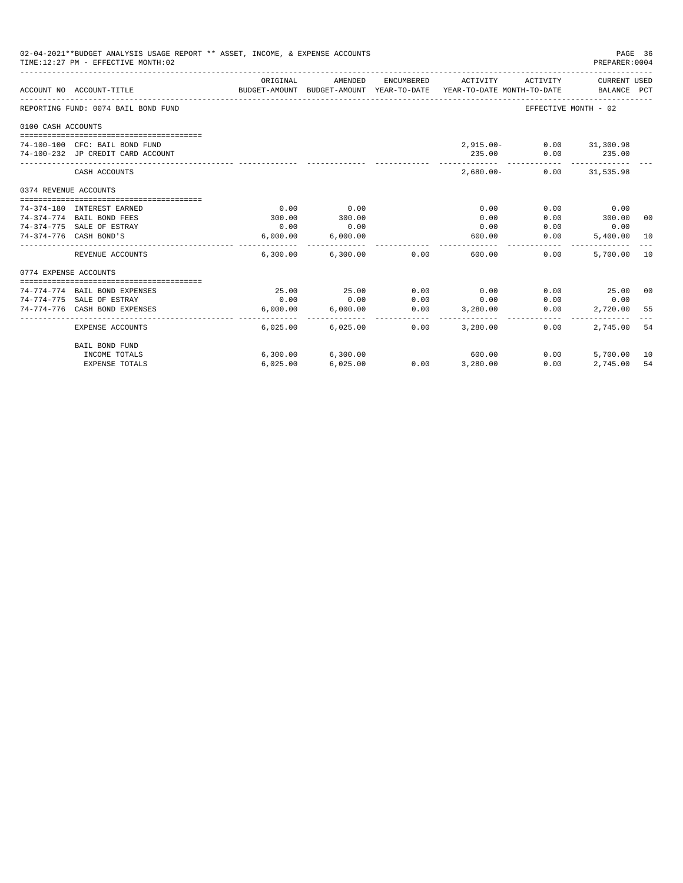02-04-2021**BUDGET ANALYSIS USAGE REPORT ** ASSET, INCOME, & EXPENSE ACCOUNTS

TIME:12:27 PM - EFFECTIVE MONTH:02

PREPARER:0004

| ACCOUNT NO | ACCOUNT-TITLE | ORIGINAL BUDGET-AMOUNT | AMENDED BUDGET-AMOUNT | ENCUMBERED YEAR-TO-DATE | ACTIVITY YEAR-TO-DATE | ACTIVITY MONTH-TO-DATE | CURRENT USED BALANCE | PCT |
|---|---|---|---|---|---|---|---|---|
| REPORTING FUND: 0074 BAIL BOND FUND | | | | | | EFFECTIVE MONTH - 02 | | |
| 0100 CASH ACCOUNTS | | | | | | | | |
| 74-100-100 | CFC: BAIL BOND FUND | | | | 2,915.00- | 0.00 | 31,300.98 | |
| 74-100-232 | JP CREDIT CARD ACCOUNT | | | | 235.00 | 0.00 | 235.00 | |
| | CASH ACCOUNTS | | | | 2,680.00- | 0.00 | 31,535.98 | |
| 0374 REVENUE ACCOUNTS | | | | | | | | |
| 74-374-180 | INTEREST EARNED | 0.00 | 0.00 | | 0.00 | 0.00 | 0.00 | |
| 74-374-774 | BAIL BOND FEES | 300.00 | 300.00 | | 0.00 | 0.00 | 300.00 | 00 |
| 74-374-775 | SALE OF ESTRAY | 0.00 | 0.00 | | 0.00 | 0.00 | 0.00 | |
| 74-374-776 | CASH BOND'S | 6,000.00 | 6,000.00 | | 600.00 | 0.00 | 5,400.00 | 10 |
| | REVENUE ACCOUNTS | 6,300.00 | 6,300.00 | 0.00 | 600.00 | 0.00 | 5,700.00 | 10 |
| 0774 EXPENSE ACCOUNTS | | | | | | | | |
| 74-774-774 | BAIL BOND EXPENSES | 25.00 | 25.00 | 0.00 | 0.00 | 0.00 | 25.00 | 00 |
| 74-774-775 | SALE OF ESTRAY | 0.00 | 0.00 | 0.00 | 0.00 | 0.00 | 0.00 | |
| 74-774-776 | CASH BOND EXPENSES | 6,000.00 | 6,000.00 | 0.00 | 3,280.00 | 0.00 | 2,720.00 | 55 |
| | EXPENSE ACCOUNTS | 6,025.00 | 6,025.00 | 0.00 | 3,280.00 | 0.00 | 2,745.00 | 54 |
| | BAIL BOND FUND | | | | | | | |
| | INCOME TOTALS | 6,300.00 | 6,300.00 | | 600.00 | 0.00 | 5,700.00 | 10 |
| | EXPENSE TOTALS | 6,025.00 | 6,025.00 | 0.00 | 3,280.00 | 0.00 | 2,745.00 | 54 |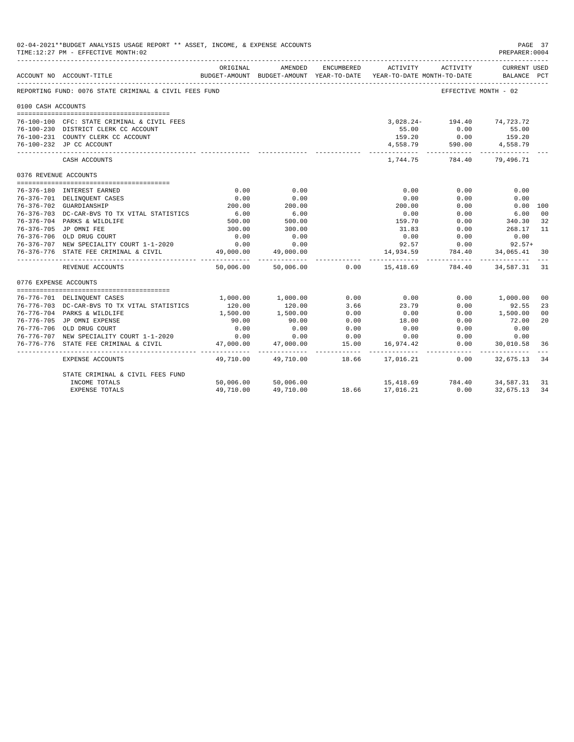02-04-2021**BUDGET ANALYSIS USAGE REPORT ** ASSET, INCOME, & EXPENSE ACCOUNTS
TIME:12:27 PM - EFFECTIVE MONTH:02
PREPARER:0004

| ACCOUNT NO | ACCOUNT-TITLE | ORIGINAL BUDGET-AMOUNT | AMENDED BUDGET-AMOUNT | ENCUMBERED YEAR-TO-DATE | ACTIVITY YEAR-TO-DATE | ACTIVITY MONTH-TO-DATE | CURRENT USED BALANCE | PCT |
|---|---|---|---|---|---|---|---|---|
| REPORTING FUND: 0076 STATE CRIMINAL & CIVIL FEES FUND | | | | | | EFFECTIVE MONTH - 02 | | |
| 0100 CASH ACCOUNTS | | | | | | | | |
| 76-100-100 | CFC: STATE CRIMINAL & CIVIL FEES | | | | 3,028.24- | 194.40 | 74,723.72 | |
| 76-100-230 | DISTRICT CLERK CC ACCOUNT | | | | 55.00 | 0.00 | 55.00 | |
| 76-100-231 | COUNTY CLERK CC ACCOUNT | | | | 159.20 | 0.00 | 159.20 | |
| 76-100-232 | JP CC ACCOUNT | | | | 4,558.79 | 590.00 | 4,558.79 | |
| | CASH ACCOUNTS | | | | 1,744.75 | 784.40 | 79,496.71 | |
| 0376 REVENUE ACCOUNTS | | | | | | | | |
| 76-376-180 | INTEREST EARNED | 0.00 | 0.00 | | 0.00 | 0.00 | 0.00 | |
| 76-376-701 | DELINQUENT CASES | 0.00 | 0.00 | | 0.00 | 0.00 | 0.00 | |
| 76-376-702 | GUARDIANSHIP | 200.00 | 200.00 | | 200.00 | 0.00 | 0.00 | 100 |
| 76-376-703 | DC-CAR-BVS TO TX VITAL STATISTICS | 6.00 | 6.00 | | 0.00 | 0.00 | 6.00 | 00 |
| 76-376-704 | PARKS & WILDLIFE | 500.00 | 500.00 | | 159.70 | 0.00 | 340.30 | 32 |
| 76-376-705 | JP OMNI FEE | 300.00 | 300.00 | | 31.83 | 0.00 | 268.17 | 11 |
| 76-376-706 | OLD DRUG COURT | 0.00 | 0.00 | | 0.00 | 0.00 | 0.00 | |
| 76-376-707 | NEW SPECIALITY COURT 1-1-2020 | 0.00 | 0.00 | | 92.57 | 0.00 | 92.57+ | |
| 76-376-776 | STATE FEE CRIMINAL & CIVIL | 49,000.00 | 49,000.00 | | 14,934.59 | 784.40 | 34,065.41 | 30 |
| | REVENUE ACCOUNTS | 50,006.00 | 50,006.00 | 0.00 | 15,418.69 | 784.40 | 34,587.31 | 31 |
| 0776 EXPENSE ACCOUNTS | | | | | | | | |
| 76-776-701 | DELINQUENT CASES | 1,000.00 | 1,000.00 | 0.00 | 0.00 | 0.00 | 1,000.00 | 00 |
| 76-776-703 | DC-CAR-BVS TO TX VITAL STATISTICS | 120.00 | 120.00 | 3.66 | 23.79 | 0.00 | 92.55 | 23 |
| 76-776-704 | PARKS & WILDLIFE | 1,500.00 | 1,500.00 | 0.00 | 0.00 | 0.00 | 1,500.00 | 00 |
| 76-776-705 | JP OMNI EXPENSE | 90.00 | 90.00 | 0.00 | 18.00 | 0.00 | 72.00 | 20 |
| 76-776-706 | OLD DRUG COURT | 0.00 | 0.00 | 0.00 | 0.00 | 0.00 | 0.00 | |
| 76-776-707 | NEW SPECIALITY COURT 1-1-2020 | 0.00 | 0.00 | 0.00 | 0.00 | 0.00 | 0.00 | |
| 76-776-776 | STATE FEE CRIMINAL & CIVIL | 47,000.00 | 47,000.00 | 15.00 | 16,974.42 | 0.00 | 30,010.58 | 36 |
| | EXPENSE ACCOUNTS | 49,710.00 | 49,710.00 | 18.66 | 17,016.21 | 0.00 | 32,675.13 | 34 |
| | STATE CRIMINAL & CIVIL FEES FUND | | | | | | | |
| | INCOME TOTALS | 50,006.00 | 50,006.00 | | 15,418.69 | 784.40 | 34,587.31 | 31 |
| | EXPENSE TOTALS | 49,710.00 | 49,710.00 | 18.66 | 17,016.21 | 0.00 | 32,675.13 | 34 |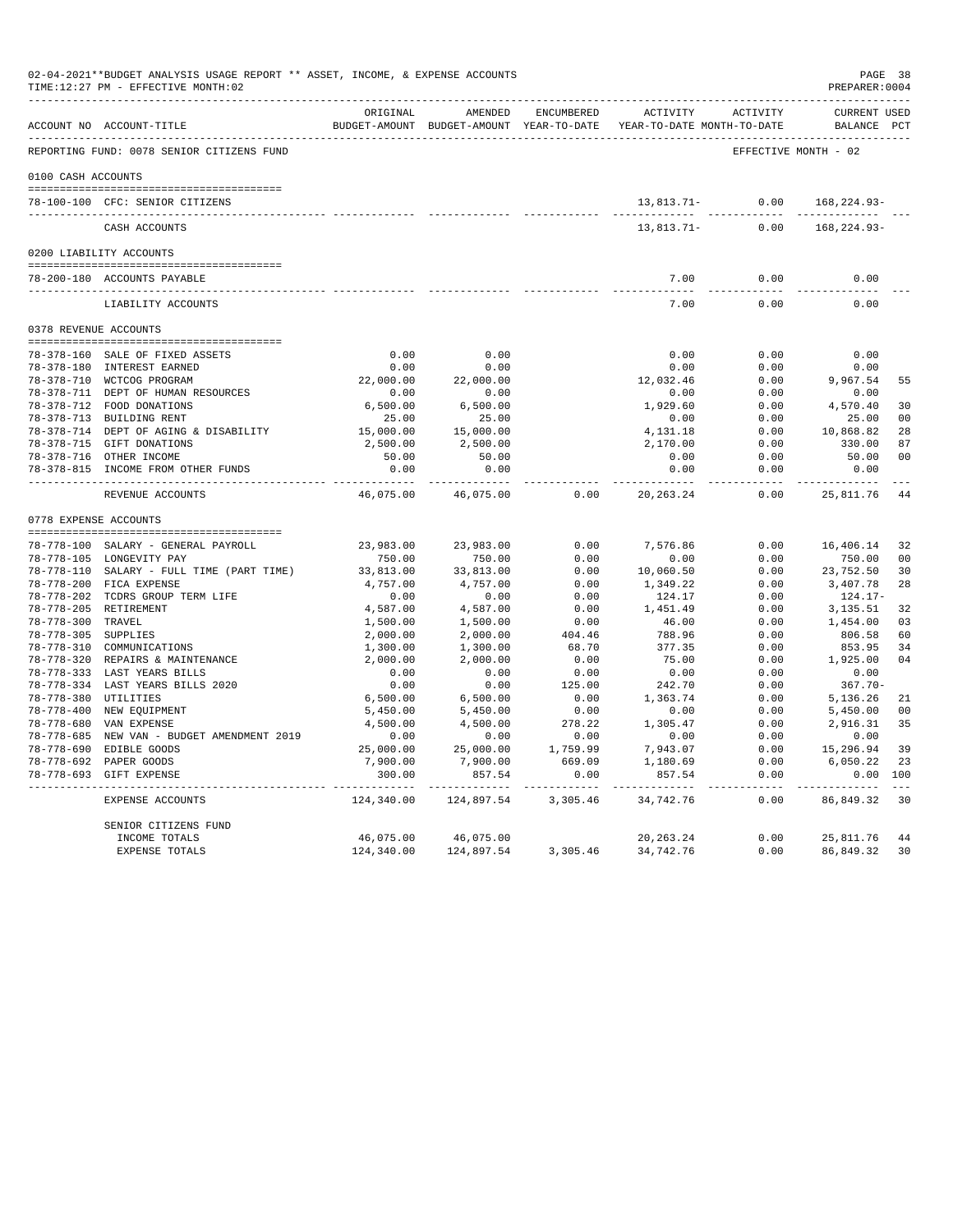02-04-2021**BUDGET ANALYSIS USAGE REPORT ** ASSET, INCOME, & EXPENSE ACCOUNTS
TIME:12:27 PM - EFFECTIVE MONTH:02

PREPARER:0004

| ACCOUNT NO | ACCOUNT-TITLE | ORIGINAL BUDGET-AMOUNT | AMENDED BUDGET-AMOUNT | ENCUMBERED YEAR-TO-DATE | ACTIVITY YEAR-TO-DATE | ACTIVITY MONTH-TO-DATE | CURRENT BALANCE | USED PCT |
|---|---|---|---|---|---|---|---|---|
| REPORTING FUND: 0078 SENIOR CITIZENS FUND | | | | | | | EFFECTIVE MONTH - 02 | |
| 0100 CASH ACCOUNTS | | | | | | | | |
| 78-100-100 | CFC: SENIOR CITIZENS | | | | 13,813.71- | 0.00 | 168,224.93- | |
| | CASH ACCOUNTS | | | | 13,813.71- | 0.00 | 168,224.93- | |
| 0200 LIABILITY ACCOUNTS | | | | | | | | |
| 78-200-180 | ACCOUNTS PAYABLE | | | | 7.00 | 0.00 | 0.00 | |
| | LIABILITY ACCOUNTS | | | | 7.00 | 0.00 | 0.00 | |
| 0378 REVENUE ACCOUNTS | | | | | | | | |
| 78-378-160 | SALE OF FIXED ASSETS | 0.00 | 0.00 | | 0.00 | 0.00 | 0.00 | |
| 78-378-180 | INTEREST EARNED | 0.00 | 0.00 | | 0.00 | 0.00 | 0.00 | |
| 78-378-710 | WCTCOG PROGRAM | 22,000.00 | 22,000.00 | | 12,032.46 | 0.00 | 9,967.54 | 55 |
| 78-378-711 | DEPT OF HUMAN RESOURCES | 0.00 | 0.00 | | 0.00 | 0.00 | 0.00 | |
| 78-378-712 | FOOD DONATIONS | 6,500.00 | 6,500.00 | | 1,929.60 | 0.00 | 4,570.40 | 30 |
| 78-378-713 | BUILDING RENT | 25.00 | 25.00 | | 0.00 | 0.00 | 25.00 | 00 |
| 78-378-714 | DEPT OF AGING & DISABILITY | 15,000.00 | 15,000.00 | | 4,131.18 | 0.00 | 10,868.82 | 28 |
| 78-378-715 | GIFT DONATIONS | 2,500.00 | 2,500.00 | | 2,170.00 | 0.00 | 330.00 | 87 |
| 78-378-716 | OTHER INCOME | 50.00 | 50.00 | | 0.00 | 0.00 | 50.00 | 00 |
| 78-378-815 | INCOME FROM OTHER FUNDS | 0.00 | 0.00 | | 0.00 | 0.00 | 0.00 | |
| | REVENUE ACCOUNTS | 46,075.00 | 46,075.00 | 0.00 | 20,263.24 | 0.00 | 25,811.76 | 44 |
| 0778 EXPENSE ACCOUNTS | | | | | | | | |
| 78-778-100 | SALARY - GENERAL PAYROLL | 23,983.00 | 23,983.00 | 0.00 | 7,576.86 | 0.00 | 16,406.14 | 32 |
| 78-778-105 | LONGEVITY PAY | 750.00 | 750.00 | 0.00 | 0.00 | 0.00 | 750.00 | 00 |
| 78-778-110 | SALARY - FULL TIME (PART TIME) | 33,813.00 | 33,813.00 | 0.00 | 10,060.50 | 0.00 | 23,752.50 | 30 |
| 78-778-200 | FICA EXPENSE | 4,757.00 | 4,757.00 | 0.00 | 1,349.22 | 0.00 | 3,407.78 | 28 |
| 78-778-202 | TCDRS GROUP TERM LIFE | 0.00 | 0.00 | 0.00 | 124.17 | 0.00 | 124.17- | |
| 78-778-205 | RETIREMENT | 4,587.00 | 4,587.00 | 0.00 | 1,451.49 | 0.00 | 3,135.51 | 32 |
| 78-778-300 | TRAVEL | 1,500.00 | 1,500.00 | 0.00 | 46.00 | 0.00 | 1,454.00 | 03 |
| 78-778-305 | SUPPLIES | 2,000.00 | 2,000.00 | 404.46 | 788.96 | 0.00 | 806.58 | 60 |
| 78-778-310 | COMMUNICATIONS | 1,300.00 | 1,300.00 | 68.70 | 377.35 | 0.00 | 853.95 | 34 |
| 78-778-320 | REPAIRS & MAINTENANCE | 2,000.00 | 2,000.00 | 0.00 | 75.00 | 0.00 | 1,925.00 | 04 |
| 78-778-333 | LAST YEARS BILLS | 0.00 | 0.00 | 0.00 | 0.00 | 0.00 | 0.00 | |
| 78-778-334 | LAST YEARS BILLS 2020 | 0.00 | 0.00 | 125.00 | 242.70 | 0.00 | 367.70- | |
| 78-778-380 | UTILITIES | 6,500.00 | 6,500.00 | 0.00 | 1,363.74 | 0.00 | 5,136.26 | 21 |
| 78-778-400 | NEW EQUIPMENT | 5,450.00 | 5,450.00 | 0.00 | 0.00 | 0.00 | 5,450.00 | 00 |
| 78-778-680 | VAN EXPENSE | 4,500.00 | 4,500.00 | 278.22 | 1,305.47 | 0.00 | 2,916.31 | 35 |
| 78-778-685 | NEW VAN - BUDGET AMENDMENT 2019 | 0.00 | 0.00 | 0.00 | 0.00 | 0.00 | 0.00 | |
| 78-778-690 | EDIBLE GOODS | 25,000.00 | 25,000.00 | 1,759.99 | 7,943.07 | 0.00 | 15,296.94 | 39 |
| 78-778-692 | PAPER GOODS | 7,900.00 | 7,900.00 | 669.09 | 1,180.69 | 0.00 | 6,050.22 | 23 |
| 78-778-693 | GIFT EXPENSE | 300.00 | 857.54 | 0.00 | 857.54 | 0.00 | 0.00 | 100 |
| | EXPENSE ACCOUNTS | 124,340.00 | 124,897.54 | 3,305.46 | 34,742.76 | 0.00 | 86,849.32 | 30 |
| | SENIOR CITIZENS FUND | | | | | | | |
| | INCOME TOTALS | 46,075.00 | 46,075.00 | | 20,263.24 | 0.00 | 25,811.76 | 44 |
| | EXPENSE TOTALS | 124,340.00 | 124,897.54 | 3,305.46 | 34,742.76 | 0.00 | 86,849.32 | 30 |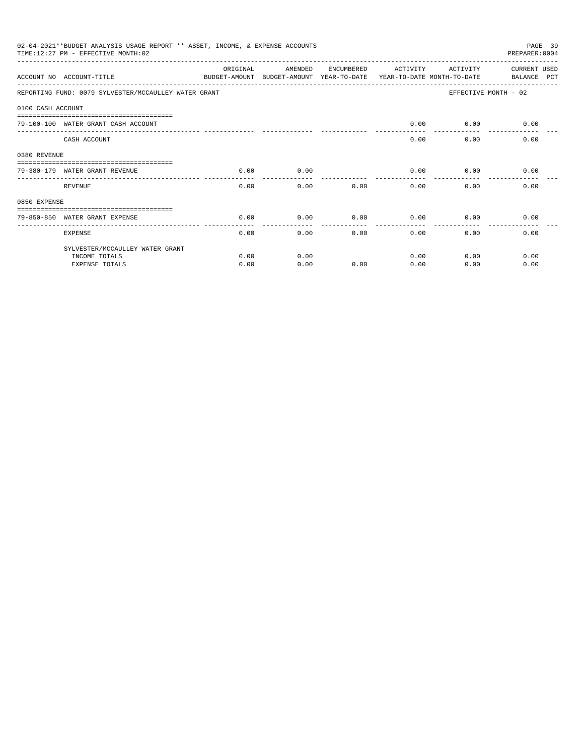02-04-2021**BUDGET ANALYSIS USAGE REPORT ** ASSET, INCOME, & EXPENSE ACCOUNTS
TIME:12:27 PM - EFFECTIVE MONTH:02

PREPARER:0004

| ACCOUNT NO | ACCOUNT-TITLE | ORIGINAL BUDGET-AMOUNT | AMENDED BUDGET-AMOUNT | ENCUMBERED YEAR-TO-DATE | ACTIVITY YEAR-TO-DATE | ACTIVITY MONTH-TO-DATE | CURRENT USED BALANCE PCT |
|---|---|---|---|---|---|---|---|
| REPORTING FUND: 0079 SYLVESTER/MCCAULLEY WATER GRANT | | | | | | | EFFECTIVE MONTH - 02 |
| 0100 CASH ACCOUNT | | | | | | | |
| 79-100-100 | WATER GRANT CASH ACCOUNT | | | | 0.00 | 0.00 | 0.00 |
| | CASH ACCOUNT | | | | 0.00 | 0.00 | 0.00 |
| 0380 REVENUE | | | | | | | |
| 79-380-179 | WATER GRANT REVENUE | 0.00 | 0.00 | | 0.00 | 0.00 | 0.00 |
| | REVENUE | 0.00 | 0.00 | 0.00 | 0.00 | 0.00 | 0.00 |
| 0850 EXPENSE | | | | | | | |
| 79-850-850 | WATER GRANT EXPENSE | 0.00 | 0.00 | 0.00 | 0.00 | 0.00 | 0.00 |
| | EXPENSE | 0.00 | 0.00 | 0.00 | 0.00 | 0.00 | 0.00 |
| | SYLVESTER/MCCAULLEY WATER GRANT | | | | | | |
| | INCOME TOTALS | 0.00 | 0.00 | | 0.00 | 0.00 | 0.00 |
| | EXPENSE TOTALS | 0.00 | 0.00 | 0.00 | 0.00 | 0.00 | 0.00 |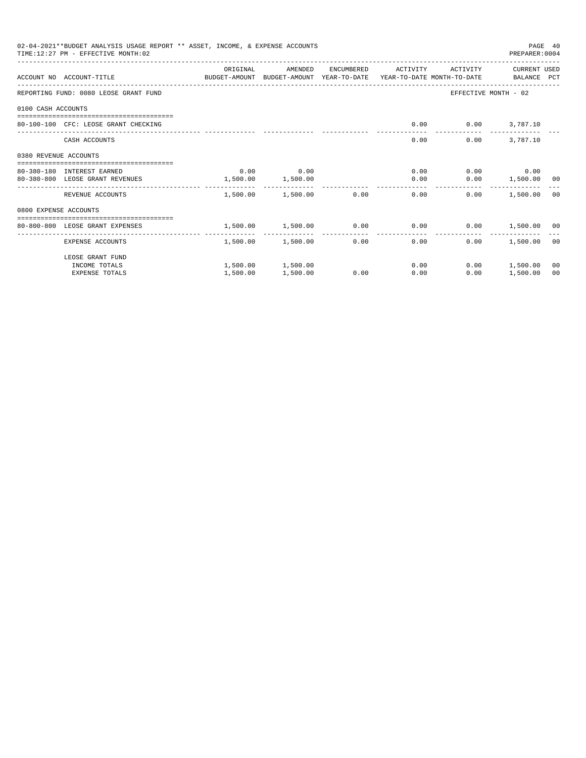02-04-2021**BUDGET ANALYSIS USAGE REPORT ** ASSET, INCOME, & EXPENSE ACCOUNTS

TIME:12:27 PM - EFFECTIVE MONTH:02

PREPARER:0004

| ACCOUNT NO | ACCOUNT-TITLE | ORIGINAL BUDGET-AMOUNT | AMENDED BUDGET-AMOUNT | ENCUMBERED YEAR-TO-DATE | ACTIVITY YEAR-TO-DATE | ACTIVITY MONTH-TO-DATE | CURRENT BALANCE | USED PCT |
|---|---|---|---|---|---|---|---|---|
| REPORTING FUND: 0080 LEOSE GRANT FUND | | | | | | EFFECTIVE MONTH - 02 | | |
| 0100 CASH ACCOUNTS | | | | | | | | |
| 80-100-100 | CFC: LEOSE GRANT CHECKING | | | | 0.00 | 0.00 | 3,787.10 | |
| | CASH ACCOUNTS | | | | 0.00 | 0.00 | 3,787.10 | |
| 0380 REVENUE ACCOUNTS | | | | | | | | |
| 80-380-180 | INTEREST EARNED | 0.00 | 0.00 | | 0.00 | 0.00 | 0.00 | |
| 80-380-800 | LEOSE GRANT REVENUES | 1,500.00 | 1,500.00 | | 0.00 | 0.00 | 1,500.00 | 00 |
| | REVENUE ACCOUNTS | 1,500.00 | 1,500.00 | 0.00 | 0.00 | 0.00 | 1,500.00 | 00 |
| 0800 EXPENSE ACCOUNTS | | | | | | | | |
| 80-800-800 | LEOSE GRANT EXPENSES | 1,500.00 | 1,500.00 | 0.00 | 0.00 | 0.00 | 1,500.00 | 00 |
| | EXPENSE ACCOUNTS | 1,500.00 | 1,500.00 | 0.00 | 0.00 | 0.00 | 1,500.00 | 00 |
| | LEOSE GRANT FUND | | | | | | | |
| | INCOME TOTALS | 1,500.00 | 1,500.00 | | 0.00 | 0.00 | 1,500.00 | 00 |
| | EXPENSE TOTALS | 1,500.00 | 1,500.00 | 0.00 | 0.00 | 0.00 | 1,500.00 | 00 |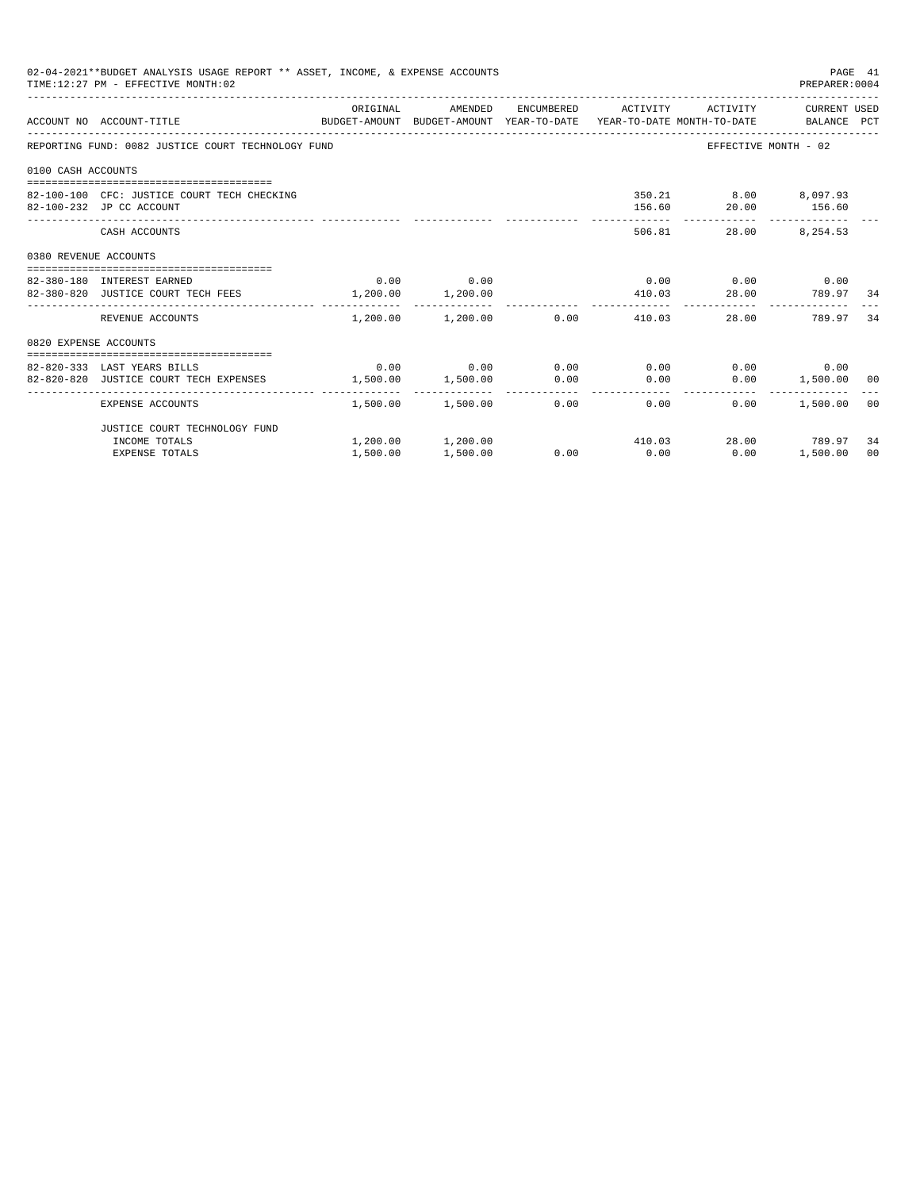02-04-2021**BUDGET ANALYSIS USAGE REPORT ** ASSET, INCOME, & EXPENSE ACCOUNTS
TIME:12:27 PM - EFFECTIVE MONTH:02
PREPARER:0004

| ACCOUNT NO | ACCOUNT-TITLE | ORIGINAL BUDGET-AMOUNT | AMENDED BUDGET-AMOUNT | ENCUMBERED YEAR-TO-DATE | ACTIVITY YEAR-TO-DATE | ACTIVITY MONTH-TO-DATE | CURRENT USED BALANCE | PCT |
|---|---|---|---|---|---|---|---|---|
| REPORTING FUND: 0082 JUSTICE COURT TECHNOLOGY FUND | | | | | | EFFECTIVE MONTH - 02 | | |
| 0100 CASH ACCOUNTS | | | | | | | | |
| 82-100-100 | CFC: JUSTICE COURT TECH CHECKING | | | | 350.21 | 8.00 | 8,097.93 | |
| 82-100-232 | JP CC ACCOUNT | | | | 156.60 | 20.00 | 156.60 | |
| | CASH ACCOUNTS | | | | 506.81 | 28.00 | 8,254.53 | |
| 0380 REVENUE ACCOUNTS | | | | | | | | |
| 82-380-180 | INTEREST EARNED | 0.00 | 0.00 | | 0.00 | 0.00 | 0.00 | |
| 82-380-820 | JUSTICE COURT TECH FEES | 1,200.00 | 1,200.00 | | 410.03 | 28.00 | 789.97 | 34 |
| | REVENUE ACCOUNTS | 1,200.00 | 1,200.00 | 0.00 | 410.03 | 28.00 | 789.97 | 34 |
| 0820 EXPENSE ACCOUNTS | | | | | | | | |
| 82-820-333 | LAST YEARS BILLS | 0.00 | 0.00 | 0.00 | 0.00 | 0.00 | 0.00 | |
| 82-820-820 | JUSTICE COURT TECH EXPENSES | 1,500.00 | 1,500.00 | 0.00 | 0.00 | 0.00 | 1,500.00 | 00 |
| | EXPENSE ACCOUNTS | 1,500.00 | 1,500.00 | 0.00 | 0.00 | 0.00 | 1,500.00 | 00 |
| | JUSTICE COURT TECHNOLOGY FUND | | | | | | | |
| | INCOME TOTALS | 1,200.00 | 1,200.00 | | 410.03 | 28.00 | 789.97 | 34 |
| | EXPENSE TOTALS | 1,500.00 | 1,500.00 | 0.00 | 0.00 | 0.00 | 1,500.00 | 00 |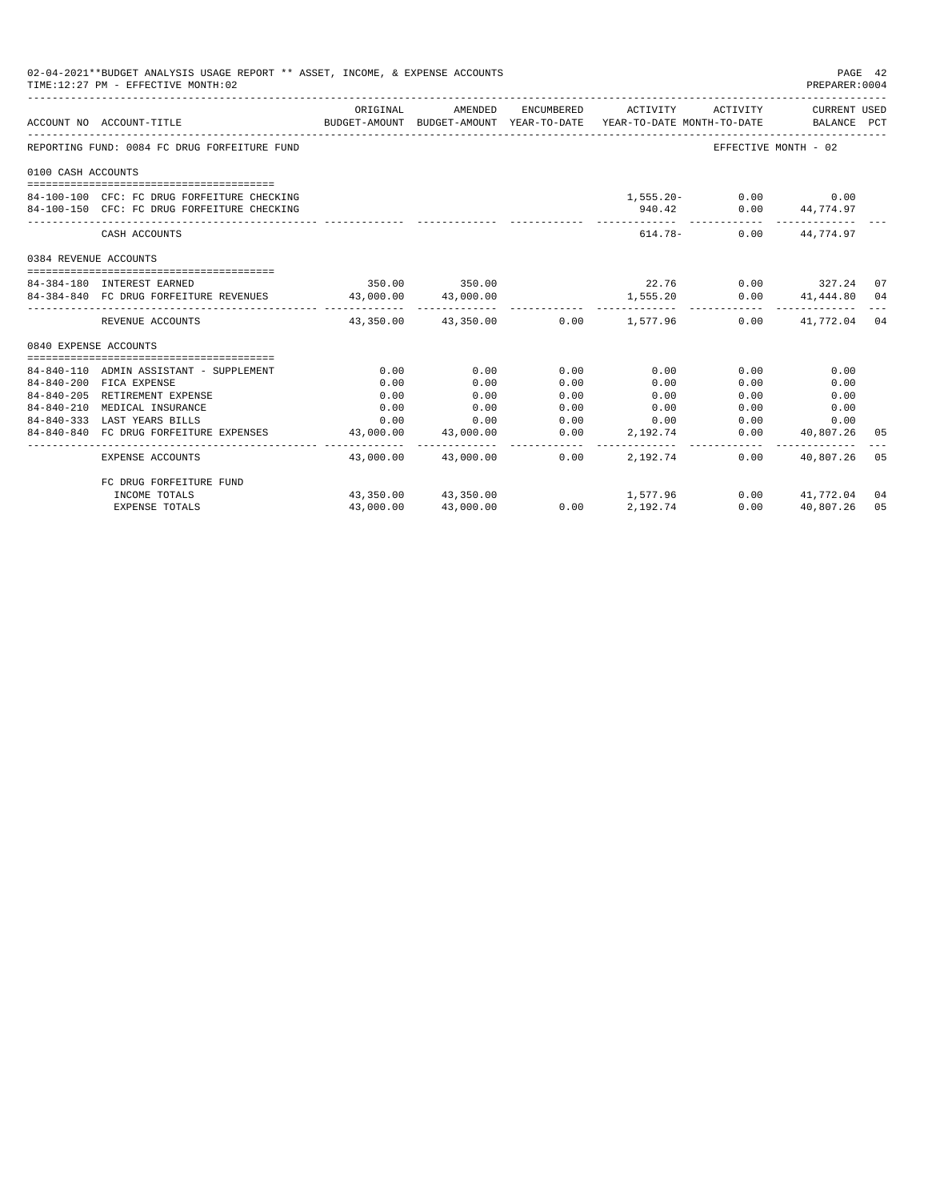02-04-2021**BUDGET ANALYSIS USAGE REPORT ** ASSET, INCOME, & EXPENSE ACCOUNTS

TIME:12:27 PM - EFFECTIVE MONTH:02

PREPARER:0004

| ACCOUNT NO | ACCOUNT-TITLE | ORIGINAL BUDGET-AMOUNT | AMENDED BUDGET-AMOUNT | ENCUMBERED YEAR-TO-DATE | ACTIVITY YEAR-TO-DATE | ACTIVITY MONTH-TO-DATE | CURRENT USED BALANCE | PCT |
|---|---|---|---|---|---|---|---|---|
| REPORTING FUND: 0084 FC DRUG FORFEITURE FUND | | | | | | EFFECTIVE MONTH - 02 | | |
| 0100 CASH ACCOUNTS | | | | | | | | |
| 84-100-100 | CFC: FC DRUG FORFEITURE CHECKING | | | | 1,555.20- | 0.00 | 0.00 | |
| 84-100-150 | CFC: FC DRUG FORFEITURE CHECKING | | | | 940.42 | 0.00 | 44,774.97 | |
| | CASH ACCOUNTS | | | | 614.78- | 0.00 | 44,774.97 | |
| 0384 REVENUE ACCOUNTS | | | | | | | | |
| 84-384-180 | INTEREST EARNED | 350.00 | 350.00 | | 22.76 | 0.00 | 327.24 | 07 |
| 84-384-840 | FC DRUG FORFEITURE REVENUES | 43,000.00 | 43,000.00 | | 1,555.20 | 0.00 | 41,444.80 | 04 |
| | REVENUE ACCOUNTS | 43,350.00 | 43,350.00 | 0.00 | 1,577.96 | 0.00 | 41,772.04 | 04 |
| 0840 EXPENSE ACCOUNTS | | | | | | | | |
| 84-840-110 | ADMIN ASSISTANT - SUPPLEMENT | 0.00 | 0.00 | 0.00 | 0.00 | 0.00 | 0.00 | |
| 84-840-200 | FICA EXPENSE | 0.00 | 0.00 | 0.00 | 0.00 | 0.00 | 0.00 | |
| 84-840-205 | RETIREMENT EXPENSE | 0.00 | 0.00 | 0.00 | 0.00 | 0.00 | 0.00 | |
| 84-840-210 | MEDICAL INSURANCE | 0.00 | 0.00 | 0.00 | 0.00 | 0.00 | 0.00 | |
| 84-840-333 | LAST YEARS BILLS | 0.00 | 0.00 | 0.00 | 0.00 | 0.00 | 0.00 | |
| 84-840-840 | FC DRUG FORFEITURE EXPENSES | 43,000.00 | 43,000.00 | 0.00 | 2,192.74 | 0.00 | 40,807.26 | 05 |
| | EXPENSE ACCOUNTS | 43,000.00 | 43,000.00 | 0.00 | 2,192.74 | 0.00 | 40,807.26 | 05 |
| | FC DRUG FORFEITURE FUND | | | | | | | |
| | INCOME TOTALS | 43,350.00 | 43,350.00 | | 1,577.96 | 0.00 | 41,772.04 | 04 |
| | EXPENSE TOTALS | 43,000.00 | 43,000.00 | 0.00 | 2,192.74 | 0.00 | 40,807.26 | 05 |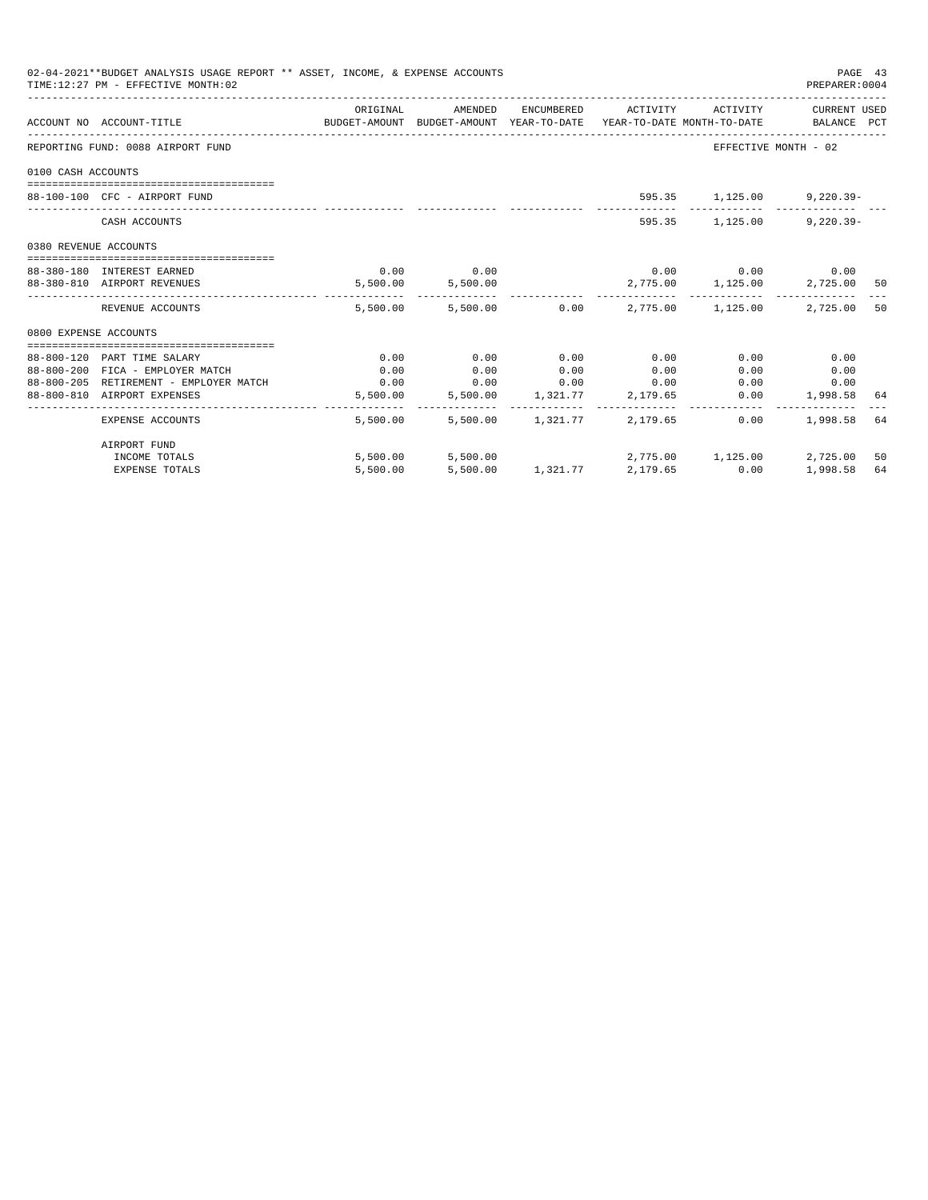02-04-2021**BUDGET ANALYSIS USAGE REPORT ** ASSET, INCOME, & EXPENSE ACCOUNTS
TIME:12:27 PM - EFFECTIVE MONTH:02
PREPARER:0004

| ACCOUNT NO | ACCOUNT-TITLE | ORIGINAL BUDGET-AMOUNT | AMENDED BUDGET-AMOUNT | ENCUMBERED YEAR-TO-DATE | ACTIVITY YEAR-TO-DATE | ACTIVITY MONTH-TO-DATE | CURRENT USED BALANCE | PCT |
|---|---|---|---|---|---|---|---|---|
| REPORTING FUND: 0088 AIRPORT FUND | | | | | | | EFFECTIVE MONTH - 02 | |
| 0100 CASH ACCOUNTS | | | | | | | | |
| 88-100-100 | CFC - AIRPORT FUND | | | | 595.35 | 1,125.00 | 9,220.39- | |
| | CASH ACCOUNTS | | | | 595.35 | 1,125.00 | 9,220.39- | |
| 0380 REVENUE ACCOUNTS | | | | | | | | |
| 88-380-180 | INTEREST EARNED | 0.00 | 0.00 | | 0.00 | 0.00 | 0.00 | |
| 88-380-810 | AIRPORT REVENUES | 5,500.00 | 5,500.00 | | 2,775.00 | 1,125.00 | 2,725.00 | 50 |
| | REVENUE ACCOUNTS | 5,500.00 | 5,500.00 | 0.00 | 2,775.00 | 1,125.00 | 2,725.00 | 50 |
| 0800 EXPENSE ACCOUNTS | | | | | | | | |
| 88-800-120 | PART TIME SALARY | 0.00 | 0.00 | 0.00 | 0.00 | 0.00 | 0.00 | |
| 88-800-200 | FICA - EMPLOYER MATCH | 0.00 | 0.00 | 0.00 | 0.00 | 0.00 | 0.00 | |
| 88-800-205 | RETIREMENT - EMPLOYER MATCH | 0.00 | 0.00 | 0.00 | 0.00 | 0.00 | 0.00 | |
| 88-800-810 | AIRPORT EXPENSES | 5,500.00 | 5,500.00 | 1,321.77 | 2,179.65 | 0.00 | 1,998.58 | 64 |
| | EXPENSE ACCOUNTS | 5,500.00 | 5,500.00 | 1,321.77 | 2,179.65 | 0.00 | 1,998.58 | 64 |
| | AIRPORT FUND | | | | | | | |
| | INCOME TOTALS | 5,500.00 | 5,500.00 | | 2,775.00 | 1,125.00 | 2,725.00 | 50 |
| | EXPENSE TOTALS | 5,500.00 | 5,500.00 | 1,321.77 | 2,179.65 | 0.00 | 1,998.58 | 64 |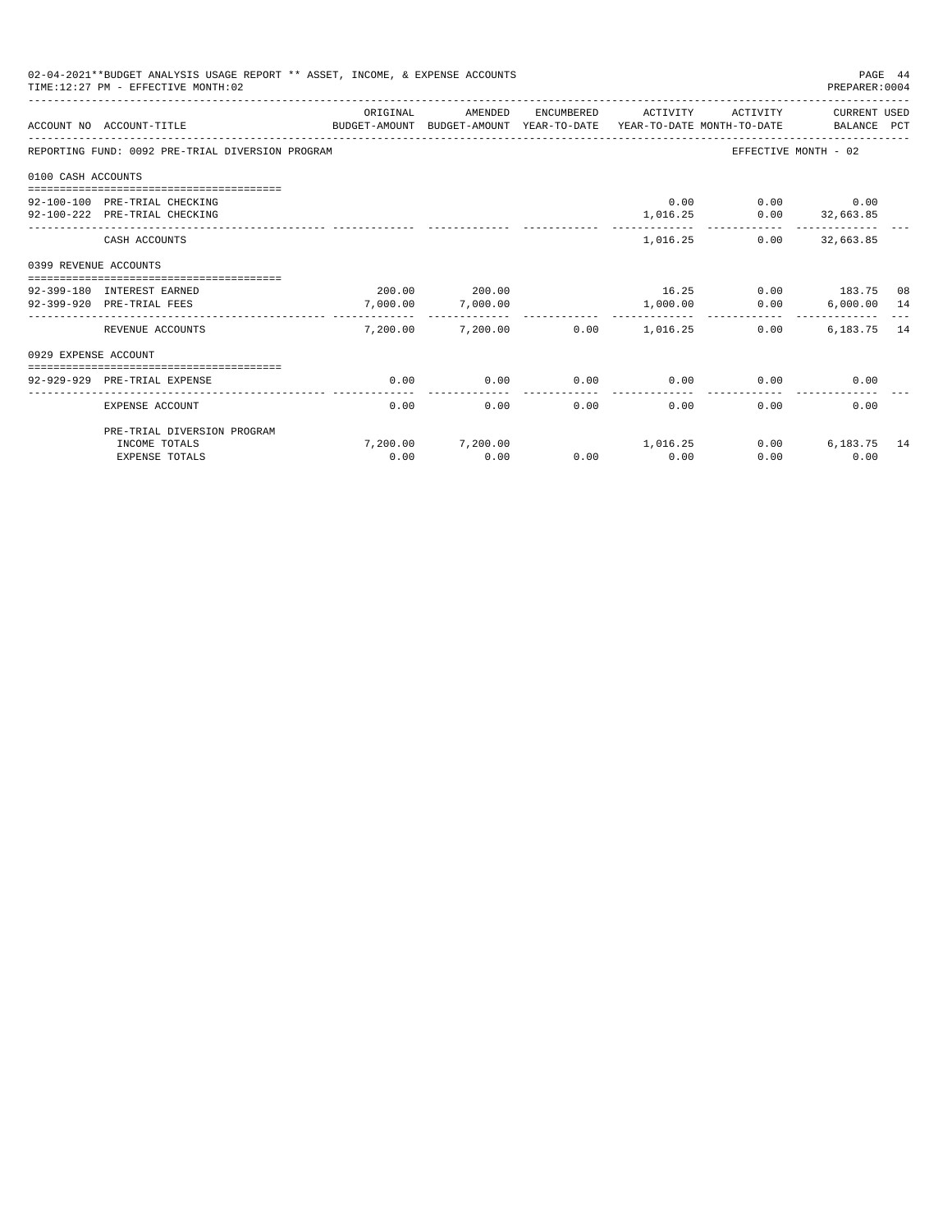02-04-2021**BUDGET ANALYSIS USAGE REPORT ** ASSET, INCOME, & EXPENSE ACCOUNTS
TIME:12:27 PM - EFFECTIVE MONTH:02
PREPARER:0004

REPORTING FUND: 0092 PRE-TRIAL DIVERSION PROGRAM — EFFECTIVE MONTH - 02

| ACCOUNT NO | ACCOUNT-TITLE | ORIGINAL BUDGET-AMOUNT | AMENDED BUDGET-AMOUNT | ENCUMBERED YEAR-TO-DATE | ACTIVITY YEAR-TO-DATE | ACTIVITY MONTH-TO-DATE | CURRENT USED BALANCE | PCT |
|---|---|---|---|---|---|---|---|---|
| **0100 CASH ACCOUNTS** | | | | | | | | |
| 92-100-100 | PRE-TRIAL CHECKING | | | | 0.00 | 0.00 | 0.00 | |
| 92-100-222 | PRE-TRIAL CHECKING | | | | 1,016.25 | 0.00 | 32,663.85 | |
| | CASH ACCOUNTS | | | | 1,016.25 | 0.00 | 32,663.85 | |
| **0399 REVENUE ACCOUNTS** | | | | | | | | |
| 92-399-180 | INTEREST EARNED | 200.00 | 200.00 | | 16.25 | 0.00 | 183.75 | 08 |
| 92-399-920 | PRE-TRIAL FEES | 7,000.00 | 7,000.00 | | 1,000.00 | 0.00 | 6,000.00 | 14 |
| | REVENUE ACCOUNTS | 7,200.00 | 7,200.00 | 0.00 | 1,016.25 | 0.00 | 6,183.75 | 14 |
| **0929 EXPENSE ACCOUNT** | | | | | | | | |
| 92-929-929 | PRE-TRIAL EXPENSE | 0.00 | 0.00 | 0.00 | 0.00 | 0.00 | 0.00 | |
| | EXPENSE ACCOUNT | 0.00 | 0.00 | 0.00 | 0.00 | 0.00 | 0.00 | |
| | PRE-TRIAL DIVERSION PROGRAM | | | | | | | |
| | INCOME TOTALS | 7,200.00 | 7,200.00 | | 1,016.25 | 0.00 | 6,183.75 | 14 |
| | EXPENSE TOTALS | 0.00 | 0.00 | 0.00 | 0.00 | 0.00 | 0.00 | |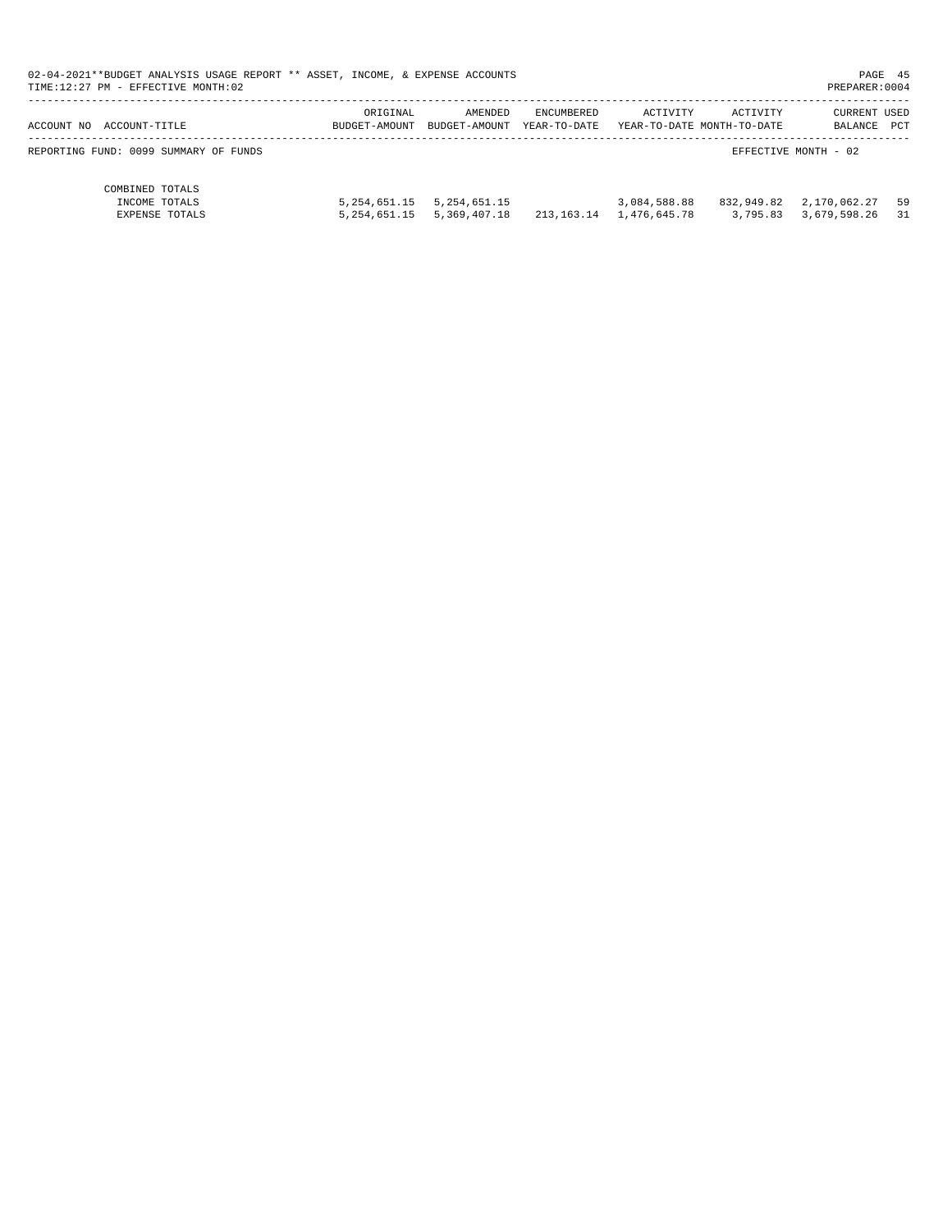| ACCOUNT NO ACCOUNT-TITLE | ORIGINAL BUDGET-AMOUNT | AMENDED BUDGET-AMOUNT | ENCUMBERED YEAR-TO-DATE | ACTIVITY YEAR-TO-DATE | ACTIVITY MONTH-TO-DATE | CURRENT BALANCE | USED PCT |
|---|---|---|---|---|---|---|---|
| REPORTING FUND: 0099 SUMMARY OF FUNDS | | | | | EFFECTIVE MONTH - 02 | | |
| COMBINED TOTALS | | | | | | | |
| INCOME TOTALS | 5,254,651.15 | 5,254,651.15 | | 3,084,588.88 | 832,949.82 | 2,170,062.27 | 59 |
| EXPENSE TOTALS | 5,254,651.15 | 5,369,407.18 | 213,163.14 | 1,476,645.78 | 3,795.83 | 3,679,598.26 | 31 |